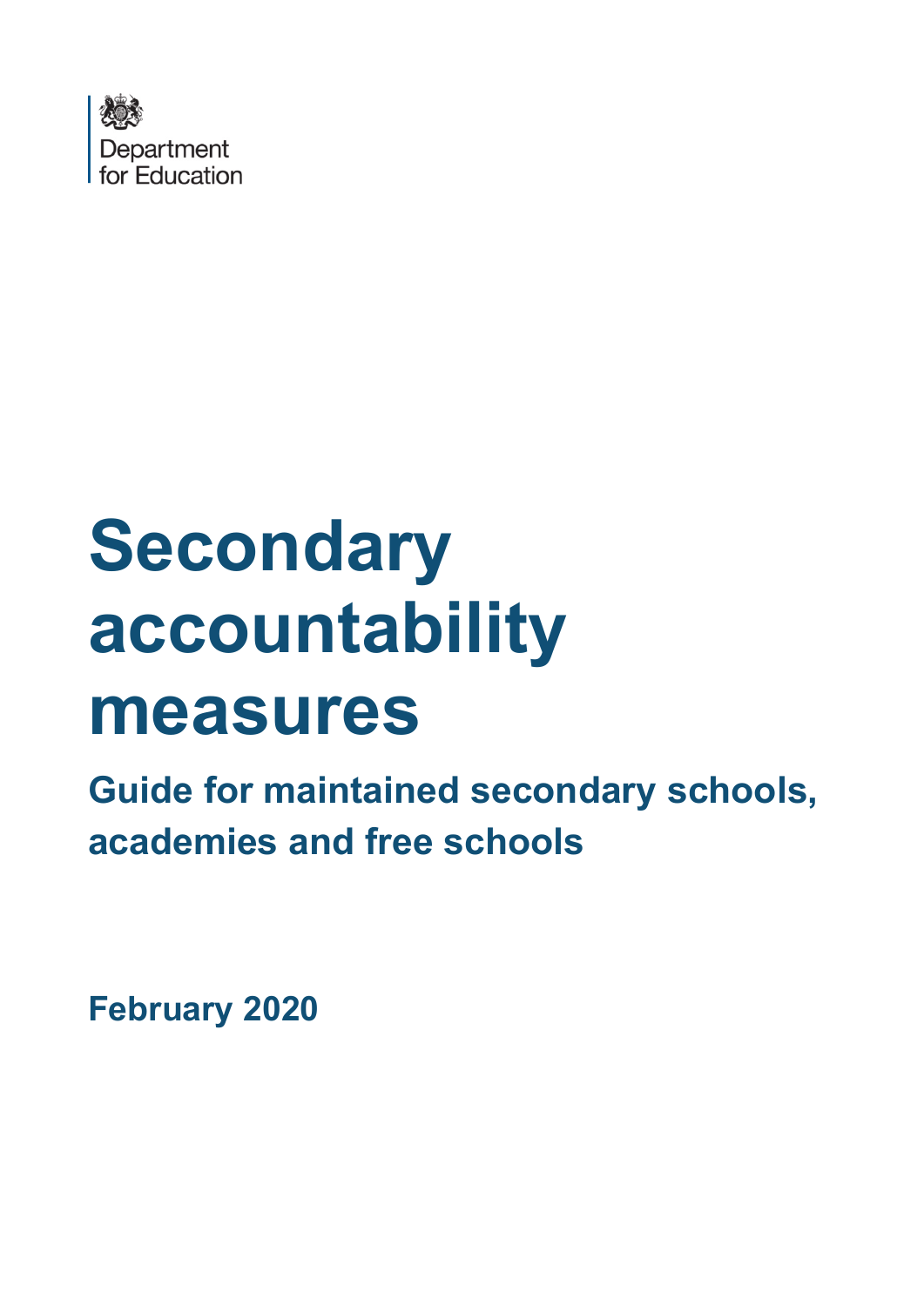Department for Education

# Secondary accountability measures

## Guide for maintained secondary schools, academies and free schools

**February 2020**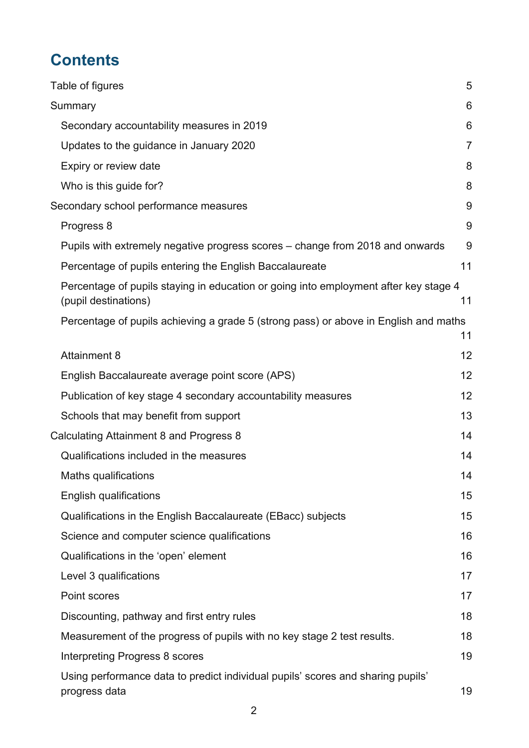# Contents

Table of figures 5

Summary 6

- Secondary accountability measures in 2019 6
- Updates to the guidance in January 2020 7
- Expiry or review date 8
- Who is this guide for? 8

Secondary school performance measures 9

- Progress 8 9
- Pupils with extremely negative progress scores – change from 2018 and onwards 9
- Percentage of pupils entering the English Baccalaureate 11
- Percentage of pupils staying in education or going into employment after key stage 4 (pupil destinations) 11
- Percentage of pupils achieving a grade 5 (strong pass) or above in English and maths 11
- Attainment 8 12
- English Baccalaureate average point score (APS) 12
- Publication of key stage 4 secondary accountability measures 12
- Schools that may benefit from support 13

Calculating Attainment 8 and Progress 8 14

- Qualifications included in the measures 14
- Maths qualifications 14
- English qualifications 15
- Qualifications in the English Baccalaureate (EBacc) subjects 15
- Science and computer science qualifications 16
- Qualifications in the 'open' element 16
- Level 3 qualifications 17
- Point scores 17
- Discounting, pathway and first entry rules 18
- Measurement of the progress of pupils with no key stage 2 test results. 18
- Interpreting Progress 8 scores 19
- Using performance data to predict individual pupils' scores and sharing pupils' progress data 19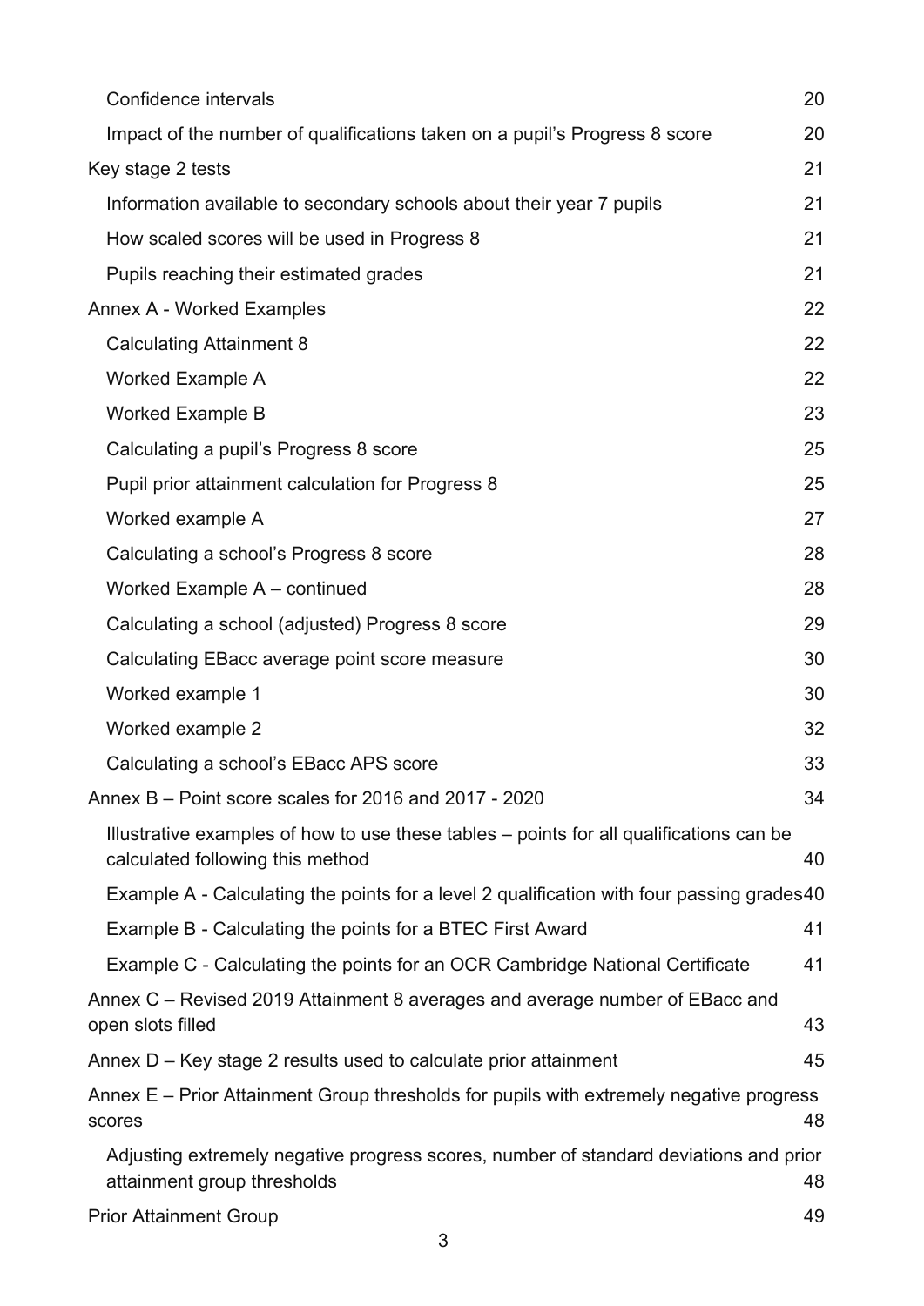Confidence intervals 20

Impact of the number of qualifications taken on a pupil's Progress 8 score 20

Key stage 2 tests 21

Information available to secondary schools about their year 7 pupils 21

How scaled scores will be used in Progress 8 21

Pupils reaching their estimated grades 21

Annex A - Worked Examples 22

Calculating Attainment 8 22

Worked Example A 22

Worked Example B 23

Calculating a pupil's Progress 8 score 25

Pupil prior attainment calculation for Progress 8 25

Worked example A 27

Calculating a school's Progress 8 score 28

Worked Example A – continued 28

Calculating a school (adjusted) Progress 8 score 29

Calculating EBacc average point score measure 30

Worked example 1 30

Worked example 2 32

Calculating a school's EBacc APS score 33

Annex B – Point score scales for 2016 and 2017 - 2020 34

Illustrative examples of how to use these tables – points for all qualifications can be calculated following this method 40

Example A - Calculating the points for a level 2 qualification with four passing grades 40

Example B - Calculating the points for a BTEC First Award 41

Example C - Calculating the points for an OCR Cambridge National Certificate 41

Annex C – Revised 2019 Attainment 8 averages and average number of EBacc and open slots filled 43

Annex D – Key stage 2 results used to calculate prior attainment 45

Annex E – Prior Attainment Group thresholds for pupils with extremely negative progress scores 48

Adjusting extremely negative progress scores, number of standard deviations and prior attainment group thresholds 48

Prior Attainment Group 49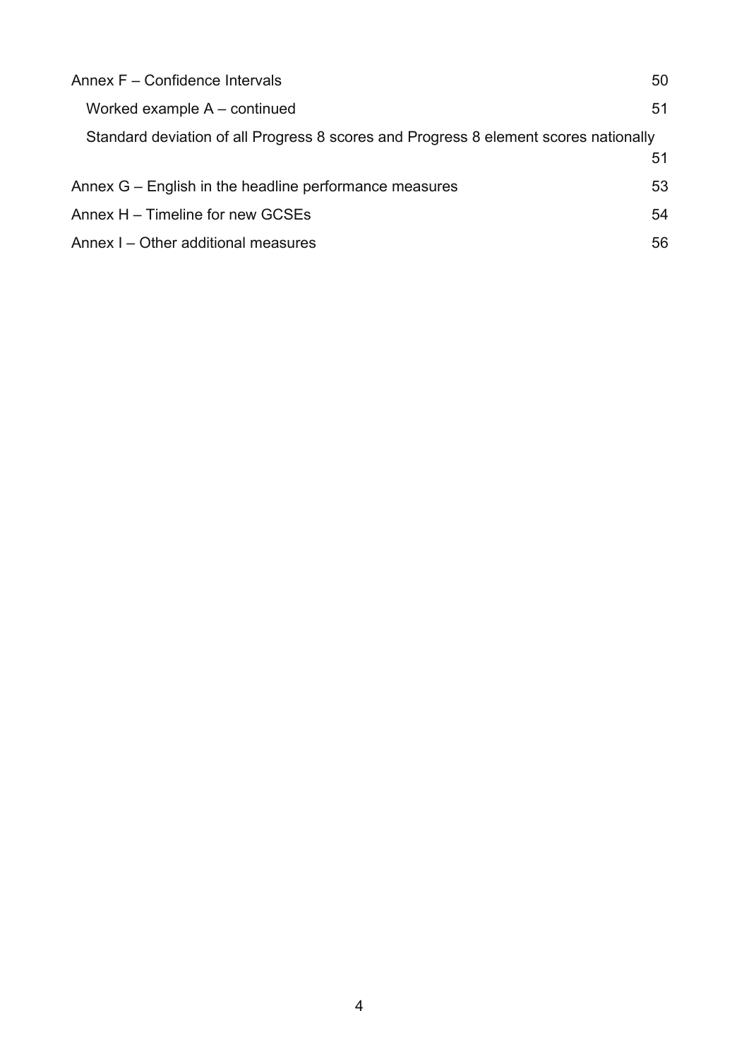Annex F – Confidence Intervals 50

- Worked example A – continued 51
- Standard deviation of all Progress 8 scores and Progress 8 element scores nationally 51

Annex G – English in the headline performance measures 53

Annex H – Timeline for new GCSEs 54

Annex I – Other additional measures 56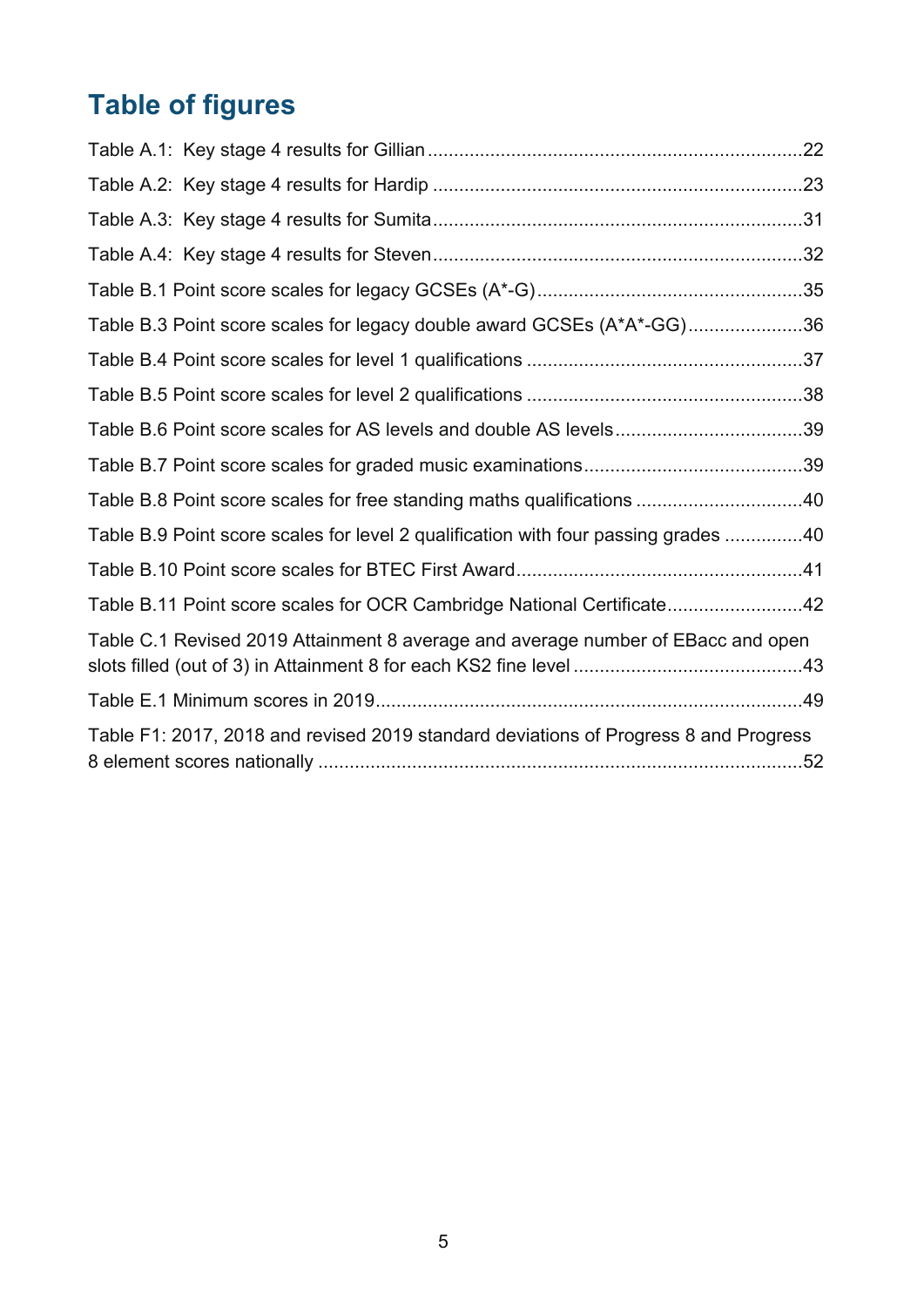# Table of figures

Table A.1: Key stage 4 results for Gillian ........................................................................22

Table A.2: Key stage 4 results for Hardip ........................................................................23

Table A.3: Key stage 4 results for Sumita ........................................................................31

Table A.4: Key stage 4 results for Steven ........................................................................32

Table B.1 Point score scales for legacy GCSEs (A*-G) ....................................................35

Table B.3 Point score scales for legacy double award GCSEs (A*A*-GG) .......................36

Table B.4 Point score scales for level 1 qualifications .....................................................37

Table B.5 Point score scales for level 2 qualifications .....................................................38

Table B.6 Point score scales for AS levels and double AS levels ....................................39

Table B.7 Point score scales for graded music examinations ..........................................39

Table B.8 Point score scales for free standing maths qualifications ................................40

Table B.9 Point score scales for level 2 qualification with four passing grades ...............40

Table B.10 Point score scales for BTEC First Award .......................................................41

Table B.11 Point score scales for OCR Cambridge National Certificate ..........................42

Table C.1 Revised 2019 Attainment 8 average and average number of EBacc and open slots filled (out of 3) in Attainment 8 for each KS2 fine level ............................................43

Table E.1 Minimum scores in 2019 ..................................................................................49

Table F1: 2017, 2018 and revised 2019 standard deviations of Progress 8 and Progress 8 element scores nationally .............................................................................................52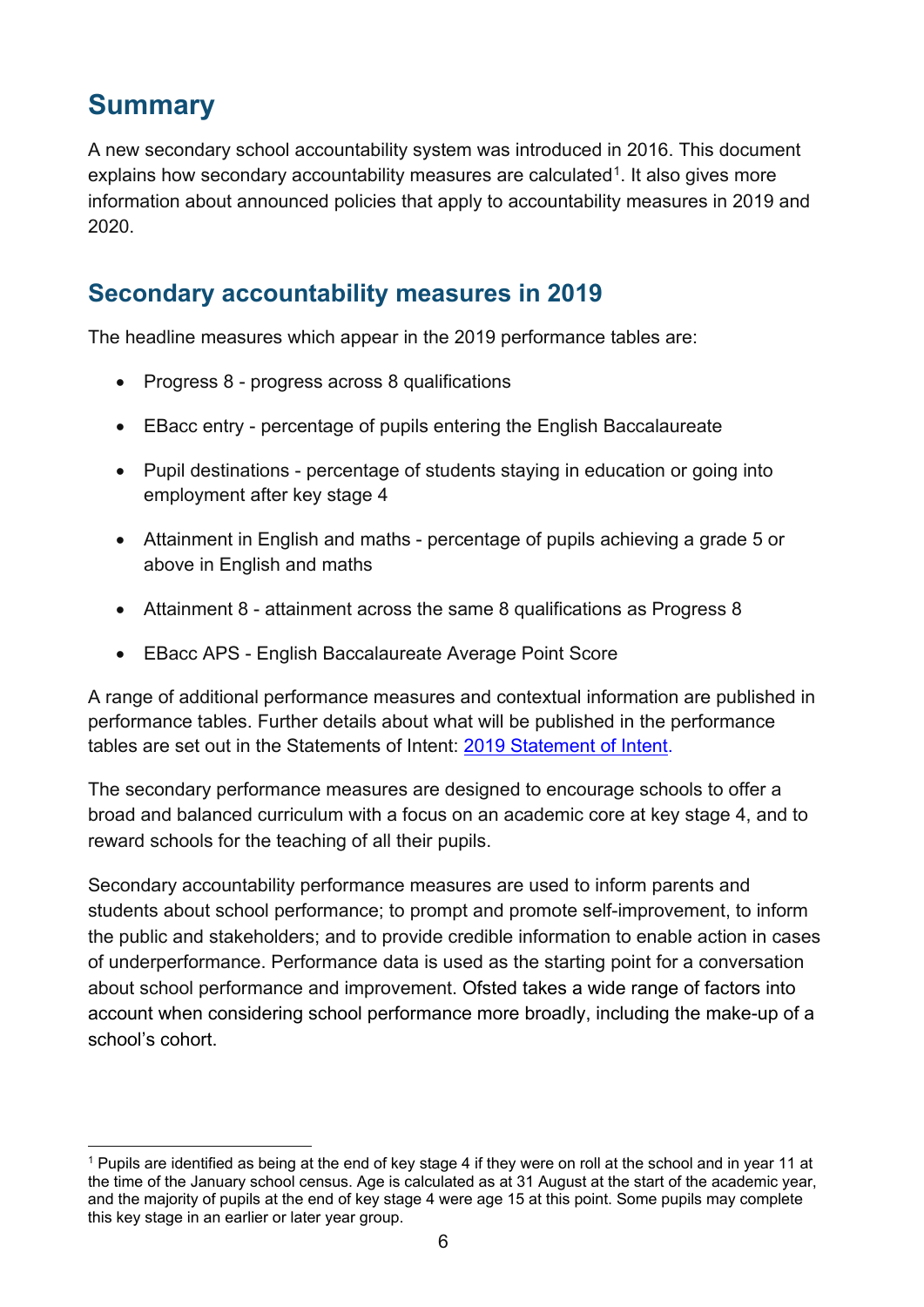# Summary

A new secondary school accountability system was introduced in 2016. This document explains how secondary accountability measures are calculated[1]. It also gives more information about announced policies that apply to accountability measures in 2019 and 2020.

## Secondary accountability measures in 2019

The headline measures which appear in the 2019 performance tables are:

- Progress 8 - progress across 8 qualifications
- EBacc entry - percentage of pupils entering the English Baccalaureate
- Pupil destinations - percentage of students staying in education or going into employment after key stage 4
- Attainment in English and maths - percentage of pupils achieving a grade 5 or above in English and maths
- Attainment 8 - attainment across the same 8 qualifications as Progress 8
- EBacc APS - English Baccalaureate Average Point Score

A range of additional performance measures and contextual information are published in performance tables. Further details about what will be published in the performance tables are set out in the Statements of Intent: [2019 Statement of Intent](#).

The secondary performance measures are designed to encourage schools to offer a broad and balanced curriculum with a focus on an academic core at key stage 4, and to reward schools for the teaching of all their pupils.

Secondary accountability performance measures are used to inform parents and students about school performance; to prompt and promote self-improvement, to inform the public and stakeholders; and to provide credible information to enable action in cases of underperformance. Performance data is used as the starting point for a conversation about school performance and improvement. Ofsted takes a wide range of factors into account when considering school performance more broadly, including the make-up of a school's cohort.

---

[1] Pupils are identified as being at the end of key stage 4 if they were on roll at the school and in year 11 at the time of the January school census. Age is calculated as at 31 August at the start of the academic year, and the majority of pupils at the end of key stage 4 were age 15 at this point. Some pupils may complete this key stage in an earlier or later year group.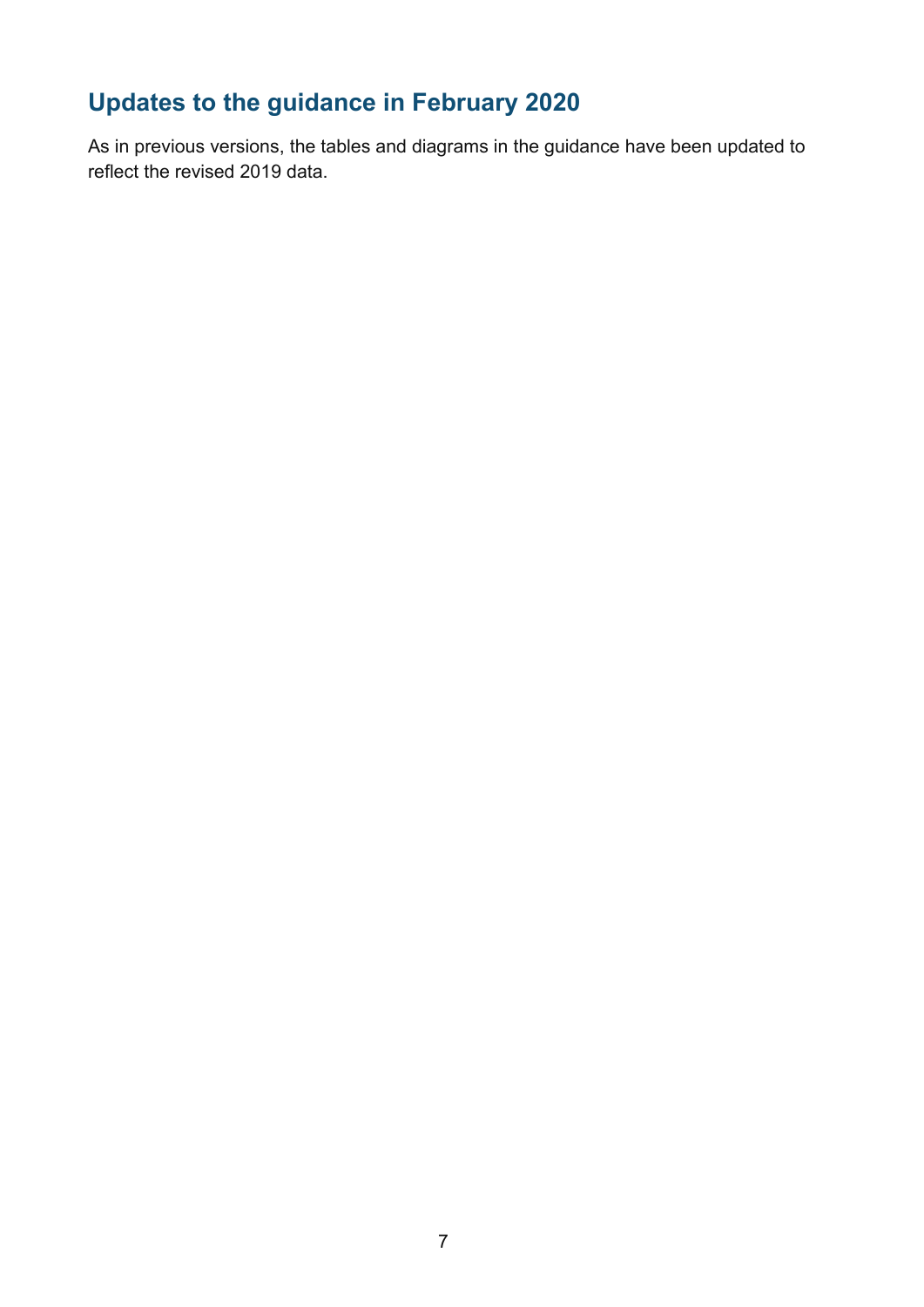## Updates to the guidance in February 2020

As in previous versions, the tables and diagrams in the guidance have been updated to reflect the revised 2019 data.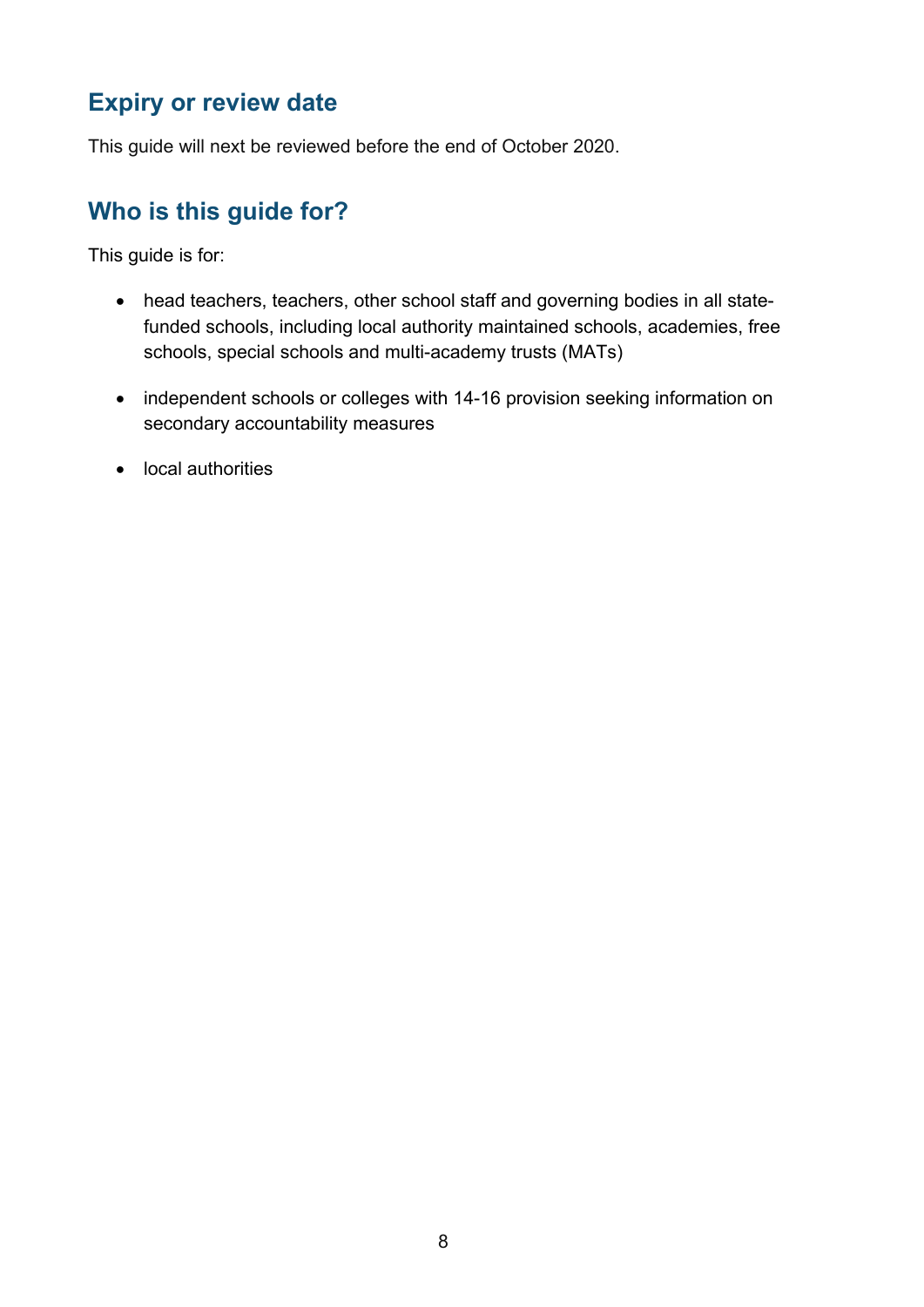## Expiry or review date

This guide will next be reviewed before the end of October 2020.

## Who is this guide for?

This guide is for:

- head teachers, teachers, other school staff and governing bodies in all state-funded schools, including local authority maintained schools, academies, free schools, special schools and multi-academy trusts (MATs)
- independent schools or colleges with 14-16 provision seeking information on secondary accountability measures
- local authorities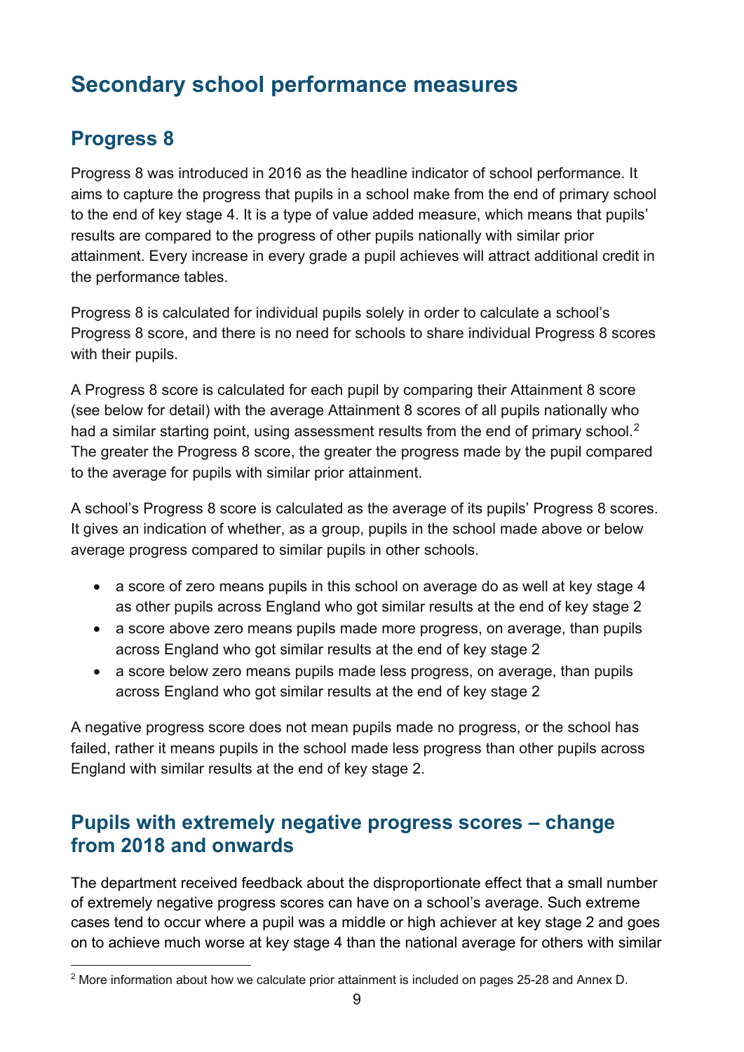# Secondary school performance measures

## Progress 8

Progress 8 was introduced in 2016 as the headline indicator of school performance. It aims to capture the progress that pupils in a school make from the end of primary school to the end of key stage 4. It is a type of value added measure, which means that pupils' results are compared to the progress of other pupils nationally with similar prior attainment. Every increase in every grade a pupil achieves will attract additional credit in the performance tables.

Progress 8 is calculated for individual pupils solely in order to calculate a school's Progress 8 score, and there is no need for schools to share individual Progress 8 scores with their pupils.

A Progress 8 score is calculated for each pupil by comparing their Attainment 8 score (see below for detail) with the average Attainment 8 scores of all pupils nationally who had a similar starting point, using assessment results from the end of primary school.[2] The greater the Progress 8 score, the greater the progress made by the pupil compared to the average for pupils with similar prior attainment.

A school's Progress 8 score is calculated as the average of its pupils' Progress 8 scores. It gives an indication of whether, as a group, pupils in the school made above or below average progress compared to similar pupils in other schools.

- a score of zero means pupils in this school on average do as well at key stage 4 as other pupils across England who got similar results at the end of key stage 2
- a score above zero means pupils made more progress, on average, than pupils across England who got similar results at the end of key stage 2
- a score below zero means pupils made less progress, on average, than pupils across England who got similar results at the end of key stage 2

A negative progress score does not mean pupils made no progress, or the school has failed, rather it means pupils in the school made less progress than other pupils across England with similar results at the end of key stage 2.

## Pupils with extremely negative progress scores – change from 2018 and onwards

The department received feedback about the disproportionate effect that a small number of extremely negative progress scores can have on a school's average. Such extreme cases tend to occur where a pupil was a middle or high achiever at key stage 2 and goes on to achieve much worse at key stage 4 than the national average for others with similar

[2] More information about how we calculate prior attainment is included on pages 25-28 and Annex D.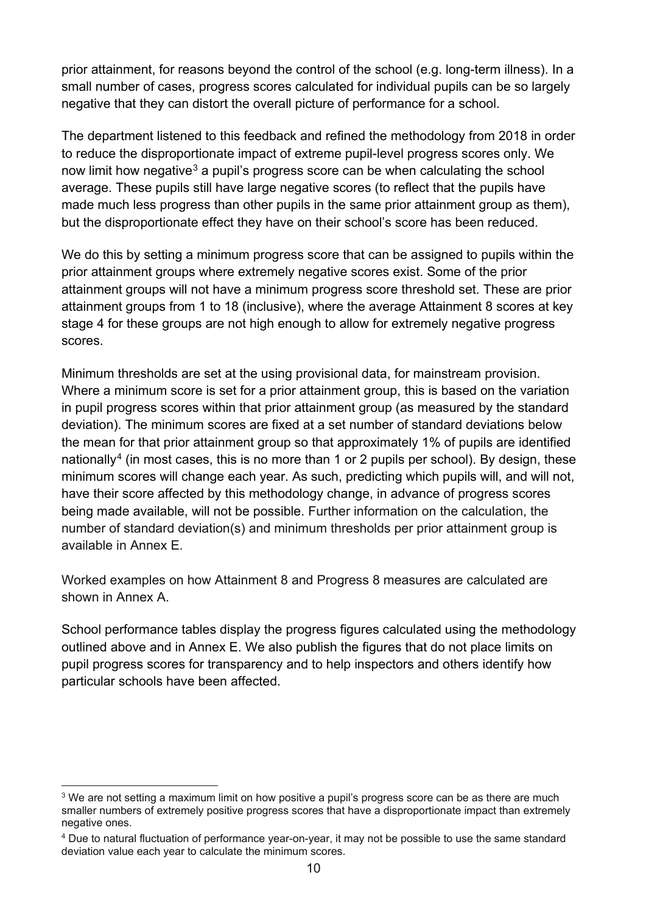prior attainment, for reasons beyond the control of the school (e.g. long-term illness). In a small number of cases, progress scores calculated for individual pupils can be so largely negative that they can distort the overall picture of performance for a school.

The department listened to this feedback and refined the methodology from 2018 in order to reduce the disproportionate impact of extreme pupil-level progress scores only. We now limit how negative[3] a pupil's progress score can be when calculating the school average. These pupils still have large negative scores (to reflect that the pupils have made much less progress than other pupils in the same prior attainment group as them), but the disproportionate effect they have on their school's score has been reduced.

We do this by setting a minimum progress score that can be assigned to pupils within the prior attainment groups where extremely negative scores exist. Some of the prior attainment groups will not have a minimum progress score threshold set. These are prior attainment groups from 1 to 18 (inclusive), where the average Attainment 8 scores at key stage 4 for these groups are not high enough to allow for extremely negative progress scores.

Minimum thresholds are set at the using provisional data, for mainstream provision. Where a minimum score is set for a prior attainment group, this is based on the variation in pupil progress scores within that prior attainment group (as measured by the standard deviation). The minimum scores are fixed at a set number of standard deviations below the mean for that prior attainment group so that approximately 1% of pupils are identified nationally[4] (in most cases, this is no more than 1 or 2 pupils per school). By design, these minimum scores will change each year. As such, predicting which pupils will, and will not, have their score affected by this methodology change, in advance of progress scores being made available, will not be possible. Further information on the calculation, the number of standard deviation(s) and minimum thresholds per prior attainment group is available in Annex E.

Worked examples on how Attainment 8 and Progress 8 measures are calculated are shown in Annex A.

School performance tables display the progress figures calculated using the methodology outlined above and in Annex E. We also publish the figures that do not place limits on pupil progress scores for transparency and to help inspectors and others identify how particular schools have been affected.

---

[3] We are not setting a maximum limit on how positive a pupil's progress score can be as there are much smaller numbers of extremely positive progress scores that have a disproportionate impact than extremely negative ones.

[4] Due to natural fluctuation of performance year-on-year, it may not be possible to use the same standard deviation value each year to calculate the minimum scores.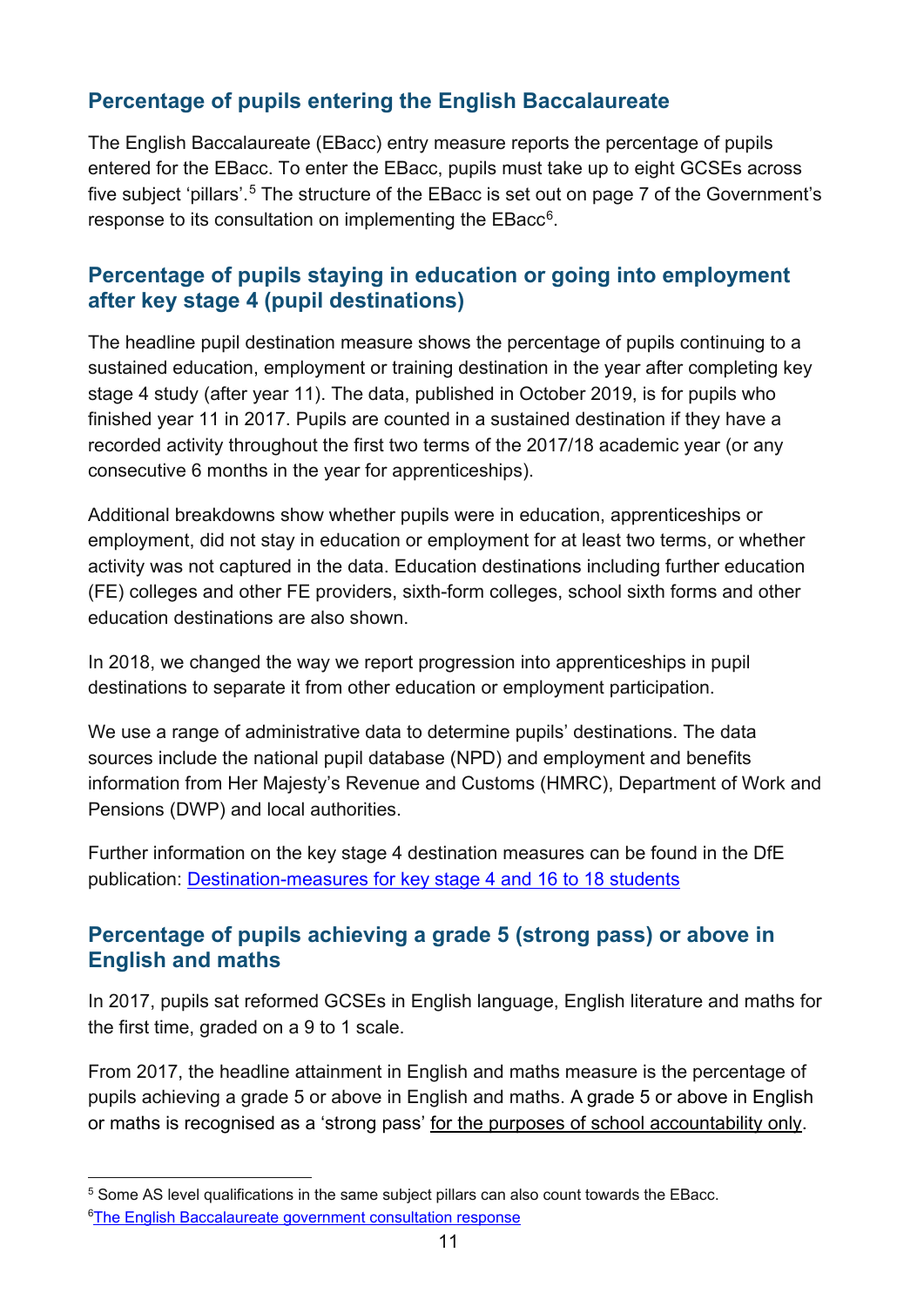## Percentage of pupils entering the English Baccalaureate

The English Baccalaureate (EBacc) entry measure reports the percentage of pupils entered for the EBacc. To enter the EBacc, pupils must take up to eight GCSEs across five subject 'pillars'.[5] The structure of the EBacc is set out on page 7 of the Government's response to its consultation on implementing the EBacc[6].

## Percentage of pupils staying in education or going into employment after key stage 4 (pupil destinations)

The headline pupil destination measure shows the percentage of pupils continuing to a sustained education, employment or training destination in the year after completing key stage 4 study (after year 11). The data, published in October 2019, is for pupils who finished year 11 in 2017. Pupils are counted in a sustained destination if they have a recorded activity throughout the first two terms of the 2017/18 academic year (or any consecutive 6 months in the year for apprenticeships).

Additional breakdowns show whether pupils were in education, apprenticeships or employment, did not stay in education or employment for at least two terms, or whether activity was not captured in the data. Education destinations including further education (FE) colleges and other FE providers, sixth-form colleges, school sixth forms and other education destinations are also shown.

In 2018, we changed the way we report progression into apprenticeships in pupil destinations to separate it from other education or employment participation.

We use a range of administrative data to determine pupils' destinations. The data sources include the national pupil database (NPD) and employment and benefits information from Her Majesty's Revenue and Customs (HMRC), Department of Work and Pensions (DWP) and local authorities.

Further information on the key stage 4 destination measures can be found in the DfE publication: [Destination-measures for key stage 4 and 16 to 18 students]

## Percentage of pupils achieving a grade 5 (strong pass) or above in English and maths

In 2017, pupils sat reformed GCSEs in English language, English literature and maths for the first time, graded on a 9 to 1 scale.

From 2017, the headline attainment in English and maths measure is the percentage of pupils achieving a grade 5 or above in English and maths. A grade 5 or above in English or maths is recognised as a 'strong pass' for the purposes of school accountability only.

---

[5] Some AS level qualifications in the same subject pillars can also count towards the EBacc.

[6] The English Baccalaureate government consultation response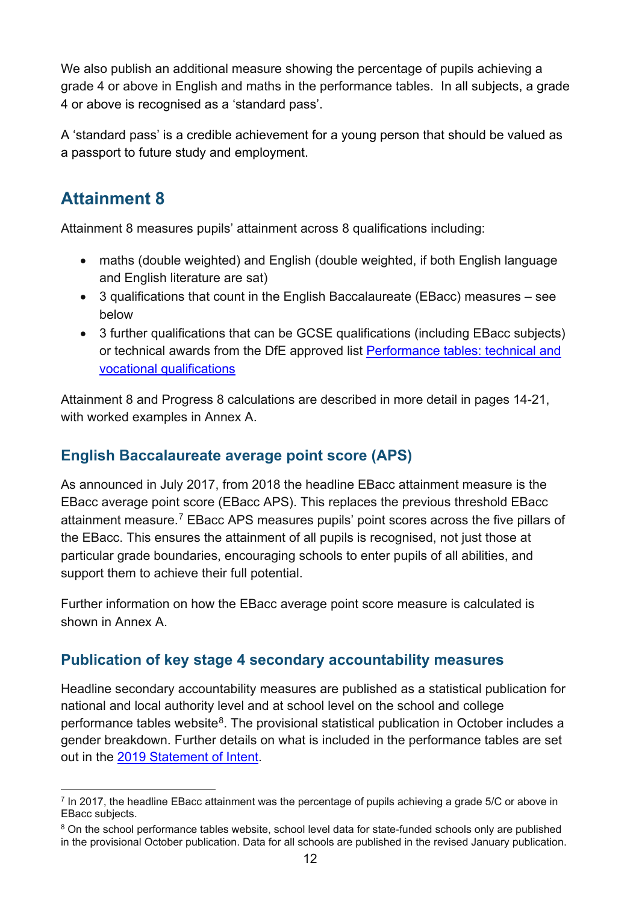We also publish an additional measure showing the percentage of pupils achieving a grade 4 or above in English and maths in the performance tables. In all subjects, a grade 4 or above is recognised as a 'standard pass'.

A 'standard pass' is a credible achievement for a young person that should be valued as a passport to future study and employment.

## Attainment 8

Attainment 8 measures pupils' attainment across 8 qualifications including:

- maths (double weighted) and English (double weighted, if both English language and English literature are sat)
- 3 qualifications that count in the English Baccalaureate (EBacc) measures – see below
- 3 further qualifications that can be GCSE qualifications (including EBacc subjects) or technical awards from the DfE approved list [Performance tables: technical and vocational qualifications]()

Attainment 8 and Progress 8 calculations are described in more detail in pages 14-21, with worked examples in Annex A.

### English Baccalaureate average point score (APS)

As announced in July 2017, from 2018 the headline EBacc attainment measure is the EBacc average point score (EBacc APS). This replaces the previous threshold EBacc attainment measure.[7] EBacc APS measures pupils' point scores across the five pillars of the EBacc. This ensures the attainment of all pupils is recognised, not just those at particular grade boundaries, encouraging schools to enter pupils of all abilities, and support them to achieve their full potential.

Further information on how the EBacc average point score measure is calculated is shown in Annex A.

### Publication of key stage 4 secondary accountability measures

Headline secondary accountability measures are published as a statistical publication for national and local authority level and at school level on the school and college performance tables website[8]. The provisional statistical publication in October includes a gender breakdown. Further details on what is included in the performance tables are set out in the [2019 Statement of Intent]().

---

[7] In 2017, the headline EBacc attainment was the percentage of pupils achieving a grade 5/C or above in EBacc subjects.

[8] On the school performance tables website, school level data for state-funded schools only are published in the provisional October publication. Data for all schools are published in the revised January publication.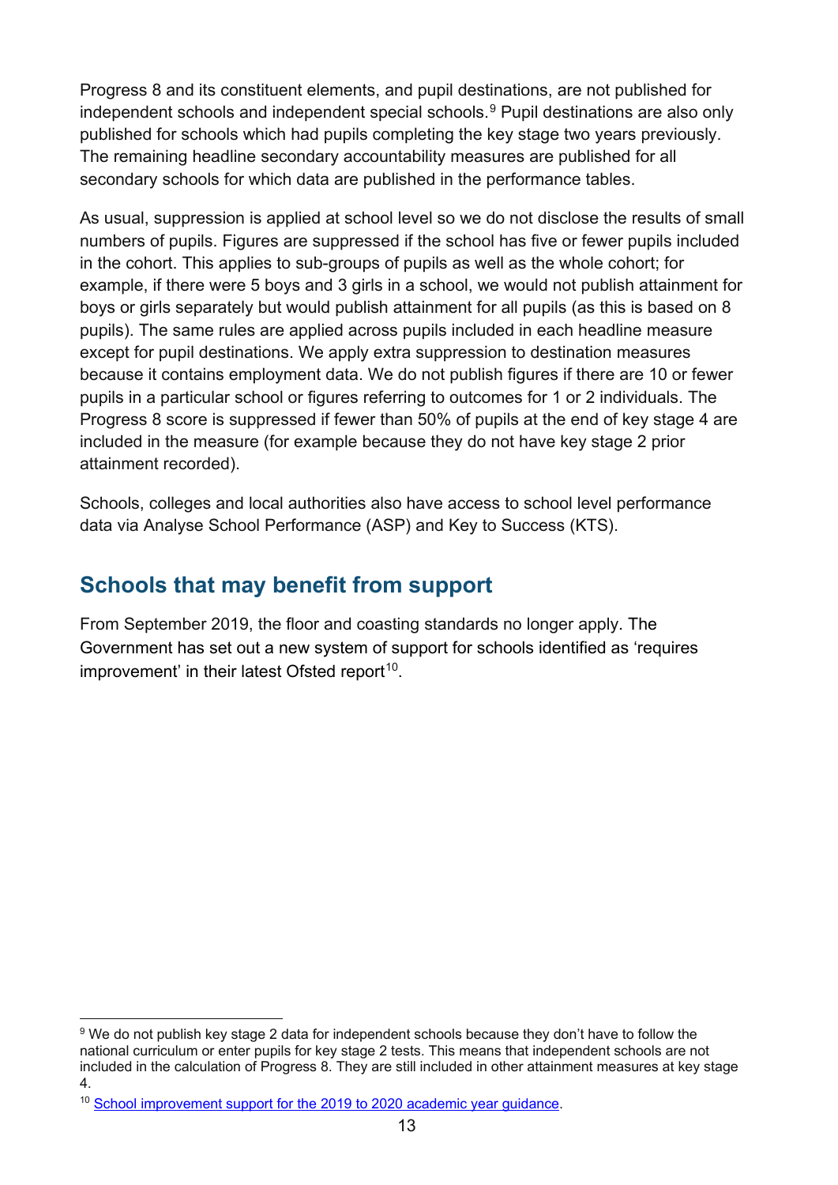Progress 8 and its constituent elements, and pupil destinations, are not published for independent schools and independent special schools.[9] Pupil destinations are also only published for schools which had pupils completing the key stage two years previously. The remaining headline secondary accountability measures are published for all secondary schools for which data are published in the performance tables.

As usual, suppression is applied at school level so we do not disclose the results of small numbers of pupils. Figures are suppressed if the school has five or fewer pupils included in the cohort. This applies to sub-groups of pupils as well as the whole cohort; for example, if there were 5 boys and 3 girls in a school, we would not publish attainment for boys or girls separately but would publish attainment for all pupils (as this is based on 8 pupils). The same rules are applied across pupils included in each headline measure except for pupil destinations. We apply extra suppression to destination measures because it contains employment data. We do not publish figures if there are 10 or fewer pupils in a particular school or figures referring to outcomes for 1 or 2 individuals. The Progress 8 score is suppressed if fewer than 50% of pupils at the end of key stage 4 are included in the measure (for example because they do not have key stage 2 prior attainment recorded).

Schools, colleges and local authorities also have access to school level performance data via Analyse School Performance (ASP) and Key to Success (KTS).

## Schools that may benefit from support

From September 2019, the floor and coasting standards no longer apply. The Government has set out a new system of support for schools identified as 'requires improvement' in their latest Ofsted report[10].

---

[9] We do not publish key stage 2 data for independent schools because they don't have to follow the national curriculum or enter pupils for key stage 2 tests. This means that independent schools are not included in the calculation of Progress 8. They are still included in other attainment measures at key stage 4.

[10] School improvement support for the 2019 to 2020 academic year guidance.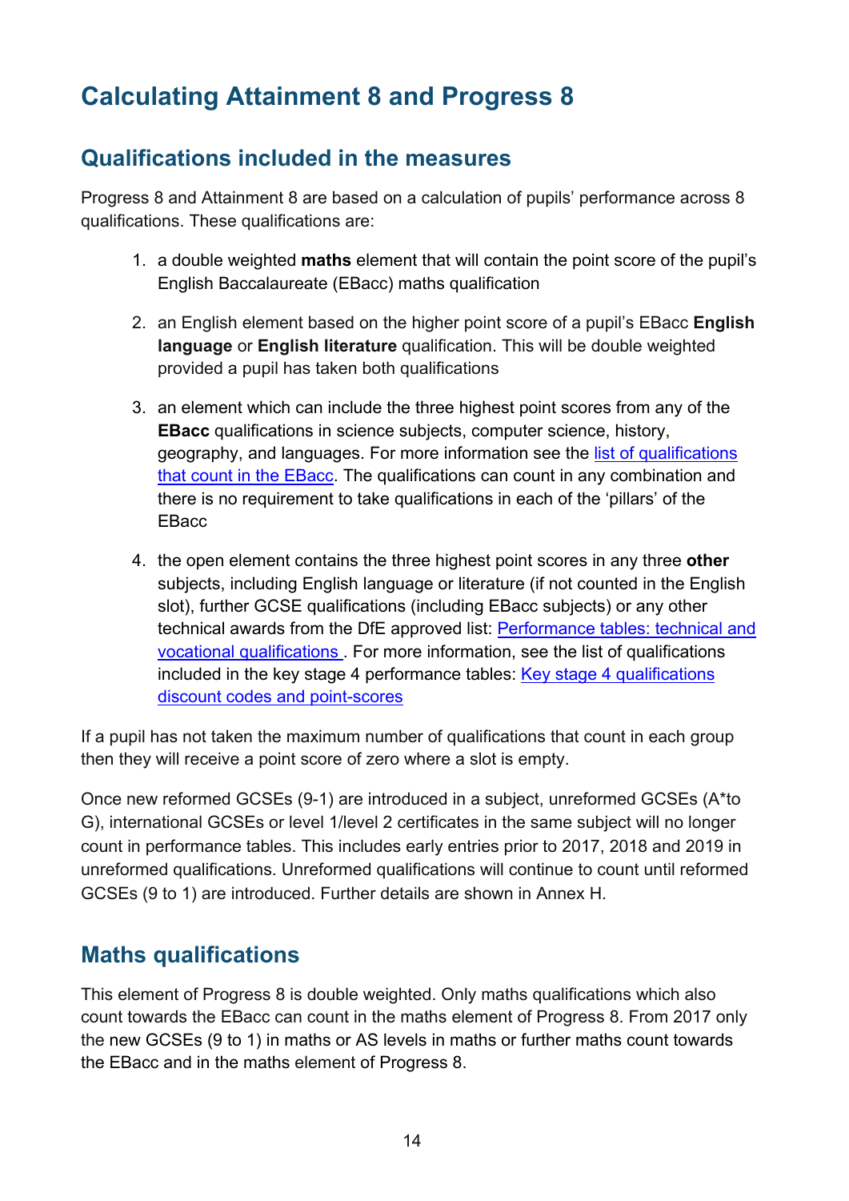# Calculating Attainment 8 and Progress 8

## Qualifications included in the measures

Progress 8 and Attainment 8 are based on a calculation of pupils' performance across 8 qualifications. These qualifications are:

1. a double weighted **maths** element that will contain the point score of the pupil's English Baccalaureate (EBacc) maths qualification
2. an English element based on the higher point score of a pupil's EBacc **English language** or **English literature** qualification. This will be double weighted provided a pupil has taken both qualifications
3. an element which can include the three highest point scores from any of the **EBacc** qualifications in science subjects, computer science, history, geography, and languages. For more information see the list of qualifications that count in the EBacc. The qualifications can count in any combination and there is no requirement to take qualifications in each of the 'pillars' of the EBacc
4. the open element contains the three highest point scores in any three **other** subjects, including English language or literature (if not counted in the English slot), further GCSE qualifications (including EBacc subjects) or any other technical awards from the DfE approved list: Performance tables: technical and vocational qualifications . For more information, see the list of qualifications included in the key stage 4 performance tables: Key stage 4 qualifications discount codes and point-scores

If a pupil has not taken the maximum number of qualifications that count in each group then they will receive a point score of zero where a slot is empty.

Once new reformed GCSEs (9-1) are introduced in a subject, unreformed GCSEs (A*to G), international GCSEs or level 1/level 2 certificates in the same subject will no longer count in performance tables. This includes early entries prior to 2017, 2018 and 2019 in unreformed qualifications. Unreformed qualifications will continue to count until reformed GCSEs (9 to 1) are introduced. Further details are shown in Annex H.

## Maths qualifications

This element of Progress 8 is double weighted. Only maths qualifications which also count towards the EBacc can count in the maths element of Progress 8. From 2017 only the new GCSEs (9 to 1) in maths or AS levels in maths or further maths count towards the EBacc and in the maths element of Progress 8.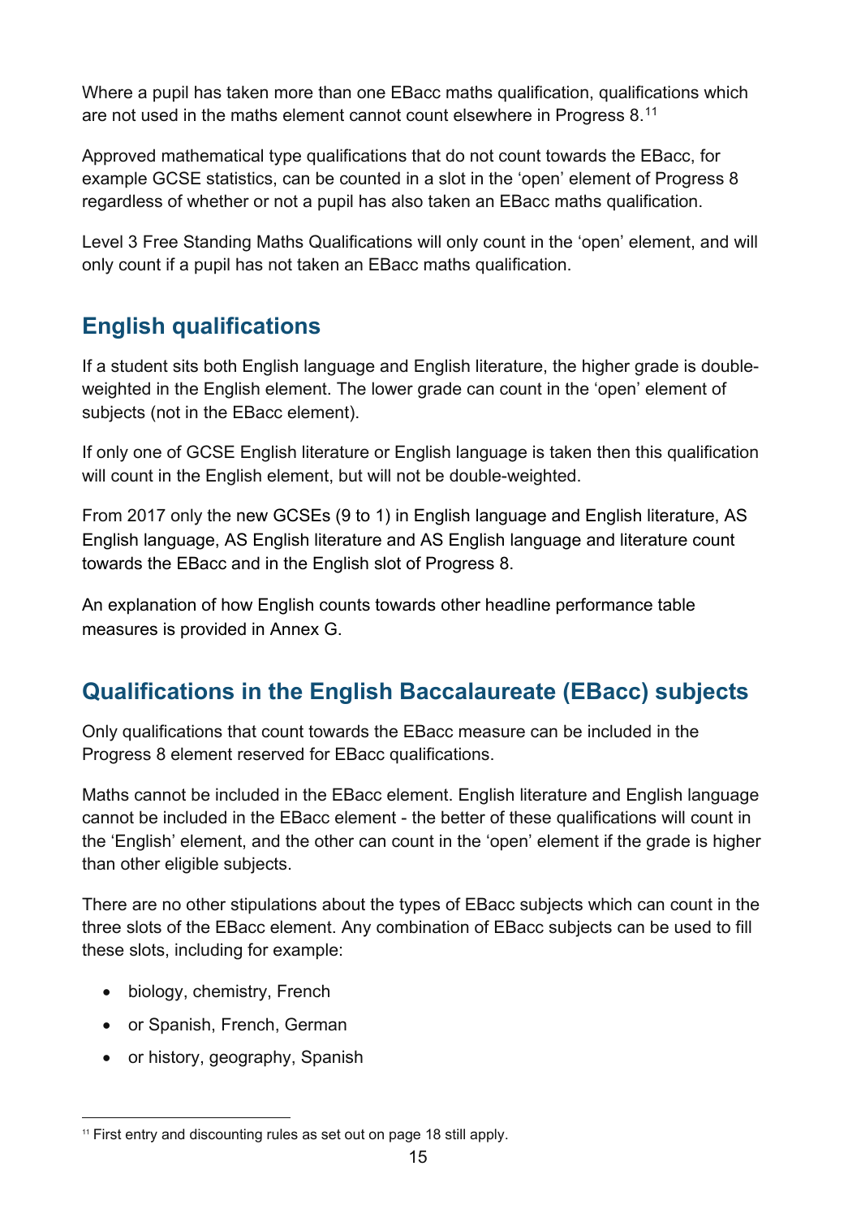Where a pupil has taken more than one EBacc maths qualification, qualifications which are not used in the maths element cannot count elsewhere in Progress 8.[11]

Approved mathematical type qualifications that do not count towards the EBacc, for example GCSE statistics, can be counted in a slot in the 'open' element of Progress 8 regardless of whether or not a pupil has also taken an EBacc maths qualification.

Level 3 Free Standing Maths Qualifications will only count in the 'open' element, and will only count if a pupil has not taken an EBacc maths qualification.

## English qualifications

If a student sits both English language and English literature, the higher grade is double-weighted in the English element. The lower grade can count in the 'open' element of subjects (not in the EBacc element).

If only one of GCSE English literature or English language is taken then this qualification will count in the English element, but will not be double-weighted.

From 2017 only the new GCSEs (9 to 1) in English language and English literature, AS English language, AS English literature and AS English language and literature count towards the EBacc and in the English slot of Progress 8.

An explanation of how English counts towards other headline performance table measures is provided in Annex G.

## Qualifications in the English Baccalaureate (EBacc) subjects

Only qualifications that count towards the EBacc measure can be included in the Progress 8 element reserved for EBacc qualifications.

Maths cannot be included in the EBacc element. English literature and English language cannot be included in the EBacc element - the better of these qualifications will count in the 'English' element, and the other can count in the 'open' element if the grade is higher than other eligible subjects.

There are no other stipulations about the types of EBacc subjects which can count in the three slots of the EBacc element. Any combination of EBacc subjects can be used to fill these slots, including for example:

- biology, chemistry, French
- or Spanish, French, German
- or history, geography, Spanish

[11] First entry and discounting rules as set out on page 18 still apply.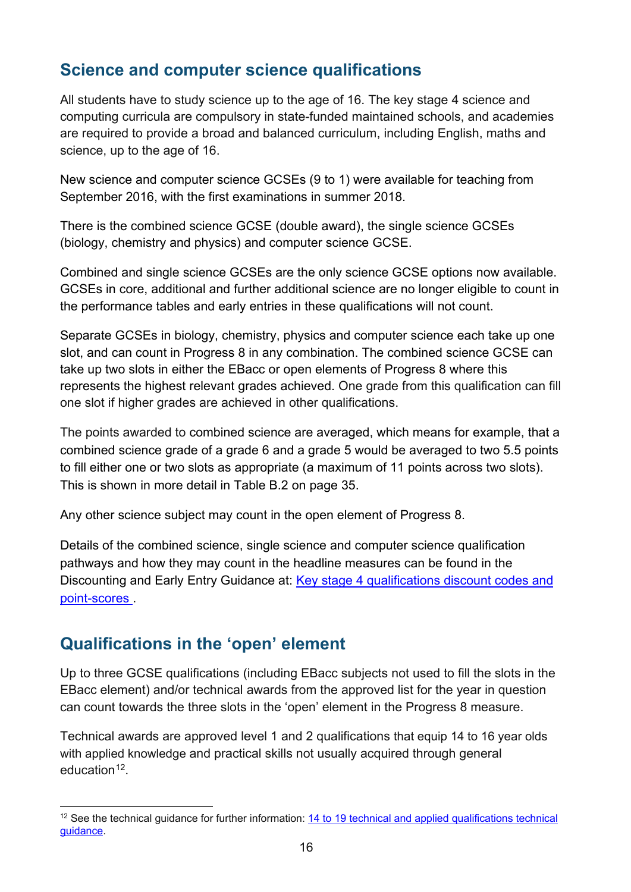## Science and computer science qualifications

All students have to study science up to the age of 16. The key stage 4 science and computing curricula are compulsory in state-funded maintained schools, and academies are required to provide a broad and balanced curriculum, including English, maths and science, up to the age of 16.

New science and computer science GCSEs (9 to 1) were available for teaching from September 2016, with the first examinations in summer 2018.

There is the combined science GCSE (double award), the single science GCSEs (biology, chemistry and physics) and computer science GCSE.

Combined and single science GCSEs are the only science GCSE options now available. GCSEs in core, additional and further additional science are no longer eligible to count in the performance tables and early entries in these qualifications will not count.

Separate GCSEs in biology, chemistry, physics and computer science each take up one slot, and can count in Progress 8 in any combination. The combined science GCSE can take up two slots in either the EBacc or open elements of Progress 8 where this represents the highest relevant grades achieved. One grade from this qualification can fill one slot if higher grades are achieved in other qualifications.

The points awarded to combined science are averaged, which means for example, that a combined science grade of a grade 6 and a grade 5 would be averaged to two 5.5 points to fill either one or two slots as appropriate (a maximum of 11 points across two slots). This is shown in more detail in Table B.2 on page 35.

Any other science subject may count in the open element of Progress 8.

Details of the combined science, single science and computer science qualification pathways and how they may count in the headline measures can be found in the Discounting and Early Entry Guidance at: [Key stage 4 qualifications discount codes and point-scores](#) .

## Qualifications in the 'open' element

Up to three GCSE qualifications (including EBacc subjects not used to fill the slots in the EBacc element) and/or technical awards from the approved list for the year in question can count towards the three slots in the 'open' element in the Progress 8 measure.

Technical awards are approved level 1 and 2 qualifications that equip 14 to 16 year olds with applied knowledge and practical skills not usually acquired through general education[12].

[12] See the technical guidance for further information: [14 to 19 technical and applied qualifications technical guidance](#).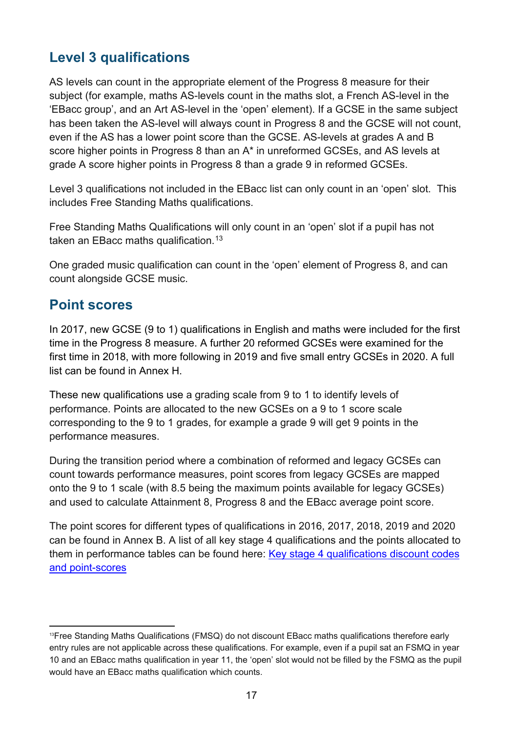## Level 3 qualifications

AS levels can count in the appropriate element of the Progress 8 measure for their subject (for example, maths AS-levels count in the maths slot, a French AS-level in the 'EBacc group', and an Art AS-level in the 'open' element). If a GCSE in the same subject has been taken the AS-level will always count in Progress 8 and the GCSE will not count, even if the AS has a lower point score than the GCSE. AS-levels at grades A and B score higher points in Progress 8 than an A* in unreformed GCSEs, and AS levels at grade A score higher points in Progress 8 than a grade 9 in reformed GCSEs.

Level 3 qualifications not included in the EBacc list can only count in an 'open' slot. This includes Free Standing Maths qualifications.

Free Standing Maths Qualifications will only count in an 'open' slot if a pupil has not taken an EBacc maths qualification.[13]

One graded music qualification can count in the 'open' element of Progress 8, and can count alongside GCSE music.

## Point scores

In 2017, new GCSE (9 to 1) qualifications in English and maths were included for the first time in the Progress 8 measure. A further 20 reformed GCSEs were examined for the first time in 2018, with more following in 2019 and five small entry GCSEs in 2020. A full list can be found in Annex H.

These new qualifications use a grading scale from 9 to 1 to identify levels of performance. Points are allocated to the new GCSEs on a 9 to 1 score scale corresponding to the 9 to 1 grades, for example a grade 9 will get 9 points in the performance measures.

During the transition period where a combination of reformed and legacy GCSEs can count towards performance measures, point scores from legacy GCSEs are mapped onto the 9 to 1 scale (with 8.5 being the maximum points available for legacy GCSEs) and used to calculate Attainment 8, Progress 8 and the EBacc average point score.

The point scores for different types of qualifications in 2016, 2017, 2018, 2019 and 2020 can be found in Annex B. A list of all key stage 4 qualifications and the points allocated to them in performance tables can be found here: [Key stage 4 qualifications discount codes and point-scores]()

---

[13] Free Standing Maths Qualifications (FMSQ) do not discount EBacc maths qualifications therefore early entry rules are not applicable across these qualifications. For example, even if a pupil sat an FSMQ in year 10 and an EBacc maths qualification in year 11, the 'open' slot would not be filled by the FSMQ as the pupil would have an EBacc maths qualification which counts.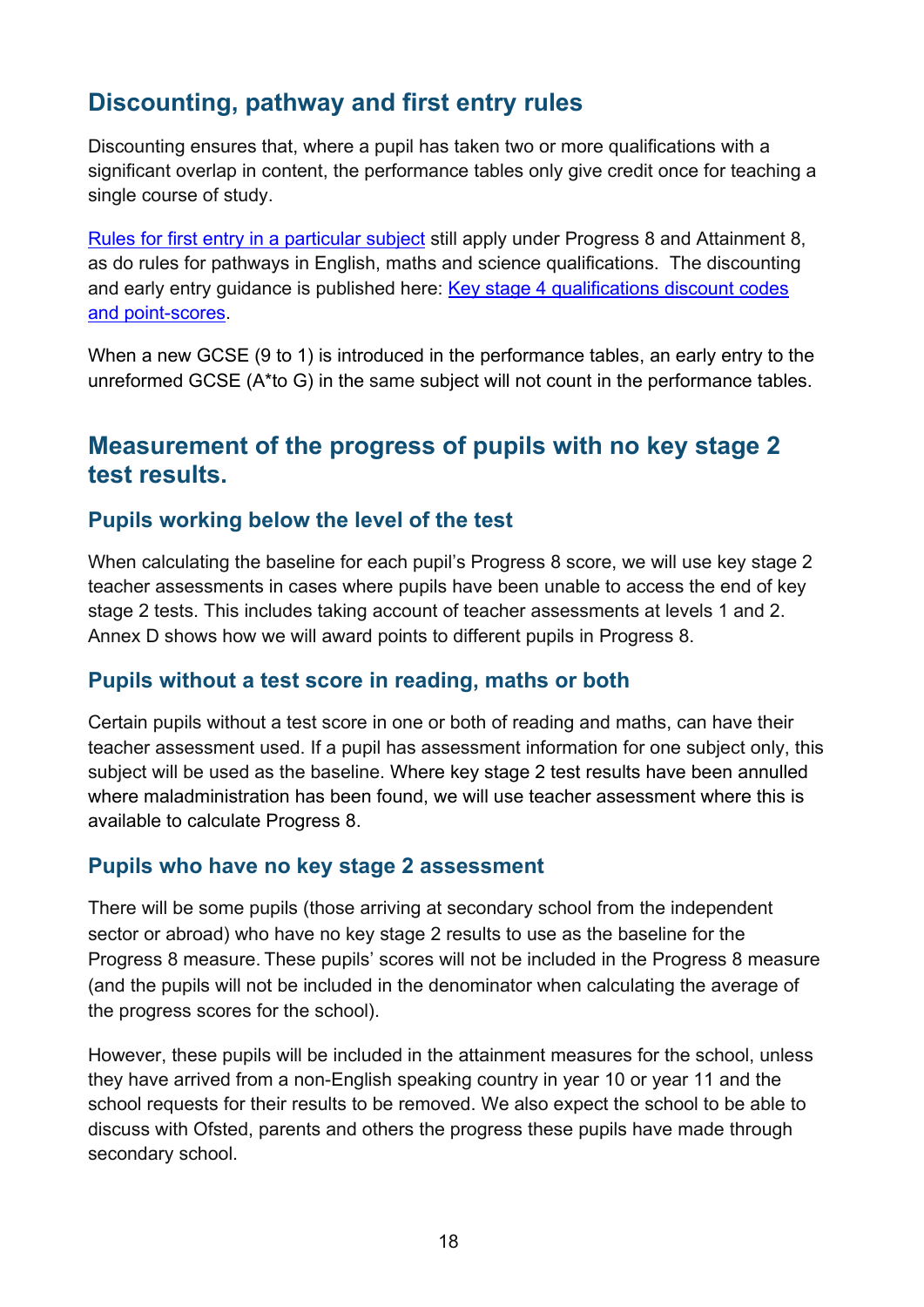## Discounting, pathway and first entry rules

Discounting ensures that, where a pupil has taken two or more qualifications with a significant overlap in content, the performance tables only give credit once for teaching a single course of study.

[Rules for first entry in a particular subject](#) still apply under Progress 8 and Attainment 8, as do rules for pathways in English, maths and science qualifications. The discounting and early entry guidance is published here: [Key stage 4 qualifications discount codes and point-scores](#).

When a new GCSE (9 to 1) is introduced in the performance tables, an early entry to the unreformed GCSE (A*to G) in the same subject will not count in the performance tables.

## Measurement of the progress of pupils with no key stage 2 test results.

### Pupils working below the level of the test

When calculating the baseline for each pupil's Progress 8 score, we will use key stage 2 teacher assessments in cases where pupils have been unable to access the end of key stage 2 tests. This includes taking account of teacher assessments at levels 1 and 2. Annex D shows how we will award points to different pupils in Progress 8.

### Pupils without a test score in reading, maths or both

Certain pupils without a test score in one or both of reading and maths, can have their teacher assessment used. If a pupil has assessment information for one subject only, this subject will be used as the baseline. Where key stage 2 test results have been annulled where maladministration has been found, we will use teacher assessment where this is available to calculate Progress 8.

### Pupils who have no key stage 2 assessment

There will be some pupils (those arriving at secondary school from the independent sector or abroad) who have no key stage 2 results to use as the baseline for the Progress 8 measure. These pupils' scores will not be included in the Progress 8 measure (and the pupils will not be included in the denominator when calculating the average of the progress scores for the school).

However, these pupils will be included in the attainment measures for the school, unless they have arrived from a non-English speaking country in year 10 or year 11 and the school requests for their results to be removed. We also expect the school to be able to discuss with Ofsted, parents and others the progress these pupils have made through secondary school.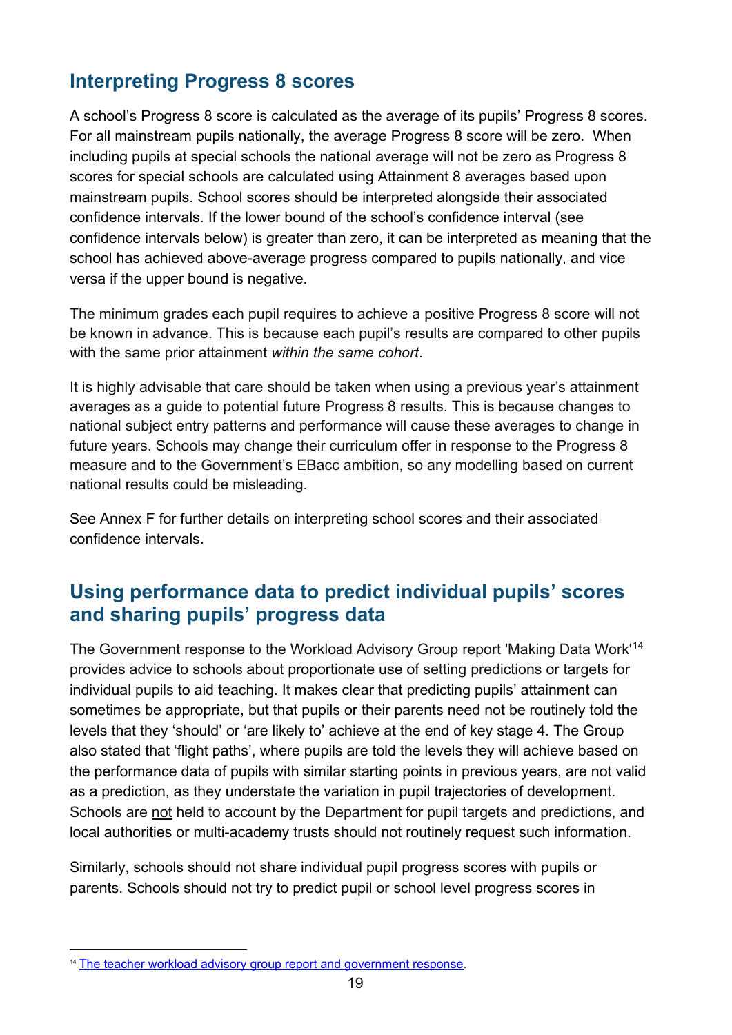## Interpreting Progress 8 scores

A school's Progress 8 score is calculated as the average of its pupils' Progress 8 scores. For all mainstream pupils nationally, the average Progress 8 score will be zero. When including pupils at special schools the national average will not be zero as Progress 8 scores for special schools are calculated using Attainment 8 averages based upon mainstream pupils. School scores should be interpreted alongside their associated confidence intervals. If the lower bound of the school's confidence interval (see confidence intervals below) is greater than zero, it can be interpreted as meaning that the school has achieved above-average progress compared to pupils nationally, and vice versa if the upper bound is negative.

The minimum grades each pupil requires to achieve a positive Progress 8 score will not be known in advance. This is because each pupil's results are compared to other pupils with the same prior attainment *within the same cohort*.

It is highly advisable that care should be taken when using a previous year's attainment averages as a guide to potential future Progress 8 results. This is because changes to national subject entry patterns and performance will cause these averages to change in future years. Schools may change their curriculum offer in response to the Progress 8 measure and to the Government's EBacc ambition, so any modelling based on current national results could be misleading.

See Annex F for further details on interpreting school scores and their associated confidence intervals.

## Using performance data to predict individual pupils' scores and sharing pupils' progress data

The Government response to the Workload Advisory Group report 'Making Data Work'[14] provides advice to schools about proportionate use of setting predictions or targets for individual pupils to aid teaching. It makes clear that predicting pupils' attainment can sometimes be appropriate, but that pupils or their parents need not be routinely told the levels that they 'should' or 'are likely to' achieve at the end of key stage 4. The Group also stated that 'flight paths', where pupils are told the levels they will achieve based on the performance data of pupils with similar starting points in previous years, are not valid as a prediction, as they understate the variation in pupil trajectories of development. Schools are <u>not</u> held to account by the Department for pupil targets and predictions, and local authorities or multi-academy trusts should not routinely request such information.

Similarly, schools should not share individual pupil progress scores with pupils or parents. Schools should not try to predict pupil or school level progress scores in

[14] The teacher workload advisory group report and government response.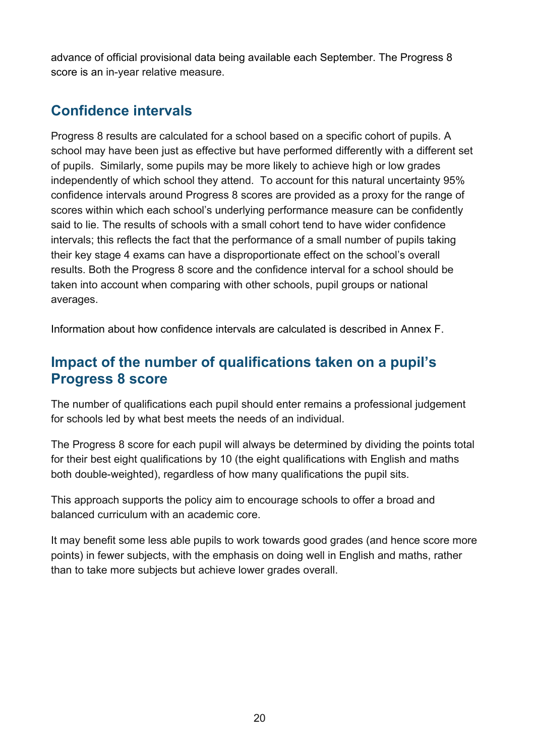advance of official provisional data being available each September. The Progress 8 score is an in-year relative measure.

## Confidence intervals

Progress 8 results are calculated for a school based on a specific cohort of pupils. A school may have been just as effective but have performed differently with a different set of pupils. Similarly, some pupils may be more likely to achieve high or low grades independently of which school they attend. To account for this natural uncertainty 95% confidence intervals around Progress 8 scores are provided as a proxy for the range of scores within which each school's underlying performance measure can be confidently said to lie. The results of schools with a small cohort tend to have wider confidence intervals; this reflects the fact that the performance of a small number of pupils taking their key stage 4 exams can have a disproportionate effect on the school's overall results. Both the Progress 8 score and the confidence interval for a school should be taken into account when comparing with other schools, pupil groups or national averages.

Information about how confidence intervals are calculated is described in Annex F.

## Impact of the number of qualifications taken on a pupil's Progress 8 score

The number of qualifications each pupil should enter remains a professional judgement for schools led by what best meets the needs of an individual.

The Progress 8 score for each pupil will always be determined by dividing the points total for their best eight qualifications by 10 (the eight qualifications with English and maths both double-weighted), regardless of how many qualifications the pupil sits.

This approach supports the policy aim to encourage schools to offer a broad and balanced curriculum with an academic core.

It may benefit some less able pupils to work towards good grades (and hence score more points) in fewer subjects, with the emphasis on doing well in English and maths, rather than to take more subjects but achieve lower grades overall.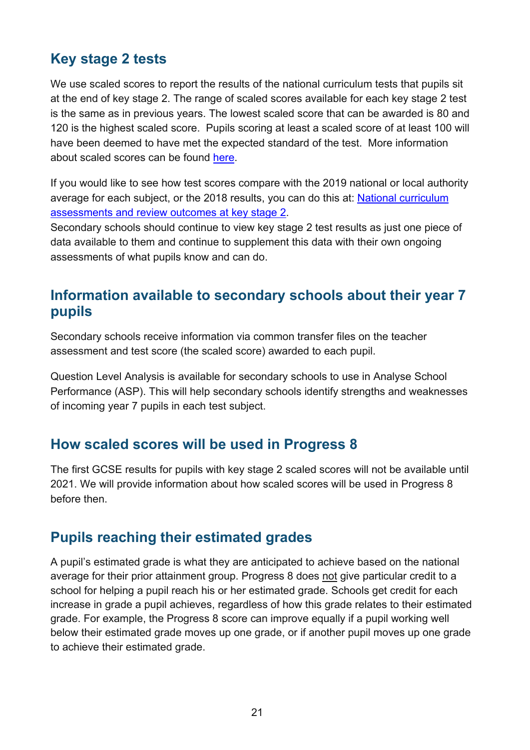## Key stage 2 tests

We use scaled scores to report the results of the national curriculum tests that pupils sit at the end of key stage 2. The range of scaled scores available for each key stage 2 test is the same as in previous years. The lowest scaled score that can be awarded is 80 and 120 is the highest scaled score. Pupils scoring at least a scaled score of at least 100 will have been deemed to have met the expected standard of the test. More information about scaled scores can be found [here](#).

If you would like to see how test scores compare with the 2019 national or local authority average for each subject, or the 2018 results, you can do this at: [National curriculum assessments and review outcomes at key stage 2](#).
Secondary schools should continue to view key stage 2 test results as just one piece of data available to them and continue to supplement this data with their own ongoing assessments of what pupils know and can do.

## Information available to secondary schools about their year 7 pupils

Secondary schools receive information via common transfer files on the teacher assessment and test score (the scaled score) awarded to each pupil.

Question Level Analysis is available for secondary schools to use in Analyse School Performance (ASP). This will help secondary schools identify strengths and weaknesses of incoming year 7 pupils in each test subject.

## How scaled scores will be used in Progress 8

The first GCSE results for pupils with key stage 2 scaled scores will not be available until 2021. We will provide information about how scaled scores will be used in Progress 8 before then.

## Pupils reaching their estimated grades

A pupil's estimated grade is what they are anticipated to achieve based on the national average for their prior attainment group. Progress 8 does not give particular credit to a school for helping a pupil reach his or her estimated grade. Schools get credit for each increase in grade a pupil achieves, regardless of how this grade relates to their estimated grade. For example, the Progress 8 score can improve equally if a pupil working well below their estimated grade moves up one grade, or if another pupil moves up one grade to achieve their estimated grade.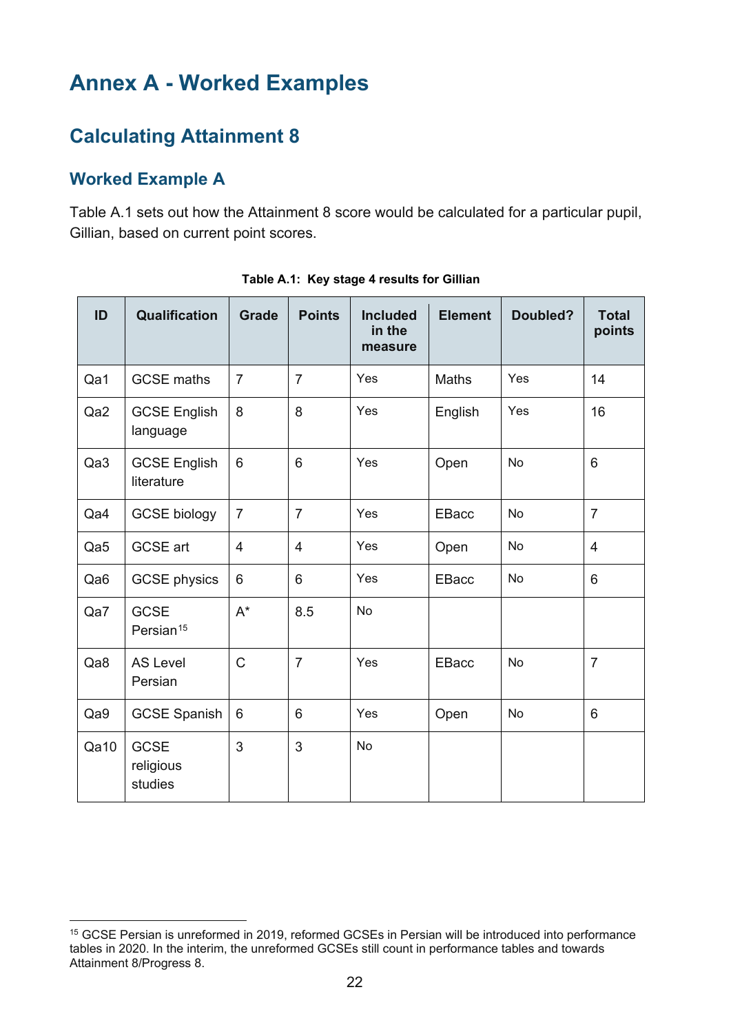# Annex A - Worked Examples

## Calculating Attainment 8

### Worked Example A

Table A.1 sets out how the Attainment 8 score would be calculated for a particular pupil, Gillian, based on current point scores.

**Table A.1: Key stage 4 results for Gillian**

| ID | Qualification | Grade | Points | Included in the measure | Element | Doubled? | Total points |
|---|---|---|---|---|---|---|---|
| Qa1 | GCSE maths | 7 | 7 | Yes | Maths | Yes | 14 |
| Qa2 | GCSE English language | 8 | 8 | Yes | English | Yes | 16 |
| Qa3 | GCSE English literature | 6 | 6 | Yes | Open | No | 6 |
| Qa4 | GCSE biology | 7 | 7 | Yes | EBacc | No | 7 |
| Qa5 | GCSE art | 4 | 4 | Yes | Open | No | 4 |
| Qa6 | GCSE physics | 6 | 6 | Yes | EBacc | No | 6 |
| Qa7 | GCSE Persian[15] | A* | 8.5 | No | | | |
| Qa8 | AS Level Persian | C | 7 | Yes | EBacc | No | 7 |
| Qa9 | GCSE Spanish | 6 | 6 | Yes | Open | No | 6 |
| Qa10 | GCSE religious studies | 3 | 3 | No | | | |

[15] GCSE Persian is unreformed in 2019, reformed GCSEs in Persian will be introduced into performance tables in 2020. In the interim, the unreformed GCSEs still count in performance tables and towards Attainment 8/Progress 8.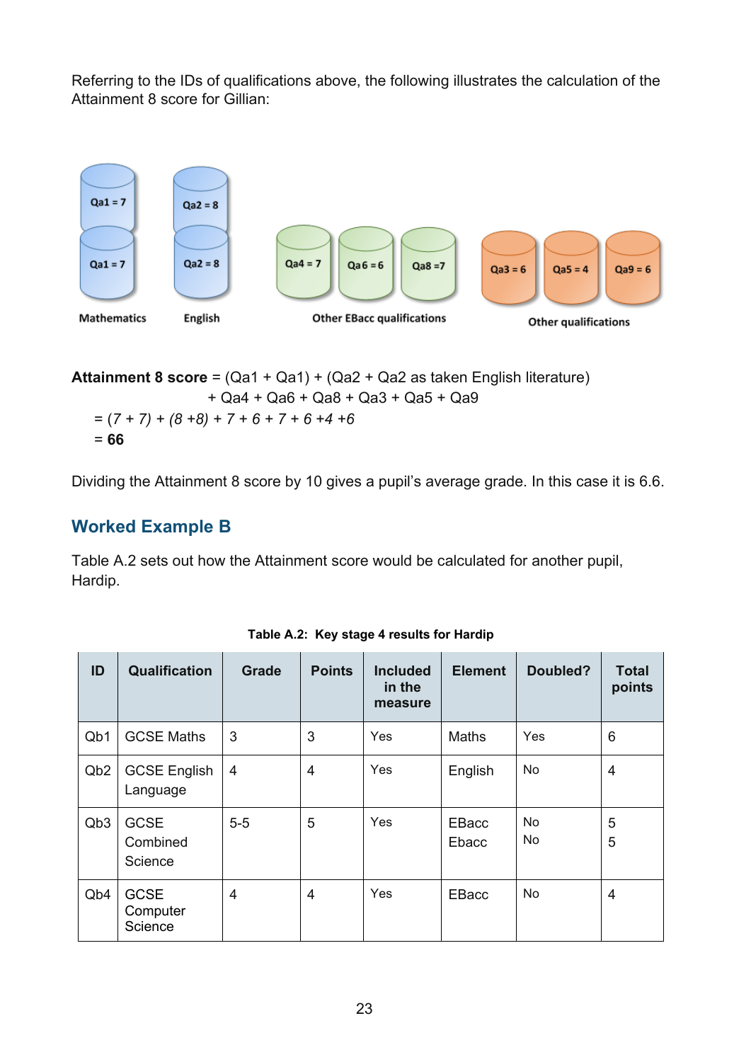Referring to the IDs of qualifications above, the following illustrates the calculation of the Attainment 8 score for Gillian:

| Mathematics | English | Other EBacc qualifications | | | Other qualifications | | |
|---|---|---|---|---|---|---|---|
| Qa1 = 7 | Qa2 = 8 | | | | | | |
| Qa1 = 7 | Qa2 = 8 | Qa4 = 7 | Qa6 = 6 | Qa8 = 7 | Qa3 = 6 | Qa5 = 4 | Qa9 = 6 |

**Attainment 8 score** = (Qa1 + Qa1) + (Qa2 + Qa2 as taken English literature) + Qa4 + Qa6 + Qa8 + Qa3 + Qa5 + Qa9

= *(7 + 7) + (8 +8) + 7 + 6 + 7 + 6 +4 +6*

= **66**

Dividing the Attainment 8 score by 10 gives a pupil's average grade. In this case it is 6.6.

## Worked Example B

Table A.2 sets out how the Attainment score would be calculated for another pupil, Hardip.

**Table A.2: Key stage 4 results for Hardip**

| ID | Qualification | Grade | Points | Included in the measure | Element | Doubled? | Total points |
|---|---|---|---|---|---|---|---|
| Qb1 | GCSE Maths | 3 | 3 | Yes | Maths | Yes | 6 |
| Qb2 | GCSE English Language | 4 | 4 | Yes | English | No | 4 |
| Qb3 | GCSE Combined Science | 5-5 | 5 | Yes | EBacc<br>Ebacc | No<br>No | 5<br>5 |
| Qb4 | GCSE Computer Science | 4 | 4 | Yes | EBacc | No | 4 |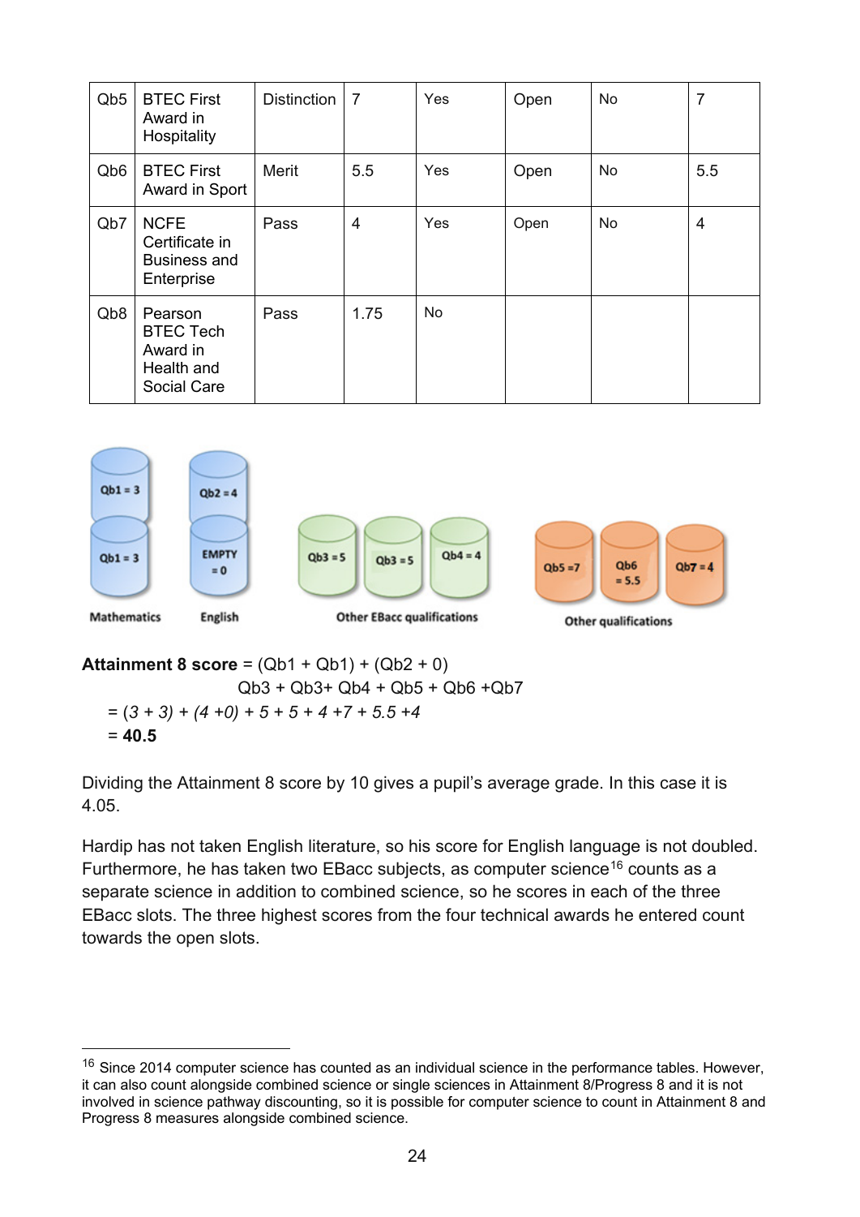| | | | | | | | |
|---|---|---|---|---|---|---|---|
| Qb5 | BTEC First Award in Hospitality | Distinction | 7 | Yes | Open | No | 7 |
| Qb6 | BTEC First Award in Sport | Merit | 5.5 | Yes | Open | No | 5.5 |
| Qb7 | NCFE Certificate in Business and Enterprise | Pass | 4 | Yes | Open | No | 4 |
| Qb8 | Pearson BTEC Tech Award in Health and Social Care | Pass | 1.75 | No | | | |

Mathematics: Qb1 = 3, Qb1 = 3
English: Qb2 = 4, EMPTY = 0
Other EBacc qualifications: Qb3 = 5, Qb3 = 5, Qb4 = 4
Other qualifications: Qb5 = 7, Qb6 = 5.5, Qb7 = 4

**Attainment 8 score** = (Qb1 + Qb1) + (Qb2 + 0)
Qb3 + Qb3+ Qb4 + Qb5 + Qb6 +Qb7
= *(3 + 3) + (4 +0) + 5 + 5 + 4 +7 + 5.5 +4*
= **40.5**

Dividing the Attainment 8 score by 10 gives a pupil's average grade. In this case it is 4.05.

Hardip has not taken English literature, so his score for English language is not doubled. Furthermore, he has taken two EBacc subjects, as computer science[16] counts as a separate science in addition to combined science, so he scores in each of the three EBacc slots. The three highest scores from the four technical awards he entered count towards the open slots.

[16] Since 2014 computer science has counted as an individual science in the performance tables. However, it can also count alongside combined science or single sciences in Attainment 8/Progress 8 and it is not involved in science pathway discounting, so it is possible for computer science to count in Attainment 8 and Progress 8 measures alongside combined science.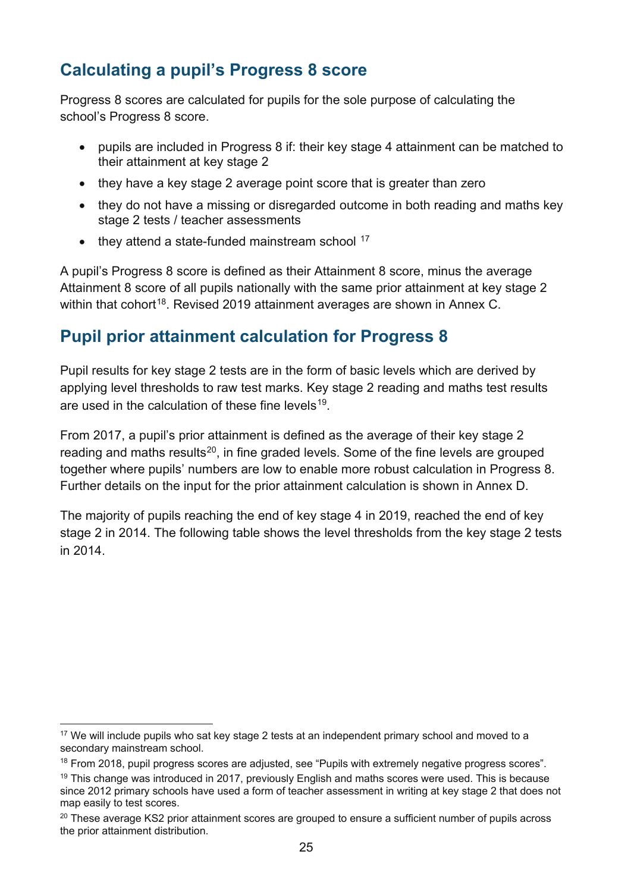## Calculating a pupil's Progress 8 score

Progress 8 scores are calculated for pupils for the sole purpose of calculating the school's Progress 8 score.

- pupils are included in Progress 8 if: their key stage 4 attainment can be matched to their attainment at key stage 2
- they have a key stage 2 average point score that is greater than zero
- they do not have a missing or disregarded outcome in both reading and maths key stage 2 tests / teacher assessments
- they attend a state-funded mainstream school [17]

A pupil's Progress 8 score is defined as their Attainment 8 score, minus the average Attainment 8 score of all pupils nationally with the same prior attainment at key stage 2 within that cohort[18]. Revised 2019 attainment averages are shown in Annex C.

## Pupil prior attainment calculation for Progress 8

Pupil results for key stage 2 tests are in the form of basic levels which are derived by applying level thresholds to raw test marks. Key stage 2 reading and maths test results are used in the calculation of these fine levels[19].

From 2017, a pupil's prior attainment is defined as the average of their key stage 2 reading and maths results[20], in fine graded levels. Some of the fine levels are grouped together where pupils' numbers are low to enable more robust calculation in Progress 8. Further details on the input for the prior attainment calculation is shown in Annex D.

The majority of pupils reaching the end of key stage 4 in 2019, reached the end of key stage 2 in 2014. The following table shows the level thresholds from the key stage 2 tests in 2014.

---

[17] We will include pupils who sat key stage 2 tests at an independent primary school and moved to a secondary mainstream school.

[18] From 2018, pupil progress scores are adjusted, see "Pupils with extremely negative progress scores".

[19] This change was introduced in 2017, previously English and maths scores were used. This is because since 2012 primary schools have used a form of teacher assessment in writing at key stage 2 that does not map easily to test scores.

[20] These average KS2 prior attainment scores are grouped to ensure a sufficient number of pupils across the prior attainment distribution.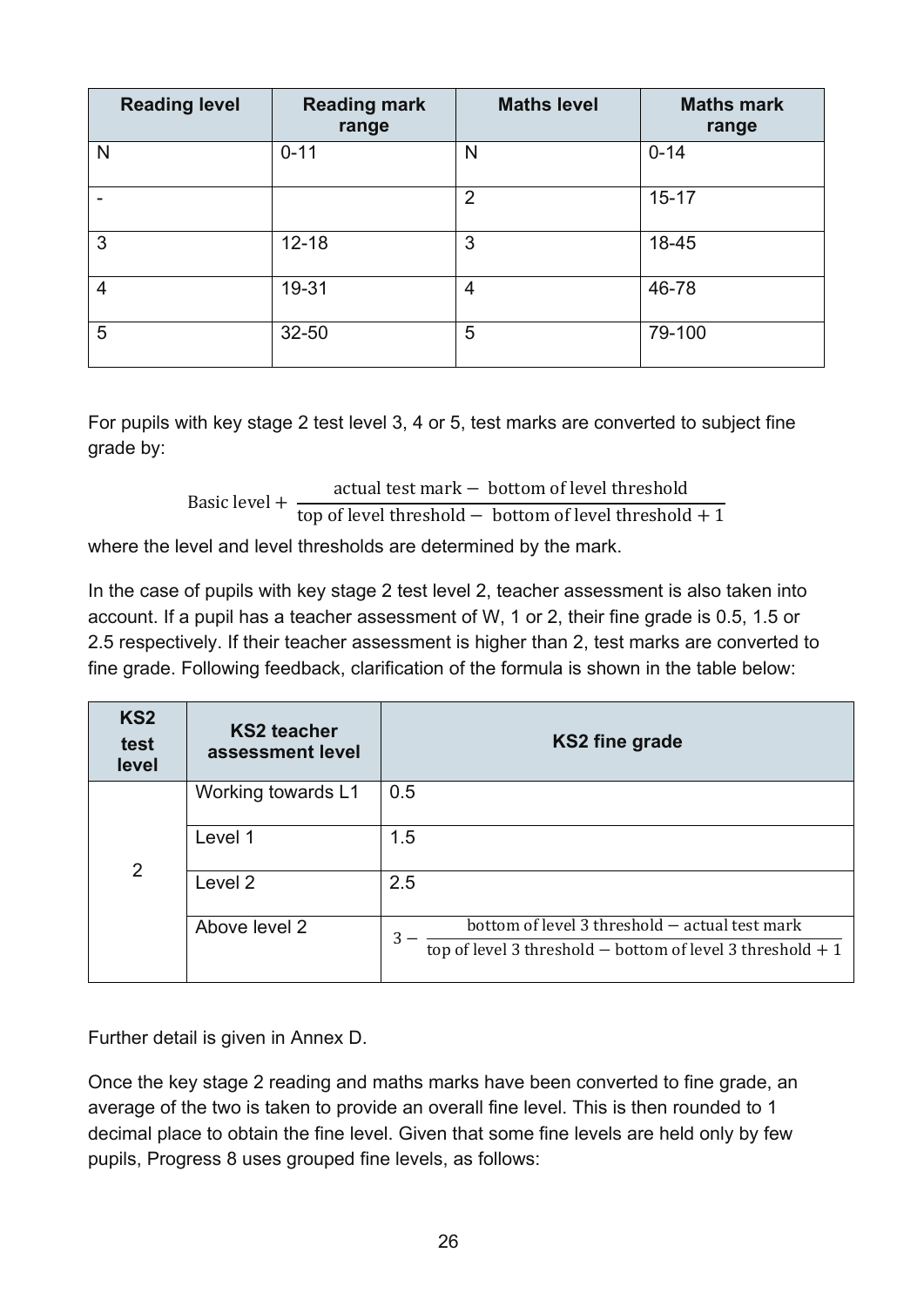| Reading level | Reading mark range | Maths level | Maths mark range |
|---|---|---|---|
| N | 0-11 | N | 0-14 |
| - | | 2 | 15-17 |
| 3 | 12-18 | 3 | 18-45 |
| 4 | 19-31 | 4 | 46-78 |
| 5 | 32-50 | 5 | 79-100 |

For pupils with key stage 2 test level 3, 4 or 5, test marks are converted to subject fine grade by:

$$\text{Basic level} + \frac{\text{actual test mark} - \text{bottom of level threshold}}{\text{top of level threshold} - \text{bottom of level threshold} + 1}$$

where the level and level thresholds are determined by the mark.

In the case of pupils with key stage 2 test level 2, teacher assessment is also taken into account. If a pupil has a teacher assessment of W, 1 or 2, their fine grade is 0.5, 1.5 or 2.5 respectively. If their teacher assessment is higher than 2, test marks are converted to fine grade. Following feedback, clarification of the formula is shown in the table below:

| KS2 test level | KS2 teacher assessment level | KS2 fine grade |
|---|---|---|
| 2 | Working towards L1 | 0.5 |
| | Level 1 | 1.5 |
| | Level 2 | 2.5 |
| | Above level 2 | $3 - \frac{\text{bottom of level 3 threshold} - \text{actual test mark}}{\text{top of level 3 threshold} - \text{bottom of level 3 threshold} + 1}$ |

Further detail is given in Annex D.

Once the key stage 2 reading and maths marks have been converted to fine grade, an average of the two is taken to provide an overall fine level. This is then rounded to 1 decimal place to obtain the fine level. Given that some fine levels are held only by few pupils, Progress 8 uses grouped fine levels, as follows: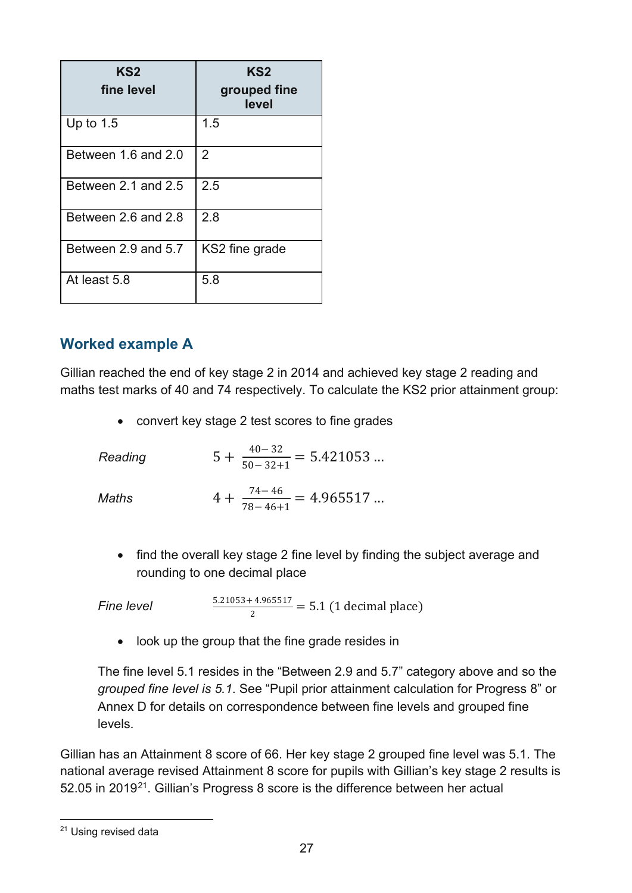| KS2 fine level | KS2 grouped fine level |
| --- | --- |
| Up to 1.5 | 1.5 |
| Between 1.6 and 2.0 | 2 |
| Between 2.1 and 2.5 | 2.5 |
| Between 2.6 and 2.8 | 2.8 |
| Between 2.9 and 5.7 | KS2 fine grade |
| At least 5.8 | 5.8 |

### Worked example A

Gillian reached the end of key stage 2 in 2014 and achieved key stage 2 reading and maths test marks of 40 and 74 respectively. To calculate the KS2 prior attainment group:

- convert key stage 2 test scores to fine grades

*Reading* $$5 + \frac{40 - 32}{50 - 32 + 1} = 5.421053 \ldots$$

*Maths* $$4 + \frac{74 - 46}{78 - 46 + 1} = 4.965517 \ldots$$

- find the overall key stage 2 fine level by finding the subject average and rounding to one decimal place

*Fine level* $$\frac{5.21053 + 4.965517}{2} = 5.1 \text{ (1 decimal place)}$$

- look up the group that the fine grade resides in

The fine level 5.1 resides in the "Between 2.9 and 5.7" category above and so the *grouped fine level is 5.1.* See "Pupil prior attainment calculation for Progress 8" or Annex D for details on correspondence between fine levels and grouped fine levels.

Gillian has an Attainment 8 score of 66. Her key stage 2 grouped fine level was 5.1. The national average revised Attainment 8 score for pupils with Gillian's key stage 2 results is 52.05 in 2019[21]. Gillian's Progress 8 score is the difference between her actual

[21] Using revised data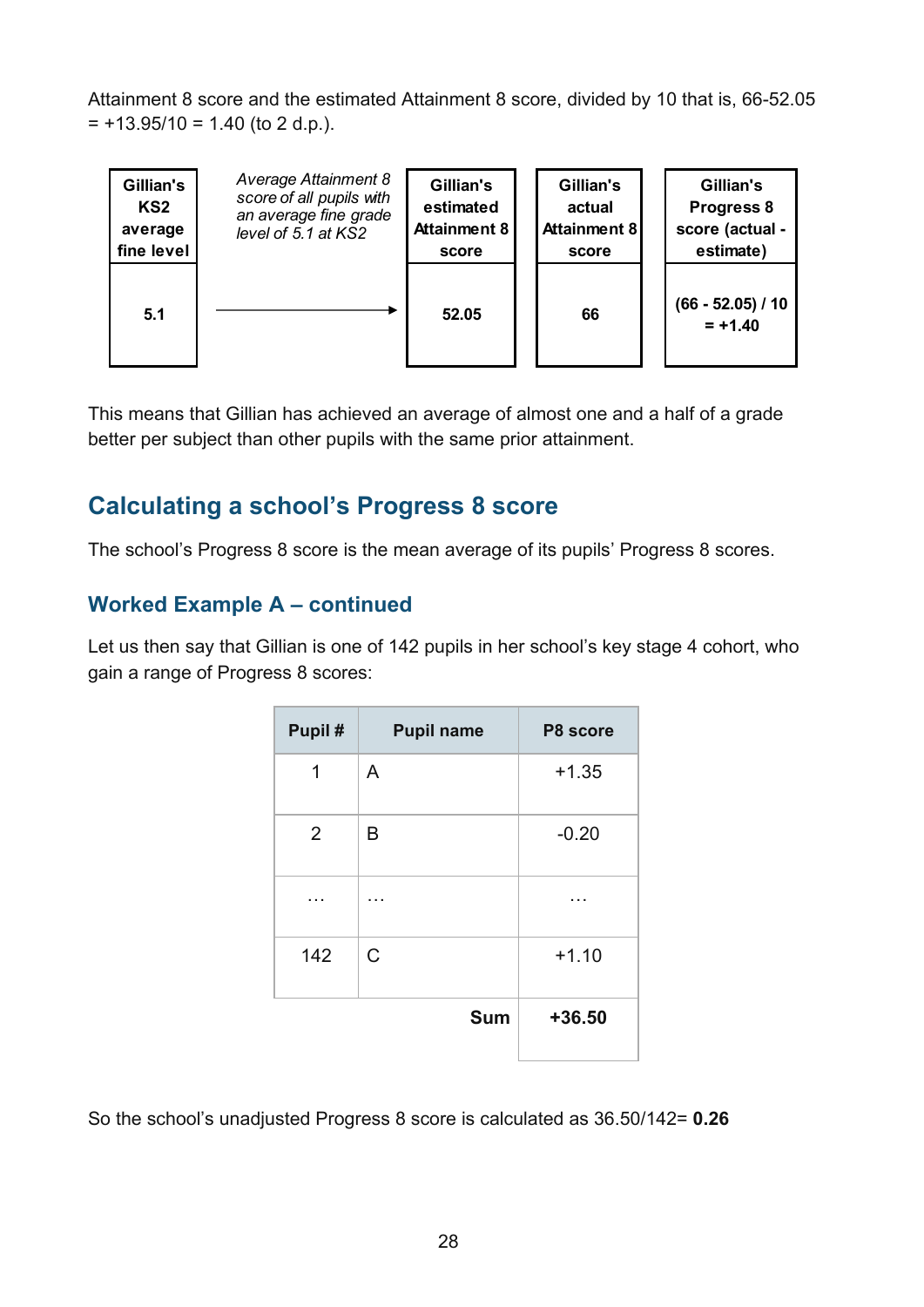Attainment 8 score and the estimated Attainment 8 score, divided by 10 that is, 66-52.05 = +13.95/10 = 1.40 (to 2 d.p.).

| Gillian's KS2 average fine level | *Average Attainment 8 score of all pupils with an average fine grade level of 5.1 at KS2* | Gillian's estimated Attainment 8 score | Gillian's actual Attainment 8 score | Gillian's Progress 8 score (actual - estimate) |
|---|---|---|---|---|
| **5.1** | → | **52.05** | **66** | **(66 - 52.05) / 10 = +1.40** |

This means that Gillian has achieved an average of almost one and a half of a grade better per subject than other pupils with the same prior attainment.

## Calculating a school's Progress 8 score

The school's Progress 8 score is the mean average of its pupils' Progress 8 scores.

### Worked Example A – continued

Let us then say that Gillian is one of 142 pupils in her school's key stage 4 cohort, who gain a range of Progress 8 scores:

| Pupil # | Pupil name | P8 score |
|---|---|---|
| 1 | A | +1.35 |
| 2 | B | -0.20 |
| … | … | … |
| 142 | C | +1.10 |
| | **Sum** | **+36.50** |

So the school's unadjusted Progress 8 score is calculated as 36.50/142= **0.26**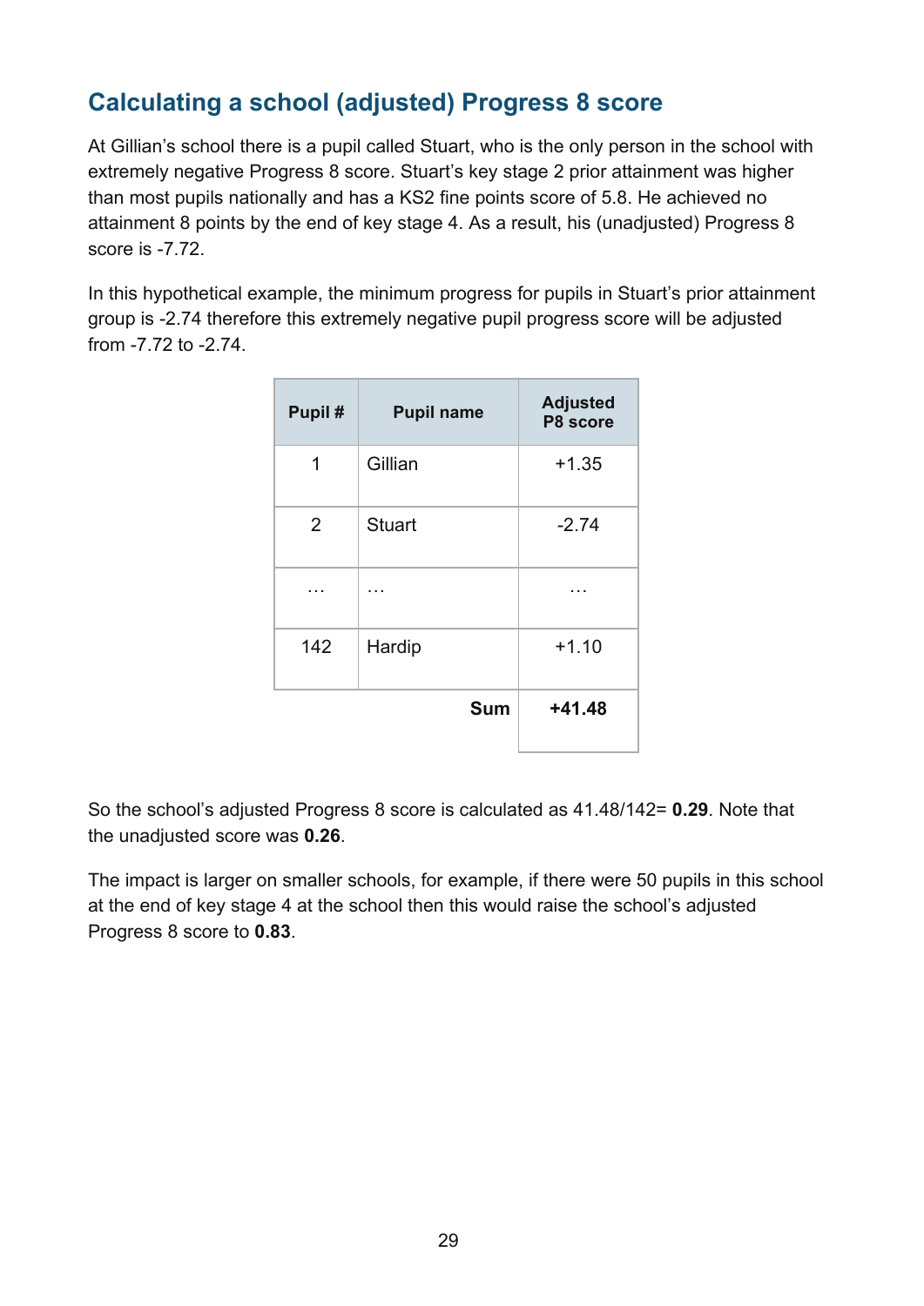## Calculating a school (adjusted) Progress 8 score

At Gillian's school there is a pupil called Stuart, who is the only person in the school with extremely negative Progress 8 score. Stuart's key stage 2 prior attainment was higher than most pupils nationally and has a KS2 fine points score of 5.8. He achieved no attainment 8 points by the end of key stage 4. As a result, his (unadjusted) Progress 8 score is -7.72.

In this hypothetical example, the minimum progress for pupils in Stuart's prior attainment group is -2.74 therefore this extremely negative pupil progress score will be adjusted from -7.72 to -2.74.

| Pupil # | Pupil name | Adjusted P8 score |
|---|---|---|
| 1 | Gillian | +1.35 |
| 2 | Stuart | -2.74 |
| … | … | … |
| 142 | Hardip | +1.10 |
| | **Sum** | **+41.48** |

So the school's adjusted Progress 8 score is calculated as 41.48/142= **0.29**. Note that the unadjusted score was **0.26**.

The impact is larger on smaller schools, for example, if there were 50 pupils in this school at the end of key stage 4 at the school then this would raise the school's adjusted Progress 8 score to **0.83**.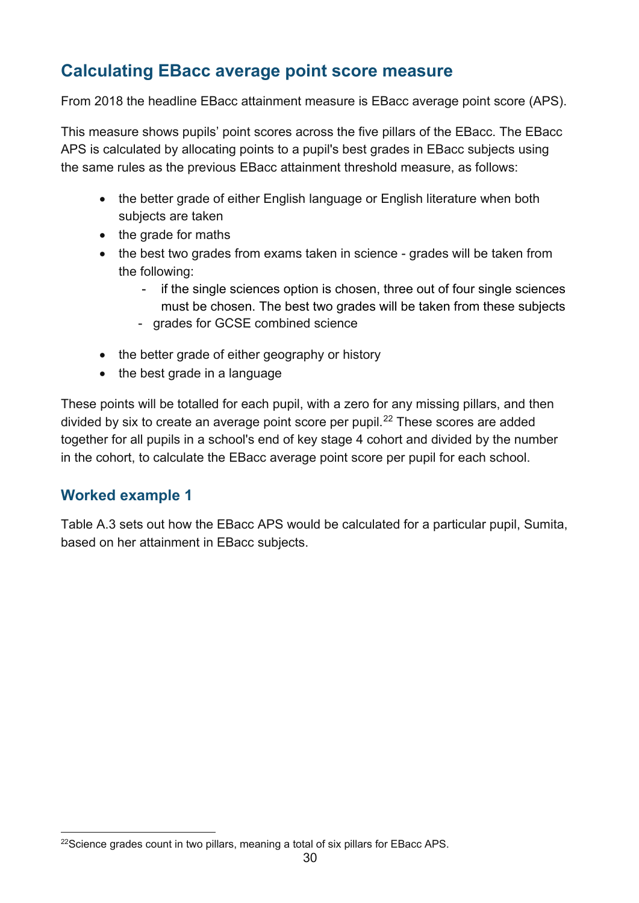## Calculating EBacc average point score measure

From 2018 the headline EBacc attainment measure is EBacc average point score (APS).

This measure shows pupils' point scores across the five pillars of the EBacc. The EBacc APS is calculated by allocating points to a pupil's best grades in EBacc subjects using the same rules as the previous EBacc attainment threshold measure, as follows:

- the better grade of either English language or English literature when both subjects are taken
- the grade for maths
- the best two grades from exams taken in science - grades will be taken from the following:
  - if the single sciences option is chosen, three out of four single sciences must be chosen. The best two grades will be taken from these subjects
  - grades for GCSE combined science
- the better grade of either geography or history
- the best grade in a language

These points will be totalled for each pupil, with a zero for any missing pillars, and then divided by six to create an average point score per pupil.[22] These scores are added together for all pupils in a school's end of key stage 4 cohort and divided by the number in the cohort, to calculate the EBacc average point score per pupil for each school.

### Worked example 1

Table A.3 sets out how the EBacc APS would be calculated for a particular pupil, Sumita, based on her attainment in EBacc subjects.

[22] Science grades count in two pillars, meaning a total of six pillars for EBacc APS.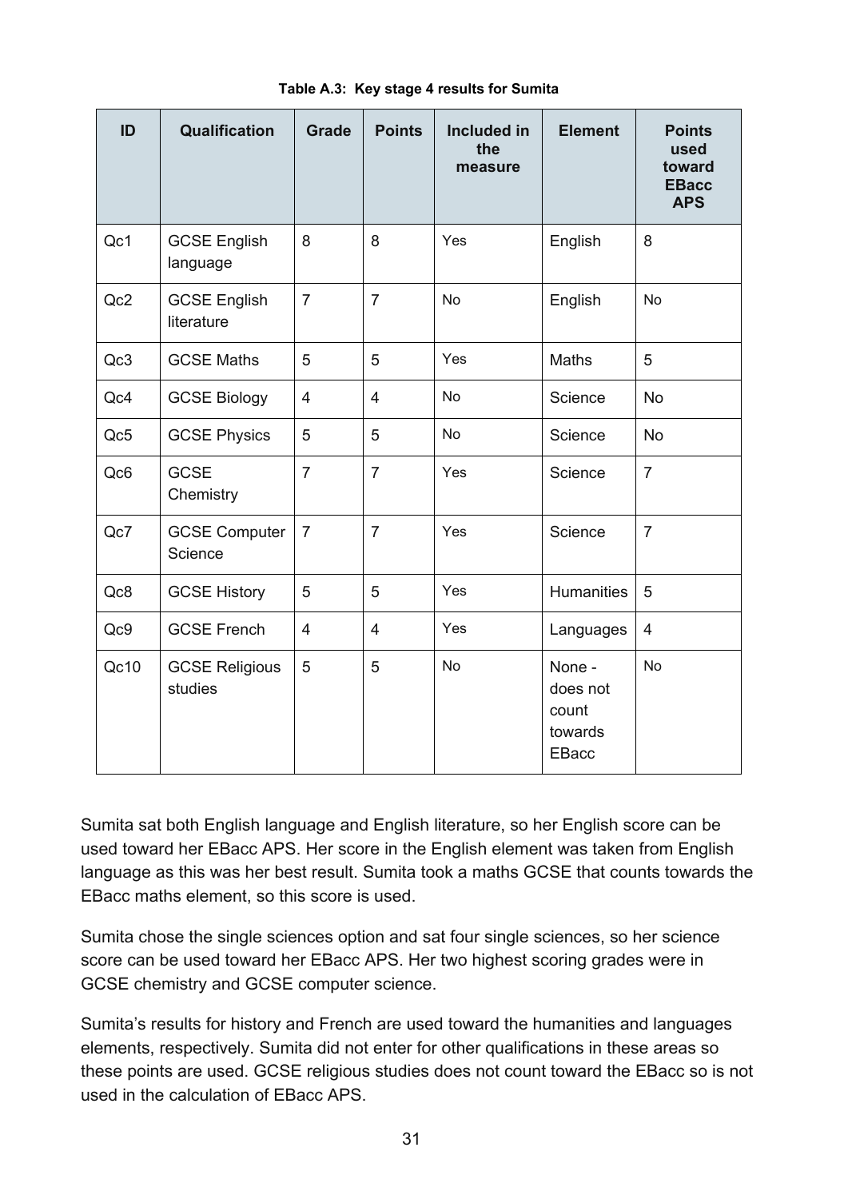**Table A.3: Key stage 4 results for Sumita**

| ID | Qualification | Grade | Points | Included in the measure | Element | Points used toward EBacc APS |
|---|---|---|---|---|---|---|
| Qc1 | GCSE English language | 8 | 8 | Yes | English | 8 |
| Qc2 | GCSE English literature | 7 | 7 | No | English | No |
| Qc3 | GCSE Maths | 5 | 5 | Yes | Maths | 5 |
| Qc4 | GCSE Biology | 4 | 4 | No | Science | No |
| Qc5 | GCSE Physics | 5 | 5 | No | Science | No |
| Qc6 | GCSE Chemistry | 7 | 7 | Yes | Science | 7 |
| Qc7 | GCSE Computer Science | 7 | 7 | Yes | Science | 7 |
| Qc8 | GCSE History | 5 | 5 | Yes | Humanities | 5 |
| Qc9 | GCSE French | 4 | 4 | Yes | Languages | 4 |
| Qc10 | GCSE Religious studies | 5 | 5 | No | None - does not count towards EBacc | No |

Sumita sat both English language and English literature, so her English score can be used toward her EBacc APS. Her score in the English element was taken from English language as this was her best result. Sumita took a maths GCSE that counts towards the EBacc maths element, so this score is used.

Sumita chose the single sciences option and sat four single sciences, so her science score can be used toward her EBacc APS. Her two highest scoring grades were in GCSE chemistry and GCSE computer science.

Sumita's results for history and French are used toward the humanities and languages elements, respectively. Sumita did not enter for other qualifications in these areas so these points are used. GCSE religious studies does not count toward the EBacc so is not used in the calculation of EBacc APS.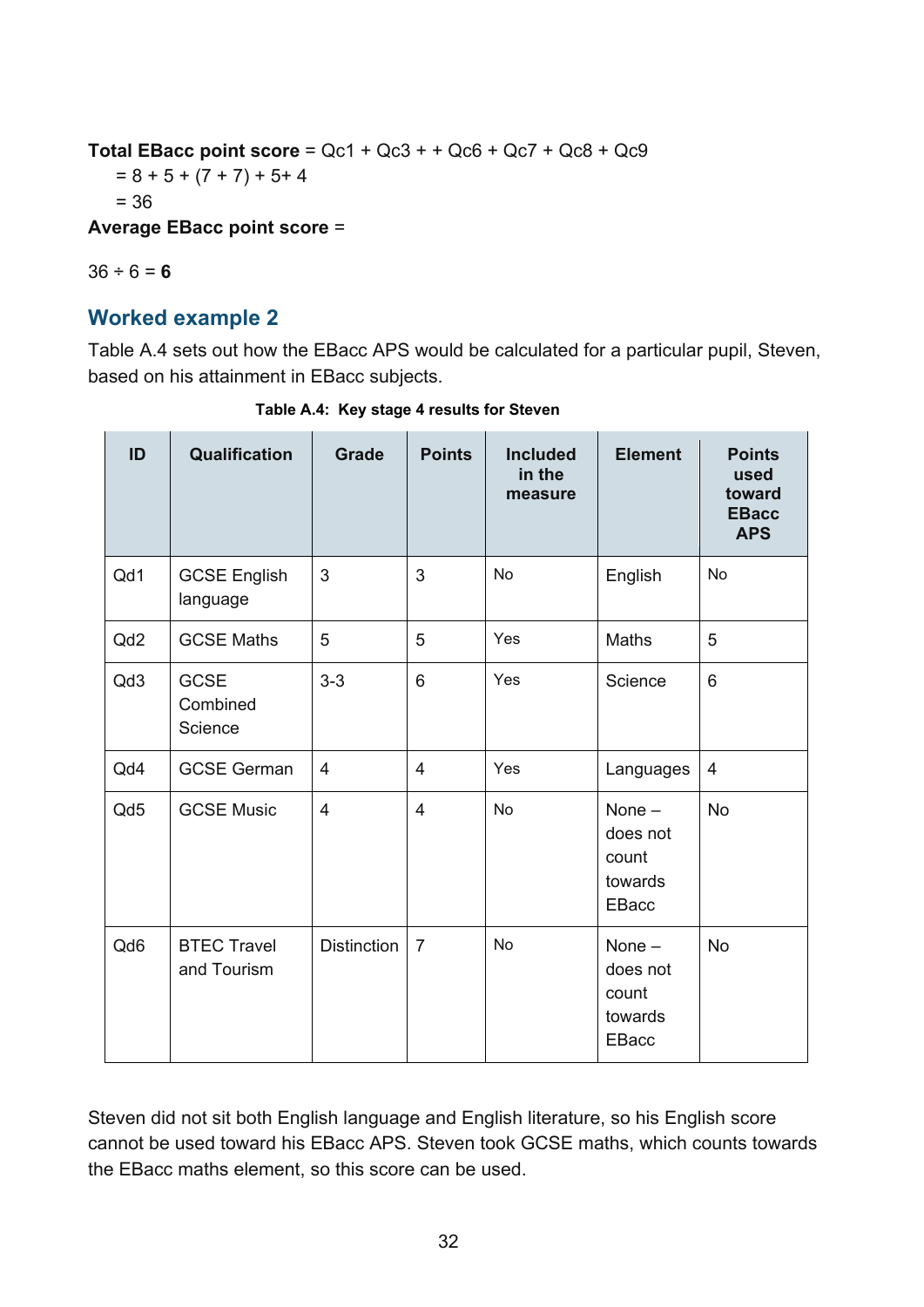**Total EBacc point score** = Qc1 + Qc3 + + Qc6 + Qc7 + Qc8 + Qc9

= 8 + 5 + (7 + 7) + 5+ 4

= 36

**Average EBacc point score** =

36 ÷ 6 = **6**

## Worked example 2

Table A.4 sets out how the EBacc APS would be calculated for a particular pupil, Steven, based on his attainment in EBacc subjects.

**Table A.4: Key stage 4 results for Steven**

| ID | Qualification | Grade | Points | Included in the measure | Element | Points used toward EBacc APS |
|---|---|---|---|---|---|---|
| Qd1 | GCSE English language | 3 | 3 | No | English | No |
| Qd2 | GCSE Maths | 5 | 5 | Yes | Maths | 5 |
| Qd3 | GCSE Combined Science | 3-3 | 6 | Yes | Science | 6 |
| Qd4 | GCSE German | 4 | 4 | Yes | Languages | 4 |
| Qd5 | GCSE Music | 4 | 4 | No | None – does not count towards EBacc | No |
| Qd6 | BTEC Travel and Tourism | Distinction | 7 | No | None – does not count towards EBacc | No |

Steven did not sit both English language and English literature, so his English score cannot be used toward his EBacc APS. Steven took GCSE maths, which counts towards the EBacc maths element, so this score can be used.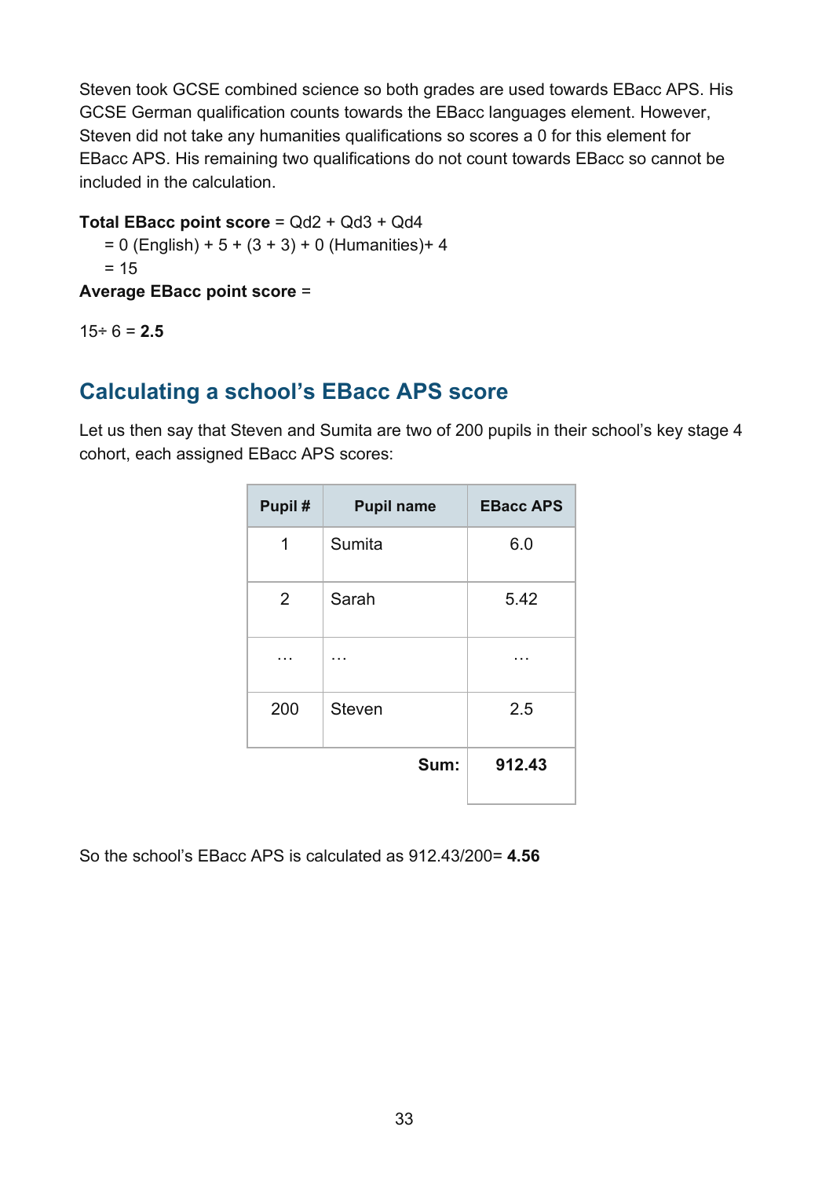Steven took GCSE combined science so both grades are used towards EBacc APS. His GCSE German qualification counts towards the EBacc languages element. However, Steven did not take any humanities qualifications so scores a 0 for this element for EBacc APS. His remaining two qualifications do not count towards EBacc so cannot be included in the calculation.

**Total EBacc point score** = Qd2 + Qd3 + Qd4
= 0 (English) + 5 + (3 + 3) + 0 (Humanities)+ 4
= 15

**Average EBacc point score** =

15÷ 6 = **2.5**

## Calculating a school's EBacc APS score

Let us then say that Steven and Sumita are two of 200 pupils in their school's key stage 4 cohort, each assigned EBacc APS scores:

| Pupil # | Pupil name | EBacc APS |
|---|---|---|
| 1 | Sumita | 6.0 |
| 2 | Sarah | 5.42 |
| … | … | … |
| 200 | Steven | 2.5 |
| | **Sum:** | **912.43** |

So the school's EBacc APS is calculated as 912.43/200= **4.56**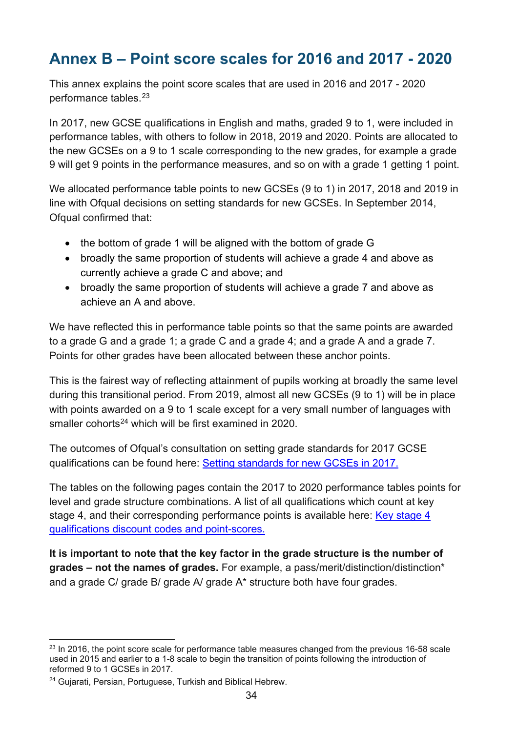# Annex B – Point score scales for 2016 and 2017 - 2020

This annex explains the point score scales that are used in 2016 and 2017 - 2020 performance tables.[23]

In 2017, new GCSE qualifications in English and maths, graded 9 to 1, were included in performance tables, with others to follow in 2018, 2019 and 2020. Points are allocated to the new GCSEs on a 9 to 1 scale corresponding to the new grades, for example a grade 9 will get 9 points in the performance measures, and so on with a grade 1 getting 1 point.

We allocated performance table points to new GCSEs (9 to 1) in 2017, 2018 and 2019 in line with Ofqual decisions on setting standards for new GCSEs. In September 2014, Ofqual confirmed that:

- the bottom of grade 1 will be aligned with the bottom of grade G
- broadly the same proportion of students will achieve a grade 4 and above as currently achieve a grade C and above; and
- broadly the same proportion of students will achieve a grade 7 and above as achieve an A and above.

We have reflected this in performance table points so that the same points are awarded to a grade G and a grade 1; a grade C and a grade 4; and a grade A and a grade 7. Points for other grades have been allocated between these anchor points.

This is the fairest way of reflecting attainment of pupils working at broadly the same level during this transitional period. From 2019, almost all new GCSEs (9 to 1) will be in place with points awarded on a 9 to 1 scale except for a very small number of languages with smaller cohorts[24] which will be first examined in 2020.

The outcomes of Ofqual's consultation on setting grade standards for 2017 GCSE qualifications can be found here: [Setting standards for new GCSEs in 2017.]()

The tables on the following pages contain the 2017 to 2020 performance tables points for level and grade structure combinations. A list of all qualifications which count at key stage 4, and their corresponding performance points is available here: [Key stage 4 qualifications discount codes and point-scores.]()

**It is important to note that the key factor in the grade structure is the number of grades – not the names of grades.** For example, a pass/merit/distinction/distinction* and a grade C/ grade B/ grade A/ grade A* structure both have four grades.

---

[23] In 2016, the point score scale for performance table measures changed from the previous 16-58 scale used in 2015 and earlier to a 1-8 scale to begin the transition of points following the introduction of reformed 9 to 1 GCSEs in 2017.

[24] Gujarati, Persian, Portuguese, Turkish and Biblical Hebrew.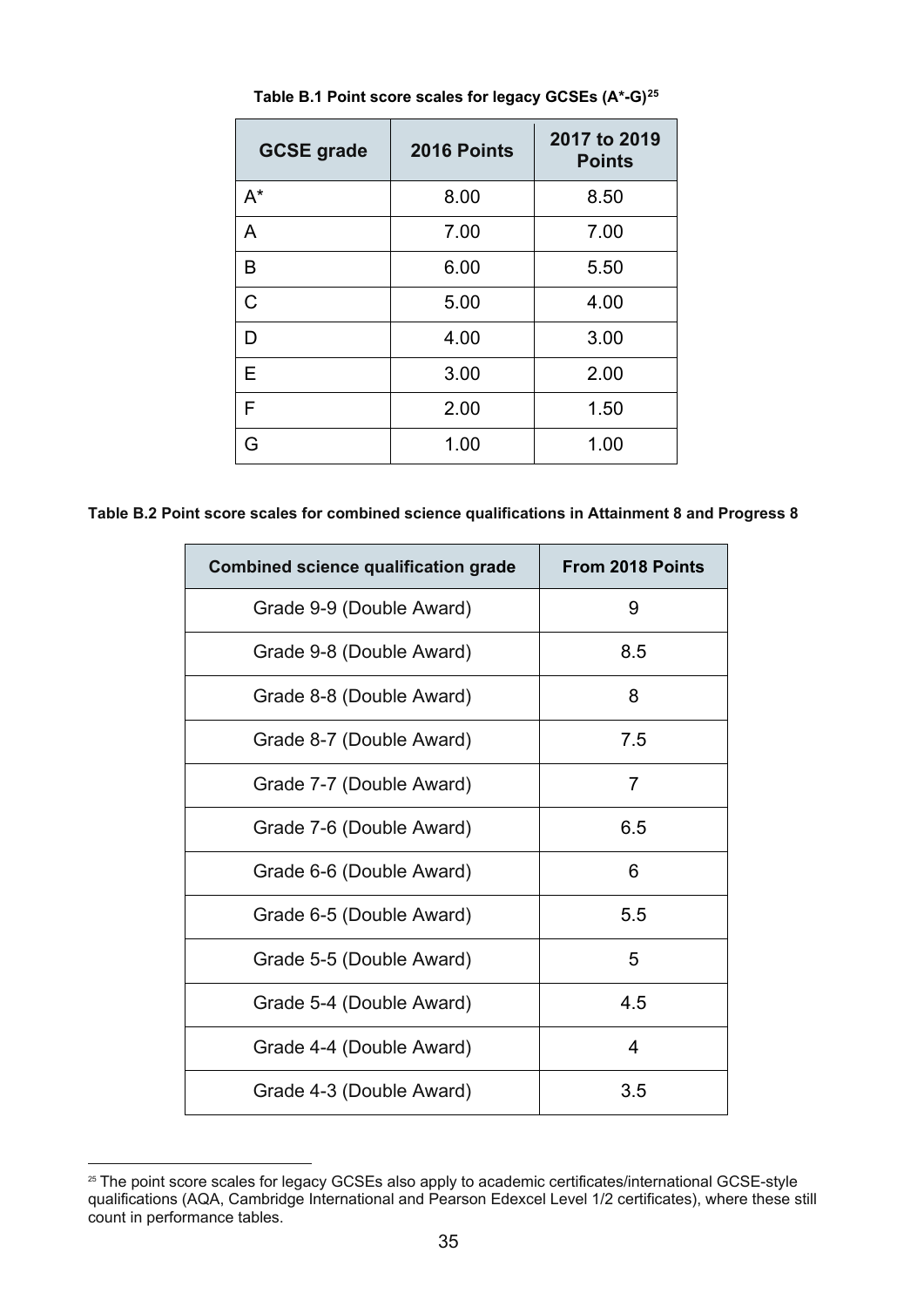**Table B.1 Point score scales for legacy GCSEs (A*-G)[25]**

| GCSE grade | 2016 Points | 2017 to 2019 Points |
|---|---|---|
| A* | 8.00 | 8.50 |
| A | 7.00 | 7.00 |
| B | 6.00 | 5.50 |
| C | 5.00 | 4.00 |
| D | 4.00 | 3.00 |
| E | 3.00 | 2.00 |
| F | 2.00 | 1.50 |
| G | 1.00 | 1.00 |

**Table B.2 Point score scales for combined science qualifications in Attainment 8 and Progress 8**

| Combined science qualification grade | From 2018 Points |
|---|---|
| Grade 9-9 (Double Award) | 9 |
| Grade 9-8 (Double Award) | 8.5 |
| Grade 8-8 (Double Award) | 8 |
| Grade 8-7 (Double Award) | 7.5 |
| Grade 7-7 (Double Award) | 7 |
| Grade 7-6 (Double Award) | 6.5 |
| Grade 6-6 (Double Award) | 6 |
| Grade 6-5 (Double Award) | 5.5 |
| Grade 5-5 (Double Award) | 5 |
| Grade 5-4 (Double Award) | 4.5 |
| Grade 4-4 (Double Award) | 4 |
| Grade 4-3 (Double Award) | 3.5 |

[25] The point score scales for legacy GCSEs also apply to academic certificates/international GCSE-style qualifications (AQA, Cambridge International and Pearson Edexcel Level 1/2 certificates), where these still count in performance tables.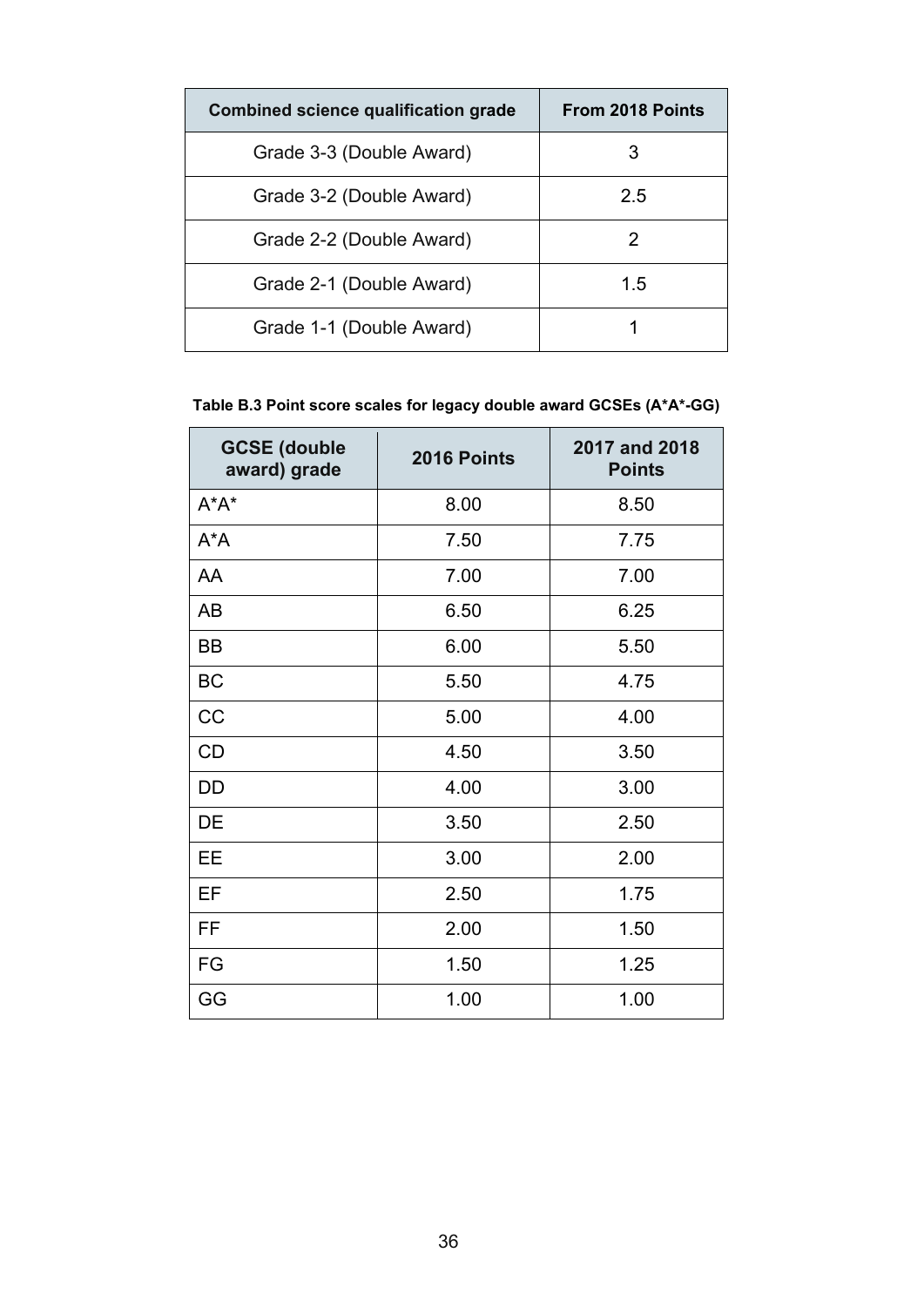| Combined science qualification grade | From 2018 Points |
|---|---|
| Grade 3-3 (Double Award) | 3 |
| Grade 3-2 (Double Award) | 2.5 |
| Grade 2-2 (Double Award) | 2 |
| Grade 2-1 (Double Award) | 1.5 |
| Grade 1-1 (Double Award) | 1 |

**Table B.3 Point score scales for legacy double award GCSEs (A*A*-GG)**

| GCSE (double award) grade | 2016 Points | 2017 and 2018 Points |
|---|---|---|
| A*A* | 8.00 | 8.50 |
| A*A | 7.50 | 7.75 |
| AA | 7.00 | 7.00 |
| AB | 6.50 | 6.25 |
| BB | 6.00 | 5.50 |
| BC | 5.50 | 4.75 |
| CC | 5.00 | 4.00 |
| CD | 4.50 | 3.50 |
| DD | 4.00 | 3.00 |
| DE | 3.50 | 2.50 |
| EE | 3.00 | 2.00 |
| EF | 2.50 | 1.75 |
| FF | 2.00 | 1.50 |
| FG | 1.50 | 1.25 |
| GG | 1.00 | 1.00 |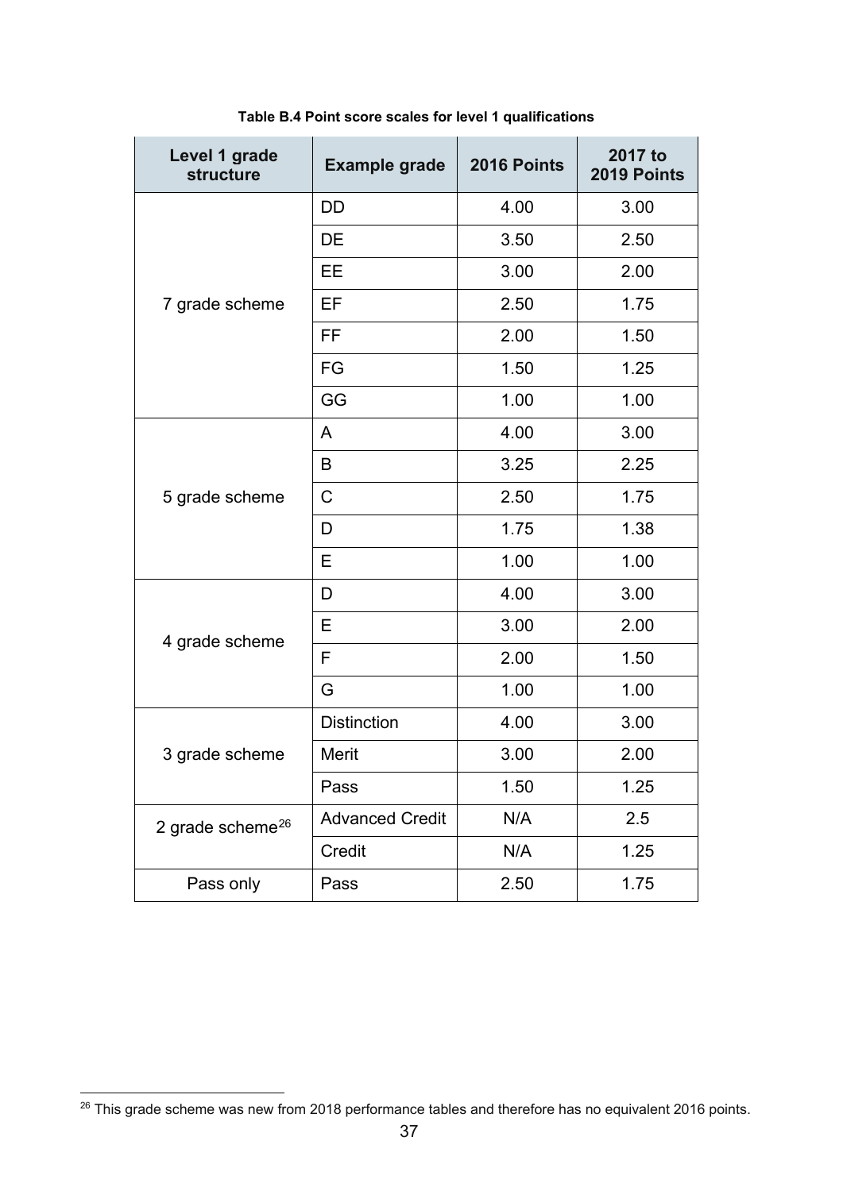**Table B.4 Point score scales for level 1 qualifications**

| Level 1 grade structure | Example grade | 2016 Points | 2017 to 2019 Points |
|---|---|---|---|
| 7 grade scheme | DD | 4.00 | 3.00 |
| | DE | 3.50 | 2.50 |
| | EE | 3.00 | 2.00 |
| | EF | 2.50 | 1.75 |
| | FF | 2.00 | 1.50 |
| | FG | 1.50 | 1.25 |
| | GG | 1.00 | 1.00 |
| 5 grade scheme | A | 4.00 | 3.00 |
| | B | 3.25 | 2.25 |
| | C | 2.50 | 1.75 |
| | D | 1.75 | 1.38 |
| | E | 1.00 | 1.00 |
| 4 grade scheme | D | 4.00 | 3.00 |
| | E | 3.00 | 2.00 |
| | F | 2.00 | 1.50 |
| | G | 1.00 | 1.00 |
| 3 grade scheme | Distinction | 4.00 | 3.00 |
| | Merit | 3.00 | 2.00 |
| | Pass | 1.50 | 1.25 |
| 2 grade scheme[26] | Advanced Credit | N/A | 2.5 |
| | Credit | N/A | 1.25 |
| Pass only | Pass | 2.50 | 1.75 |

[26] This grade scheme was new from 2018 performance tables and therefore has no equivalent 2016 points.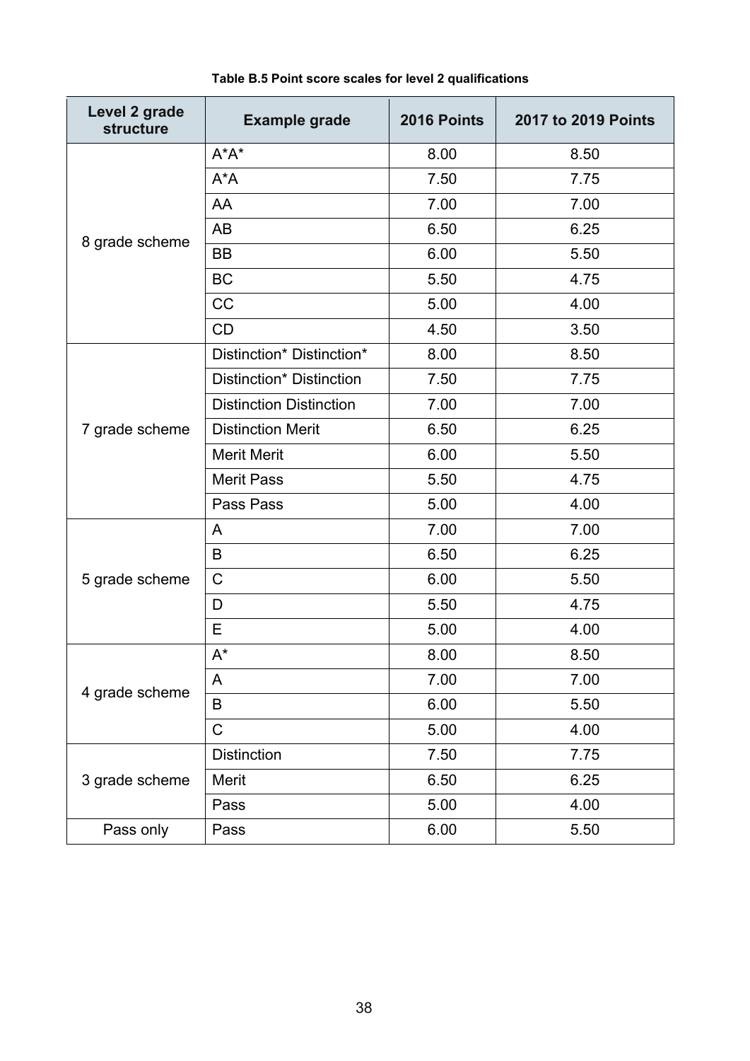**Table B.5 Point score scales for level 2 qualifications**

| Level 2 grade structure | Example grade | 2016 Points | 2017 to 2019 Points |
|---|---|---|---|
| 8 grade scheme | A*A* | 8.00 | 8.50 |
| | A*A | 7.50 | 7.75 |
| | AA | 7.00 | 7.00 |
| | AB | 6.50 | 6.25 |
| | BB | 6.00 | 5.50 |
| | BC | 5.50 | 4.75 |
| | CC | 5.00 | 4.00 |
| | CD | 4.50 | 3.50 |
| 7 grade scheme | Distinction* Distinction* | 8.00 | 8.50 |
| | Distinction* Distinction | 7.50 | 7.75 |
| | Distinction Distinction | 7.00 | 7.00 |
| | Distinction Merit | 6.50 | 6.25 |
| | Merit Merit | 6.00 | 5.50 |
| | Merit Pass | 5.50 | 4.75 |
| | Pass Pass | 5.00 | 4.00 |
| 5 grade scheme | A | 7.00 | 7.00 |
| | B | 6.50 | 6.25 |
| | C | 6.00 | 5.50 |
| | D | 5.50 | 4.75 |
| | E | 5.00 | 4.00 |
| 4 grade scheme | A* | 8.00 | 8.50 |
| | A | 7.00 | 7.00 |
| | B | 6.00 | 5.50 |
| | C | 5.00 | 4.00 |
| 3 grade scheme | Distinction | 7.50 | 7.75 |
| | Merit | 6.50 | 6.25 |
| | Pass | 5.00 | 4.00 |
| Pass only | Pass | 6.00 | 5.50 |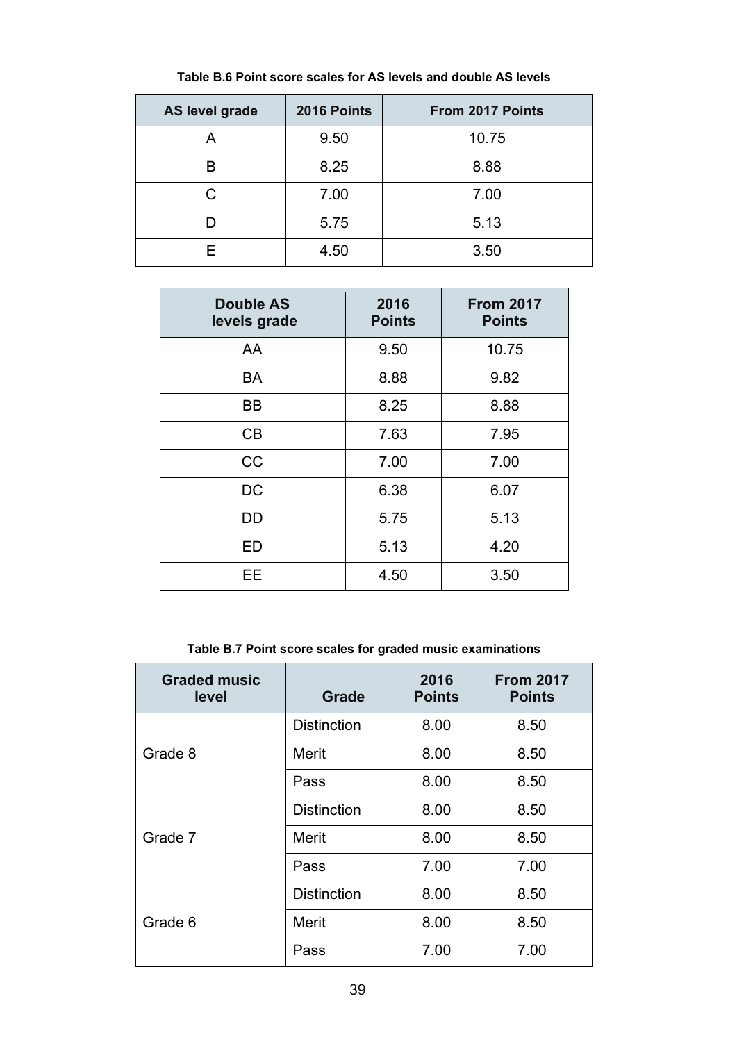**Table B.6 Point score scales for AS levels and double AS levels**

| AS level grade | 2016 Points | From 2017 Points |
|---|---|---|
| A | 9.50 | 10.75 |
| B | 8.25 | 8.88 |
| C | 7.00 | 7.00 |
| D | 5.75 | 5.13 |
| E | 4.50 | 3.50 |

| Double AS levels grade | 2016 Points | From 2017 Points |
|---|---|---|
| AA | 9.50 | 10.75 |
| BA | 8.88 | 9.82 |
| BB | 8.25 | 8.88 |
| CB | 7.63 | 7.95 |
| CC | 7.00 | 7.00 |
| DC | 6.38 | 6.07 |
| DD | 5.75 | 5.13 |
| ED | 5.13 | 4.20 |
| EE | 4.50 | 3.50 |

**Table B.7 Point score scales for graded music examinations**

| Graded music level | Grade | 2016 Points | From 2017 Points |
|---|---|---|---|
| Grade 8 | Distinction | 8.00 | 8.50 |
| | Merit | 8.00 | 8.50 |
| | Pass | 8.00 | 8.50 |
| Grade 7 | Distinction | 8.00 | 8.50 |
| | Merit | 8.00 | 8.50 |
| | Pass | 7.00 | 7.00 |
| Grade 6 | Distinction | 8.00 | 8.50 |
| | Merit | 8.00 | 8.50 |
| | Pass | 7.00 | 7.00 |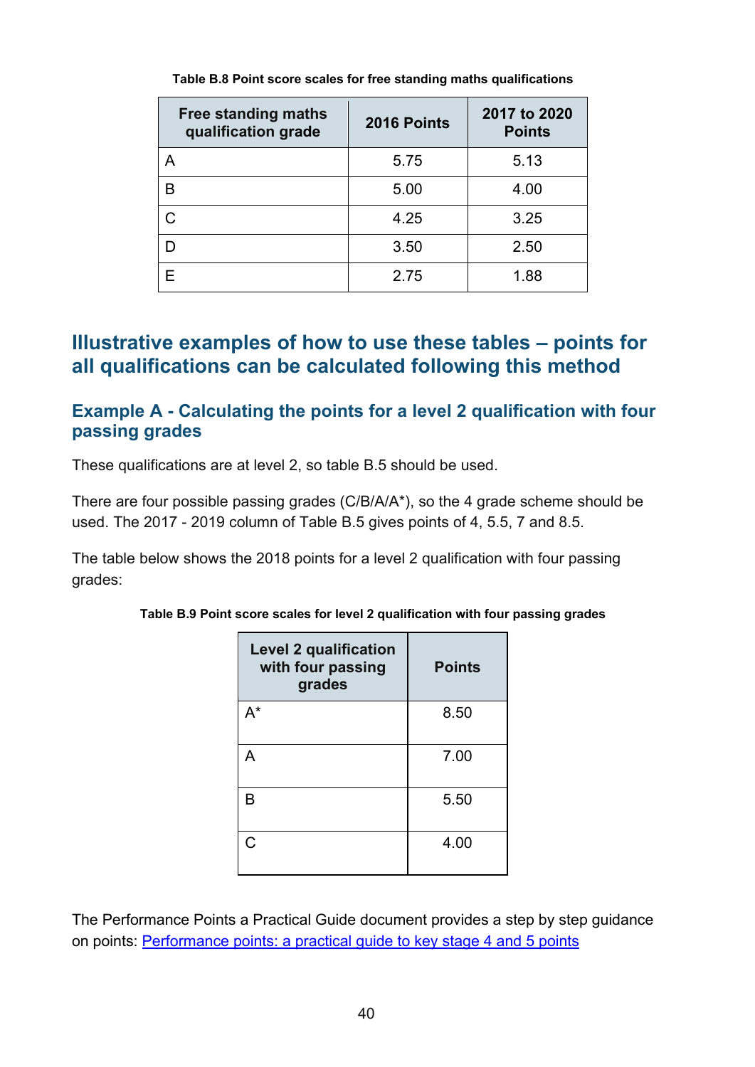**Table B.8 Point score scales for free standing maths qualifications**

| Free standing maths qualification grade | 2016 Points | 2017 to 2020 Points |
|---|---|---|
| A | 5.75 | 5.13 |
| B | 5.00 | 4.00 |
| C | 4.25 | 3.25 |
| D | 3.50 | 2.50 |
| E | 2.75 | 1.88 |

## Illustrative examples of how to use these tables – points for all qualifications can be calculated following this method

### Example A - Calculating the points for a level 2 qualification with four passing grades

These qualifications are at level 2, so table B.5 should be used.

There are four possible passing grades (C/B/A/A*), so the 4 grade scheme should be used. The 2017 - 2019 column of Table B.5 gives points of 4, 5.5, 7 and 8.5.

The table below shows the 2018 points for a level 2 qualification with four passing grades:

**Table B.9 Point score scales for level 2 qualification with four passing grades**

| Level 2 qualification with four passing grades | Points |
|---|---|
| A* | 8.50 |
| A | 7.00 |
| B | 5.50 |
| C | 4.00 |

The Performance Points a Practical Guide document provides a step by step guidance on points: [Performance points: a practical guide to key stage 4 and 5 points]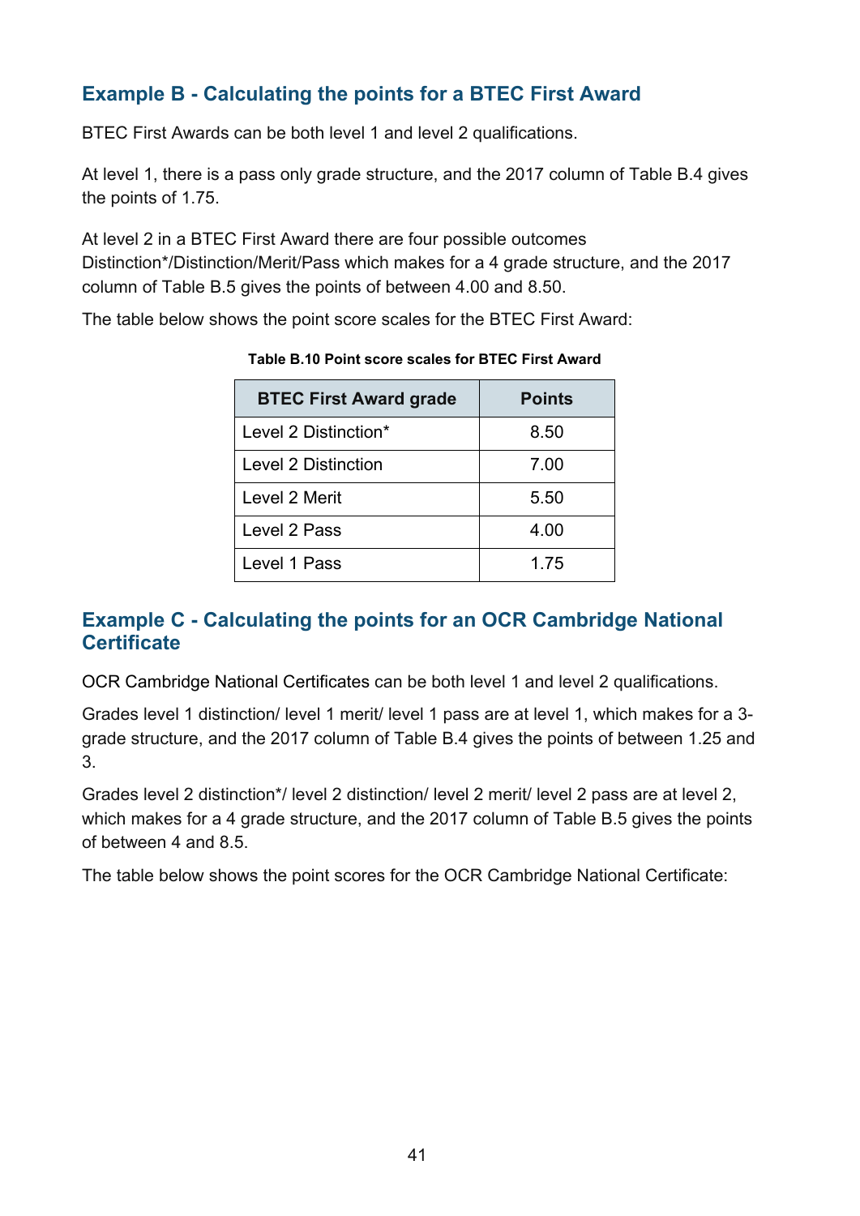## Example B - Calculating the points for a BTEC First Award

BTEC First Awards can be both level 1 and level 2 qualifications.

At level 1, there is a pass only grade structure, and the 2017 column of Table B.4 gives the points of 1.75.

At level 2 in a BTEC First Award there are four possible outcomes Distinction*/Distinction/Merit/Pass which makes for a 4 grade structure, and the 2017 column of Table B.5 gives the points of between 4.00 and 8.50.

The table below shows the point score scales for the BTEC First Award:

**Table B.10 Point score scales for BTEC First Award**

| BTEC First Award grade | Points |
|---|---|
| Level 2 Distinction* | 8.50 |
| Level 2 Distinction | 7.00 |
| Level 2 Merit | 5.50 |
| Level 2 Pass | 4.00 |
| Level 1 Pass | 1.75 |

## Example C - Calculating the points for an OCR Cambridge National Certificate

OCR Cambridge National Certificates can be both level 1 and level 2 qualifications.

Grades level 1 distinction/ level 1 merit/ level 1 pass are at level 1, which makes for a 3-grade structure, and the 2017 column of Table B.4 gives the points of between 1.25 and 3.

Grades level 2 distinction*/ level 2 distinction/ level 2 merit/ level 2 pass are at level 2, which makes for a 4 grade structure, and the 2017 column of Table B.5 gives the points of between 4 and 8.5.

The table below shows the point scores for the OCR Cambridge National Certificate: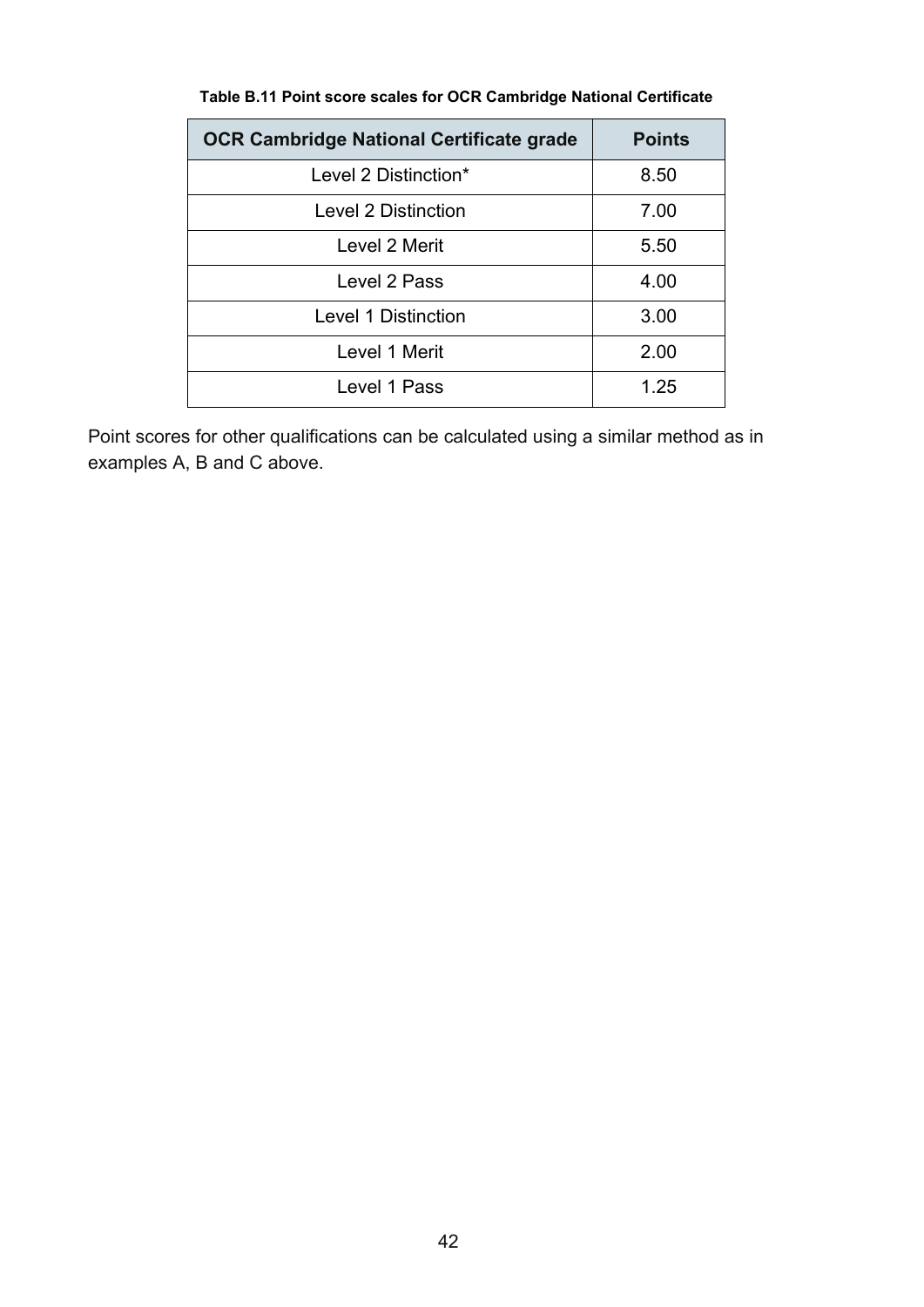**Table B.11 Point score scales for OCR Cambridge National Certificate**

| OCR Cambridge National Certificate grade | Points |
| --- | --- |
| Level 2 Distinction* | 8.50 |
| Level 2 Distinction | 7.00 |
| Level 2 Merit | 5.50 |
| Level 2 Pass | 4.00 |
| Level 1 Distinction | 3.00 |
| Level 1 Merit | 2.00 |
| Level 1 Pass | 1.25 |

Point scores for other qualifications can be calculated using a similar method as in examples A, B and C above.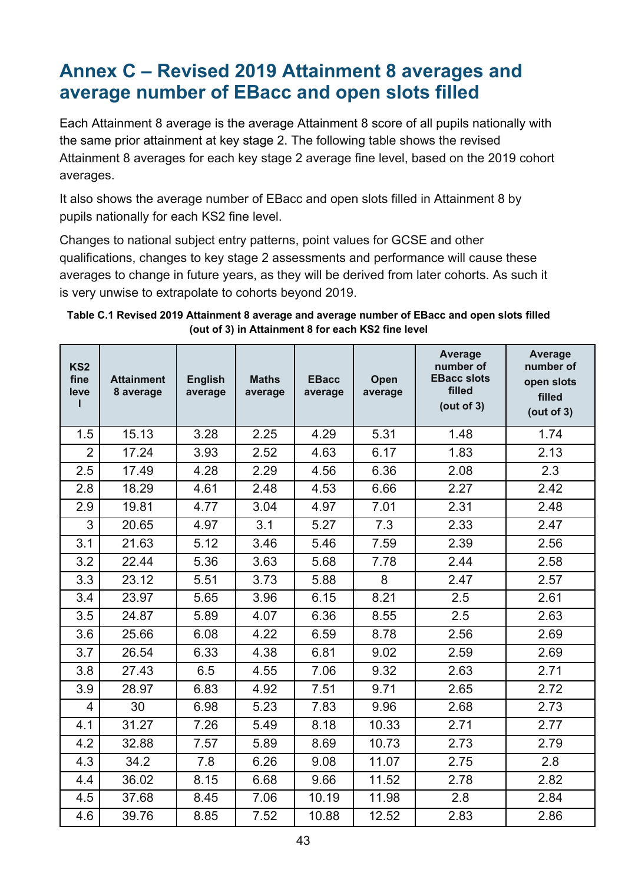# Annex C – Revised 2019 Attainment 8 averages and average number of EBacc and open slots filled

Each Attainment 8 average is the average Attainment 8 score of all pupils nationally with the same prior attainment at key stage 2. The following table shows the revised Attainment 8 averages for each key stage 2 average fine level, based on the 2019 cohort averages.

It also shows the average number of EBacc and open slots filled in Attainment 8 by pupils nationally for each KS2 fine level.

Changes to national subject entry patterns, point values for GCSE and other qualifications, changes to key stage 2 assessments and performance will cause these averages to change in future years, as they will be derived from later cohorts. As such it is very unwise to extrapolate to cohorts beyond 2019.

**Table C.1 Revised 2019 Attainment 8 average and average number of EBacc and open slots filled (out of 3) in Attainment 8 for each KS2 fine level**

| KS2 fine level | Attainment 8 average | English average | Maths average | EBacc average | Open average | Average number of EBacc slots filled (out of 3) | Average number of open slots filled (out of 3) |
|---|---|---|---|---|---|---|---|
| 1.5 | 15.13 | 3.28 | 2.25 | 4.29 | 5.31 | 1.48 | 1.74 |
| 2 | 17.24 | 3.93 | 2.52 | 4.63 | 6.17 | 1.83 | 2.13 |
| 2.5 | 17.49 | 4.28 | 2.29 | 4.56 | 6.36 | 2.08 | 2.3 |
| 2.8 | 18.29 | 4.61 | 2.48 | 4.53 | 6.66 | 2.27 | 2.42 |
| 2.9 | 19.81 | 4.77 | 3.04 | 4.97 | 7.01 | 2.31 | 2.48 |
| 3 | 20.65 | 4.97 | 3.1 | 5.27 | 7.3 | 2.33 | 2.47 |
| 3.1 | 21.63 | 5.12 | 3.46 | 5.46 | 7.59 | 2.39 | 2.56 |
| 3.2 | 22.44 | 5.36 | 3.63 | 5.68 | 7.78 | 2.44 | 2.58 |
| 3.3 | 23.12 | 5.51 | 3.73 | 5.88 | 8 | 2.47 | 2.57 |
| 3.4 | 23.97 | 5.65 | 3.96 | 6.15 | 8.21 | 2.5 | 2.61 |
| 3.5 | 24.87 | 5.89 | 4.07 | 6.36 | 8.55 | 2.5 | 2.63 |
| 3.6 | 25.66 | 6.08 | 4.22 | 6.59 | 8.78 | 2.56 | 2.69 |
| 3.7 | 26.54 | 6.33 | 4.38 | 6.81 | 9.02 | 2.59 | 2.69 |
| 3.8 | 27.43 | 6.5 | 4.55 | 7.06 | 9.32 | 2.63 | 2.71 |
| 3.9 | 28.97 | 6.83 | 4.92 | 7.51 | 9.71 | 2.65 | 2.72 |
| 4 | 30 | 6.98 | 5.23 | 7.83 | 9.96 | 2.68 | 2.73 |
| 4.1 | 31.27 | 7.26 | 5.49 | 8.18 | 10.33 | 2.71 | 2.77 |
| 4.2 | 32.88 | 7.57 | 5.89 | 8.69 | 10.73 | 2.73 | 2.79 |
| 4.3 | 34.2 | 7.8 | 6.26 | 9.08 | 11.07 | 2.75 | 2.8 |
| 4.4 | 36.02 | 8.15 | 6.68 | 9.66 | 11.52 | 2.78 | 2.82 |
| 4.5 | 37.68 | 8.45 | 7.06 | 10.19 | 11.98 | 2.8 | 2.84 |
| 4.6 | 39.76 | 8.85 | 7.52 | 10.88 | 12.52 | 2.83 | 2.86 |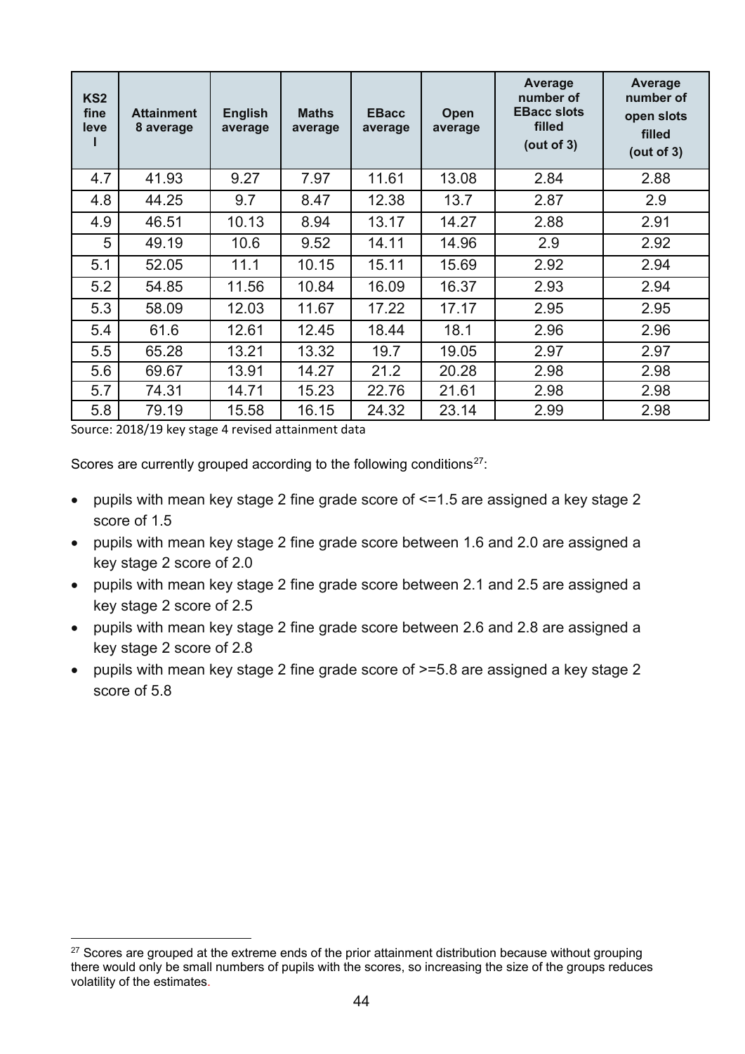| KS2 fine level | Attainment 8 average | English average | Maths average | EBacc average | Open average | Average number of EBacc slots filled (out of 3) | Average number of open slots filled (out of 3) |
|---|---|---|---|---|---|---|---|
| 4.7 | 41.93 | 9.27 | 7.97 | 11.61 | 13.08 | 2.84 | 2.88 |
| 4.8 | 44.25 | 9.7 | 8.47 | 12.38 | 13.7 | 2.87 | 2.9 |
| 4.9 | 46.51 | 10.13 | 8.94 | 13.17 | 14.27 | 2.88 | 2.91 |
| 5 | 49.19 | 10.6 | 9.52 | 14.11 | 14.96 | 2.9 | 2.92 |
| 5.1 | 52.05 | 11.1 | 10.15 | 15.11 | 15.69 | 2.92 | 2.94 |
| 5.2 | 54.85 | 11.56 | 10.84 | 16.09 | 16.37 | 2.93 | 2.94 |
| 5.3 | 58.09 | 12.03 | 11.67 | 17.22 | 17.17 | 2.95 | 2.95 |
| 5.4 | 61.6 | 12.61 | 12.45 | 18.44 | 18.1 | 2.96 | 2.96 |
| 5.5 | 65.28 | 13.21 | 13.32 | 19.7 | 19.05 | 2.97 | 2.97 |
| 5.6 | 69.67 | 13.91 | 14.27 | 21.2 | 20.28 | 2.98 | 2.98 |
| 5.7 | 74.31 | 14.71 | 15.23 | 22.76 | 21.61 | 2.98 | 2.98 |
| 5.8 | 79.19 | 15.58 | 16.15 | 24.32 | 23.14 | 2.99 | 2.98 |

Source: 2018/19 key stage 4 revised attainment data

Scores are currently grouped according to the following conditions[27]:

- pupils with mean key stage 2 fine grade score of <=1.5 are assigned a key stage 2 score of 1.5
- pupils with mean key stage 2 fine grade score between 1.6 and 2.0 are assigned a key stage 2 score of 2.0
- pupils with mean key stage 2 fine grade score between 2.1 and 2.5 are assigned a key stage 2 score of 2.5
- pupils with mean key stage 2 fine grade score between 2.6 and 2.8 are assigned a key stage 2 score of 2.8
- pupils with mean key stage 2 fine grade score of >=5.8 are assigned a key stage 2 score of 5.8

[27] Scores are grouped at the extreme ends of the prior attainment distribution because without grouping there would only be small numbers of pupils with the scores, so increasing the size of the groups reduces volatility of the estimates.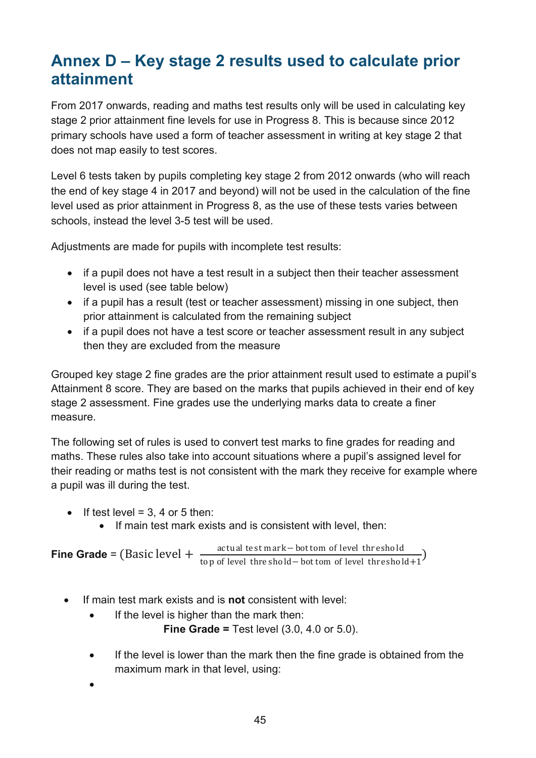## Annex D – Key stage 2 results used to calculate prior attainment

From 2017 onwards, reading and maths test results only will be used in calculating key stage 2 prior attainment fine levels for use in Progress 8. This is because since 2012 primary schools have used a form of teacher assessment in writing at key stage 2 that does not map easily to test scores.

Level 6 tests taken by pupils completing key stage 2 from 2012 onwards (who will reach the end of key stage 4 in 2017 and beyond) will not be used in the calculation of the fine level used as prior attainment in Progress 8, as the use of these tests varies between schools, instead the level 3-5 test will be used.

Adjustments are made for pupils with incomplete test results:

- if a pupil does not have a test result in a subject then their teacher assessment level is used (see table below)
- if a pupil has a result (test or teacher assessment) missing in one subject, then prior attainment is calculated from the remaining subject
- if a pupil does not have a test score or teacher assessment result in any subject then they are excluded from the measure

Grouped key stage 2 fine grades are the prior attainment result used to estimate a pupil's Attainment 8 score. They are based on the marks that pupils achieved in their end of key stage 2 assessment. Fine grades use the underlying marks data to create a finer measure.

The following set of rules is used to convert test marks to fine grades for reading and maths. These rules also take into account situations where a pupil's assigned level for their reading or maths test is not consistent with the mark they receive for example where a pupil was ill during the test.

- If test level = 3, 4 or 5 then:
  - If main test mark exists and is consistent with level, then:

**Fine Grade** = $\left(\text{Basic level} + \frac{\text{actual test mark} - \text{bottom of level threshold}}{\text{top of level threshold} - \text{bottom of level threshold} + 1}\right)$

- If main test mark exists and is **not** consistent with level:
  - If the level is higher than the mark then:
    **Fine Grade =** Test level (3.0, 4.0 or 5.0).
  - If the level is lower than the mark then the fine grade is obtained from the maximum mark in that level, using: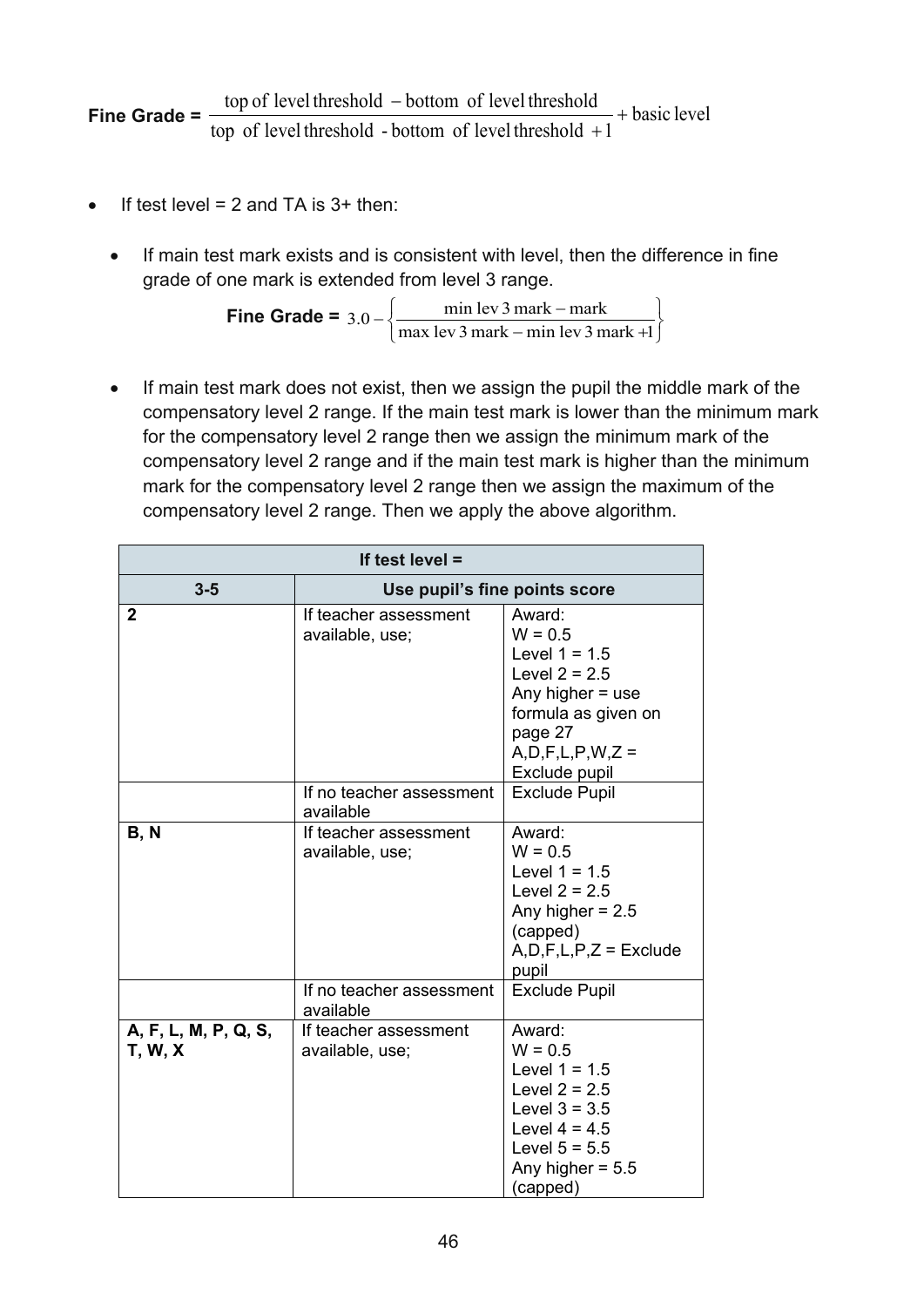**Fine Grade =** $\dfrac{\text{top of level threshold} - \text{bottom of level threshold}}{\text{top of level threshold} - \text{bottom of level threshold} + 1} + \text{basic level}$

- If test level = 2 and TA is 3+ then:
  - If main test mark exists and is consistent with level, then the difference in fine grade of one mark is extended from level 3 range.

    **Fine Grade =** $3.0 - \left\{ \dfrac{\text{min lev 3 mark} - \text{mark}}{\text{max lev 3 mark} - \text{min lev 3 mark} + 1} \right\}$

  - If main test mark does not exist, then we assign the pupil the middle mark of the compensatory level 2 range. If the main test mark is lower than the minimum mark for the compensatory level 2 range then we assign the minimum mark of the compensatory level 2 range and if the main test mark is higher than the minimum mark for the compensatory level 2 range then we assign the maximum of the compensatory level 2 range. Then we apply the above algorithm.

| If test level = | | |
|---|---|---|
| **3-5** | **Use pupil's fine points score** | |
| **2** | If teacher assessment available, use; | Award:<br>W = 0.5<br>Level 1 = 1.5<br>Level 2 = 2.5<br>Any higher = use formula as given on page 27<br>A,D,F,L,P,W,Z = Exclude pupil |
| | If no teacher assessment available | Exclude Pupil |
| **B, N** | If teacher assessment available, use; | Award:<br>W = 0.5<br>Level 1 = 1.5<br>Level 2 = 2.5<br>Any higher = 2.5 (capped)<br>A,D,F,L,P,Z = Exclude pupil |
| | If no teacher assessment available | Exclude Pupil |
| **A, F, L, M, P, Q, S, T, W, X** | If teacher assessment available, use; | Award:<br>W = 0.5<br>Level 1 = 1.5<br>Level 2 = 2.5<br>Level 3 = 3.5<br>Level 4 = 4.5<br>Level 5 = 5.5<br>Any higher = 5.5 (capped) |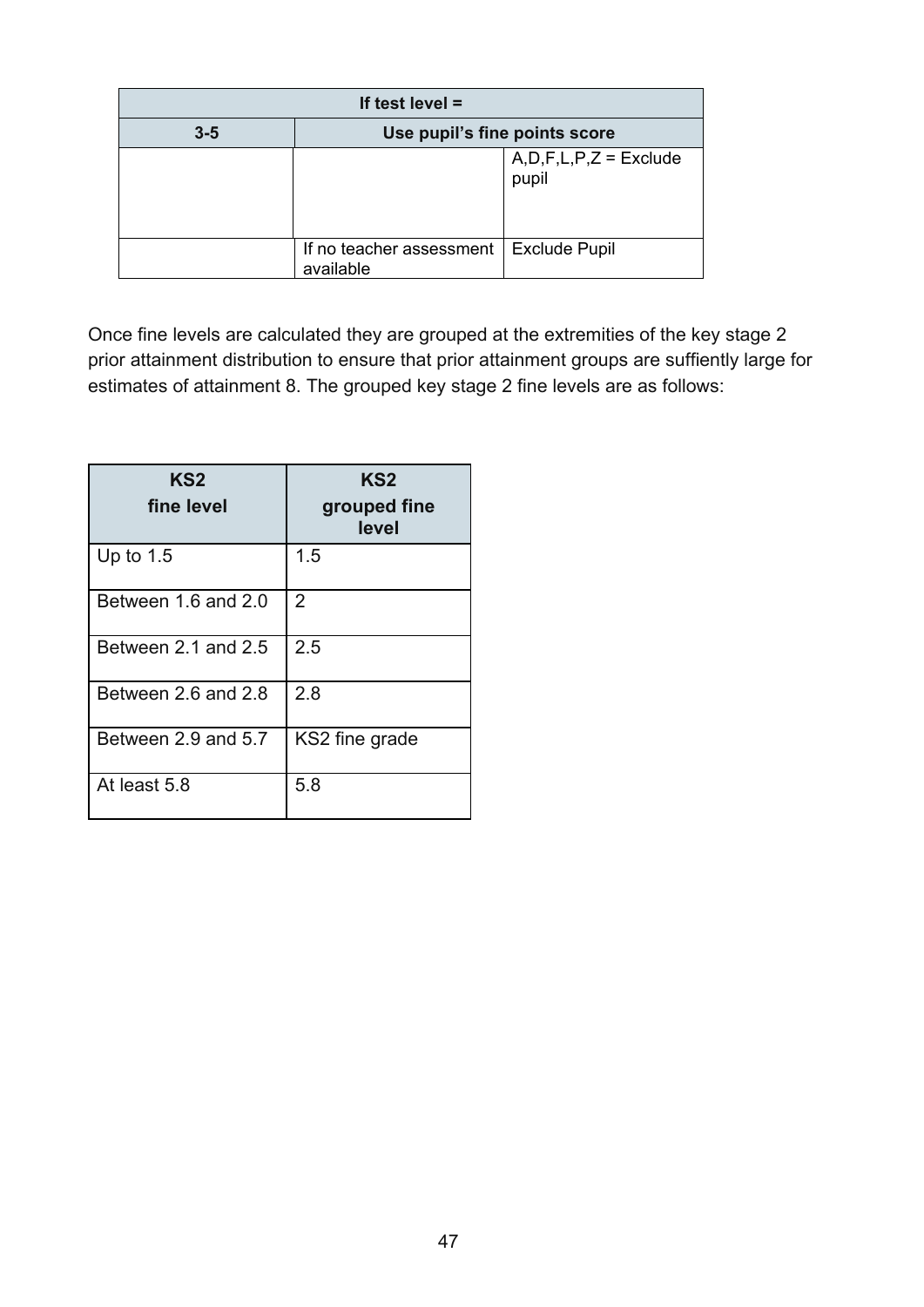| If test level = | | |
|---|---|---|
| **3-5** | **Use pupil's fine points score** | |
| | | A,D,F,L,P,Z = Exclude pupil |
| | If no teacher assessment available | Exclude Pupil |

Once fine levels are calculated they are grouped at the extremities of the key stage 2 prior attainment distribution to ensure that prior attainment groups are suffiently large for estimates of attainment 8. The grouped key stage 2 fine levels are as follows:

| KS2 fine level | KS2 grouped fine level |
|---|---|
| Up to 1.5 | 1.5 |
| Between 1.6 and 2.0 | 2 |
| Between 2.1 and 2.5 | 2.5 |
| Between 2.6 and 2.8 | 2.8 |
| Between 2.9 and 5.7 | KS2 fine grade |
| At least 5.8 | 5.8 |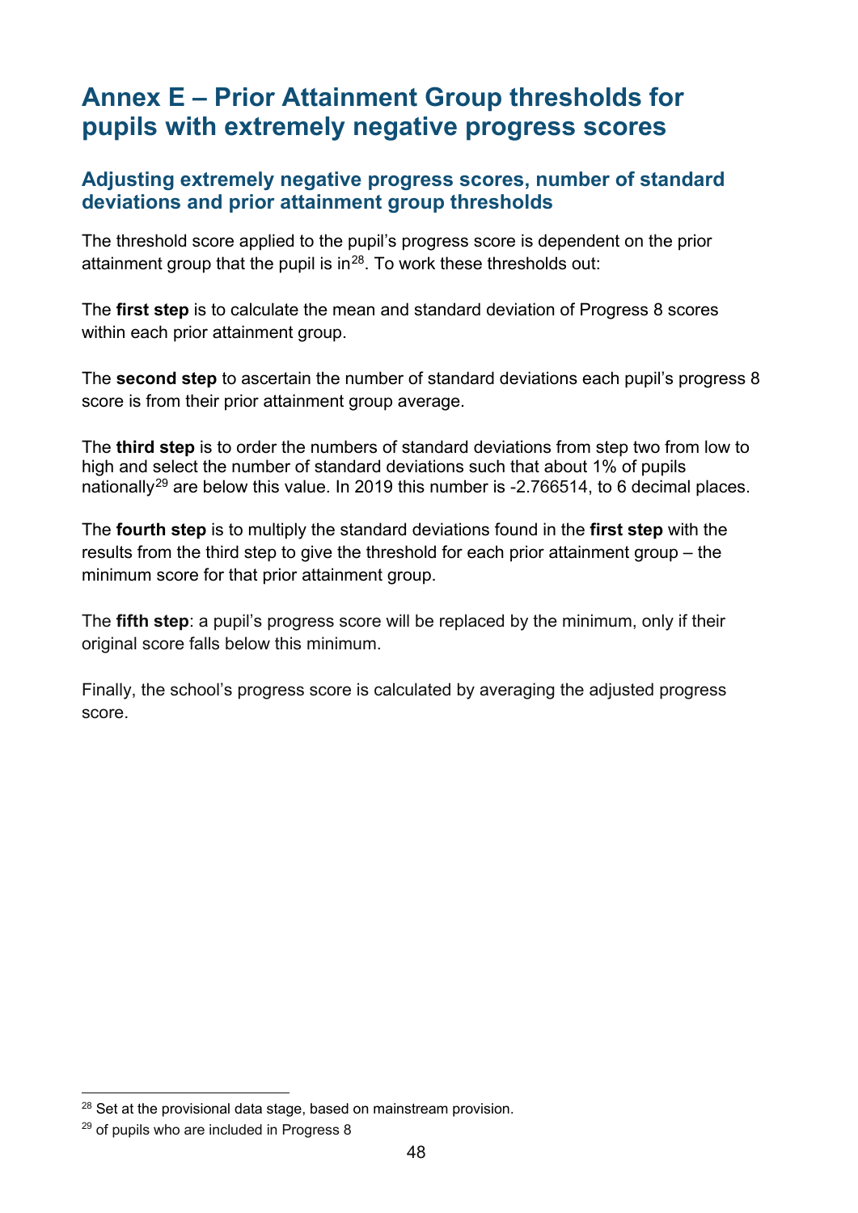# Annex E – Prior Attainment Group thresholds for pupils with extremely negative progress scores

## Adjusting extremely negative progress scores, number of standard deviations and prior attainment group thresholds

The threshold score applied to the pupil's progress score is dependent on the prior attainment group that the pupil is in[28]. To work these thresholds out:

The **first step** is to calculate the mean and standard deviation of Progress 8 scores within each prior attainment group.

The **second step** to ascertain the number of standard deviations each pupil's progress 8 score is from their prior attainment group average.

The **third step** is to order the numbers of standard deviations from step two from low to high and select the number of standard deviations such that about 1% of pupils nationally[29] are below this value. In 2019 this number is -2.766514, to 6 decimal places.

The **fourth step** is to multiply the standard deviations found in the **first step** with the results from the third step to give the threshold for each prior attainment group – the minimum score for that prior attainment group.

The **fifth step**: a pupil's progress score will be replaced by the minimum, only if their original score falls below this minimum.

Finally, the school's progress score is calculated by averaging the adjusted progress score.

---

[28] Set at the provisional data stage, based on mainstream provision.

[29] of pupils who are included in Progress 8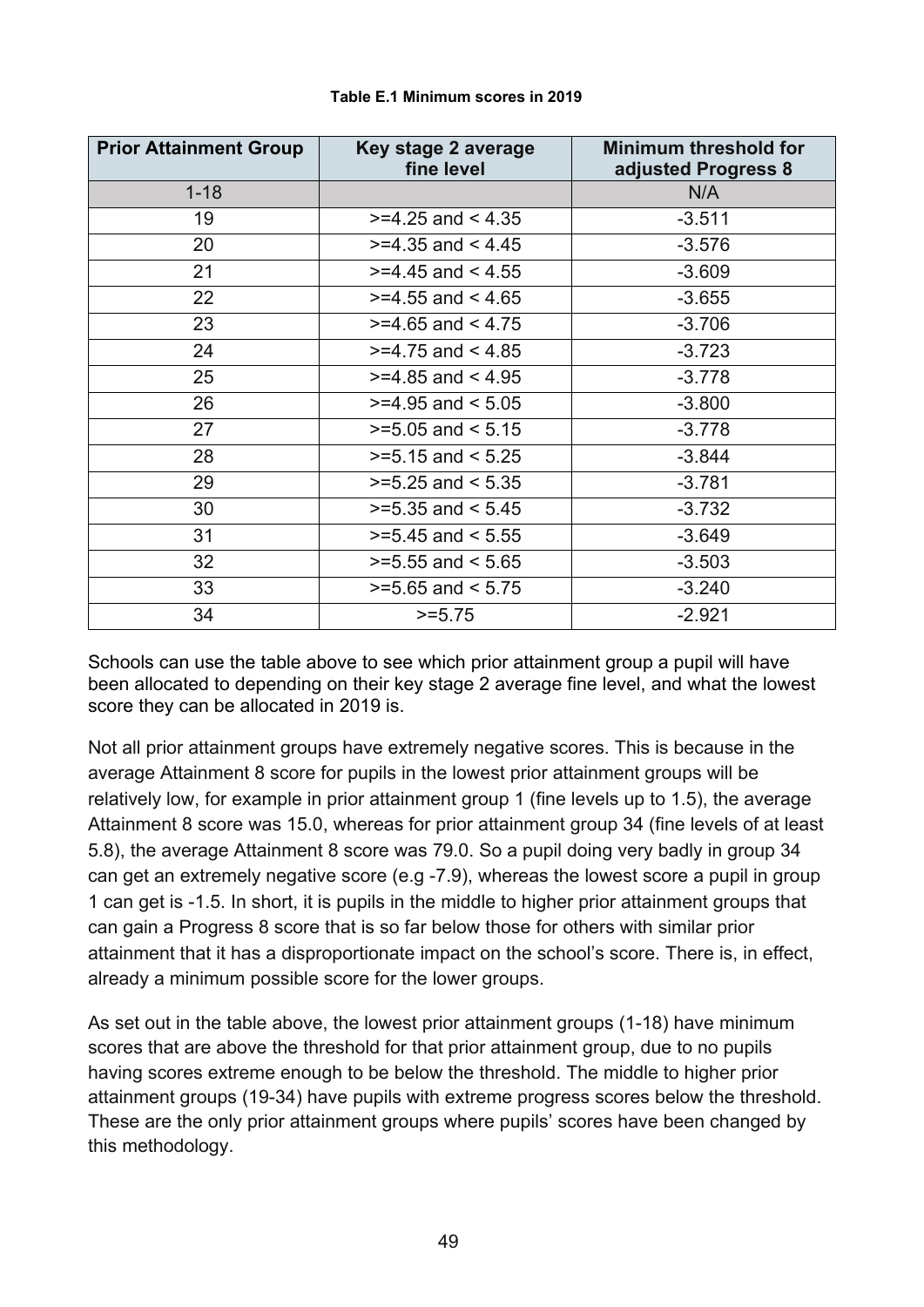**Table E.1 Minimum scores in 2019**

| Prior Attainment Group | Key stage 2 average fine level | Minimum threshold for adjusted Progress 8 |
|---|---|---|
| 1-18 | | N/A |
| 19 | >=4.25 and < 4.35 | -3.511 |
| 20 | >=4.35 and < 4.45 | -3.576 |
| 21 | >=4.45 and < 4.55 | -3.609 |
| 22 | >=4.55 and < 4.65 | -3.655 |
| 23 | >=4.65 and < 4.75 | -3.706 |
| 24 | >=4.75 and < 4.85 | -3.723 |
| 25 | >=4.85 and < 4.95 | -3.778 |
| 26 | >=4.95 and < 5.05 | -3.800 |
| 27 | >=5.05 and < 5.15 | -3.778 |
| 28 | >=5.15 and < 5.25 | -3.844 |
| 29 | >=5.25 and < 5.35 | -3.781 |
| 30 | >=5.35 and < 5.45 | -3.732 |
| 31 | >=5.45 and < 5.55 | -3.649 |
| 32 | >=5.55 and < 5.65 | -3.503 |
| 33 | >=5.65 and < 5.75 | -3.240 |
| 34 | >=5.75 | -2.921 |

Schools can use the table above to see which prior attainment group a pupil will have been allocated to depending on their key stage 2 average fine level, and what the lowest score they can be allocated in 2019 is.

Not all prior attainment groups have extremely negative scores. This is because in the average Attainment 8 score for pupils in the lowest prior attainment groups will be relatively low, for example in prior attainment group 1 (fine levels up to 1.5), the average Attainment 8 score was 15.0, whereas for prior attainment group 34 (fine levels of at least 5.8), the average Attainment 8 score was 79.0. So a pupil doing very badly in group 34 can get an extremely negative score (e.g -7.9), whereas the lowest score a pupil in group 1 can get is -1.5. In short, it is pupils in the middle to higher prior attainment groups that can gain a Progress 8 score that is so far below those for others with similar prior attainment that it has a disproportionate impact on the school's score. There is, in effect, already a minimum possible score for the lower groups.

As set out in the table above, the lowest prior attainment groups (1-18) have minimum scores that are above the threshold for that prior attainment group, due to no pupils having scores extreme enough to be below the threshold. The middle to higher prior attainment groups (19-34) have pupils with extreme progress scores below the threshold. These are the only prior attainment groups where pupils' scores have been changed by this methodology.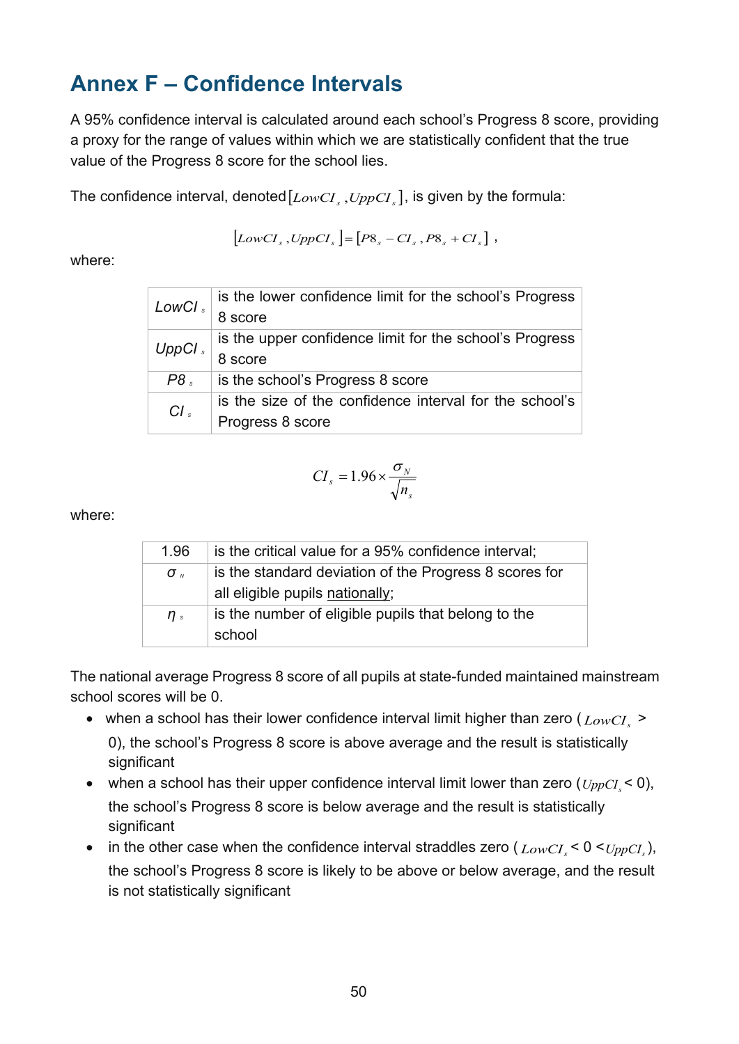# Annex F – Confidence Intervals

A 95% confidence interval is calculated around each school's Progress 8 score, providing a proxy for the range of values within which we are statistically confident that the true value of the Progress 8 score for the school lies.

The confidence interval, denoted $[LowCI_s, UppCI_s]$, is given by the formula:

$$[LowCI_s, UppCI_s] = [P8_s - CI_s, P8_s + CI_s] ,$$

where:

| | |
|---|---|
| $LowCI_s$ | is the lower confidence limit for the school's Progress 8 score |
| $UppCI_s$ | is the upper confidence limit for the school's Progress 8 score |
| $P8_s$ | is the school's Progress 8 score |
| $CI_s$ | is the size of the confidence interval for the school's Progress 8 score |

$$CI_s = 1.96 \times \frac{\sigma_N}{\sqrt{n_s}}$$

where:

| | |
|---|---|
| 1.96 | is the critical value for a 95% confidence interval; |
| $\sigma_N$ | is the standard deviation of the Progress 8 scores for all eligible pupils nationally; |
| $n_s$ | is the number of eligible pupils that belong to the school |

The national average Progress 8 score of all pupils at state-funded maintained mainstream school scores will be 0.

- when a school has their lower confidence interval limit higher than zero ($LowCI_s > 0$), the school's Progress 8 score is above average and the result is statistically significant
- when a school has their upper confidence interval limit lower than zero ($UppCI_s < 0$), the school's Progress 8 score is below average and the result is statistically significant
- in the other case when the confidence interval straddles zero ($LowCI_s < 0 < UppCI_s$), the school's Progress 8 score is likely to be above or below average, and the result is not statistically significant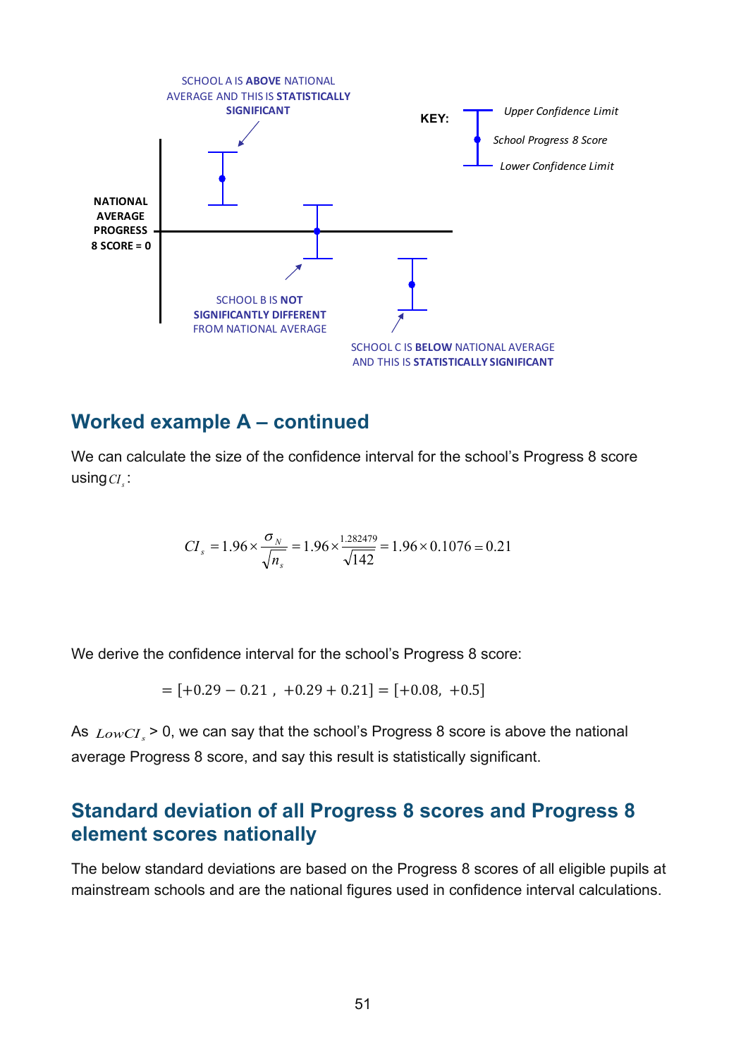SCHOOL A IS **ABOVE** NATIONAL AVERAGE AND THIS IS **STATISTICALLY SIGNIFICANT**

KEY: Upper Confidence Limit; School Progress 8 Score; Lower Confidence Limit

NATIONAL AVERAGE PROGRESS 8 SCORE = 0

SCHOOL B IS **NOT SIGNIFICANTLY DIFFERENT** FROM NATIONAL AVERAGE

SCHOOL C IS **BELOW** NATIONAL AVERAGE AND THIS IS **STATISTICALLY SIGNIFICANT**

## Worked example A – continued

We can calculate the size of the confidence interval for the school's Progress 8 score using $CI_s$:

$$CI_s = 1.96 \times \frac{\sigma_N}{\sqrt{n_s}} = 1.96 \times \frac{1.282479}{\sqrt{142}} = 1.96 \times 0.1076 = 0.21$$

We derive the confidence interval for the school's Progress 8 score:

$$= [+0.29 - 0.21\ ,\ +0.29 + 0.21] = [+0.08,\ +0.5]$$

As $LowCI_s$ > 0, we can say that the school's Progress 8 score is above the national average Progress 8 score, and say this result is statistically significant.

## Standard deviation of all Progress 8 scores and Progress 8 element scores nationally

The below standard deviations are based on the Progress 8 scores of all eligible pupils at mainstream schools and are the national figures used in confidence interval calculations.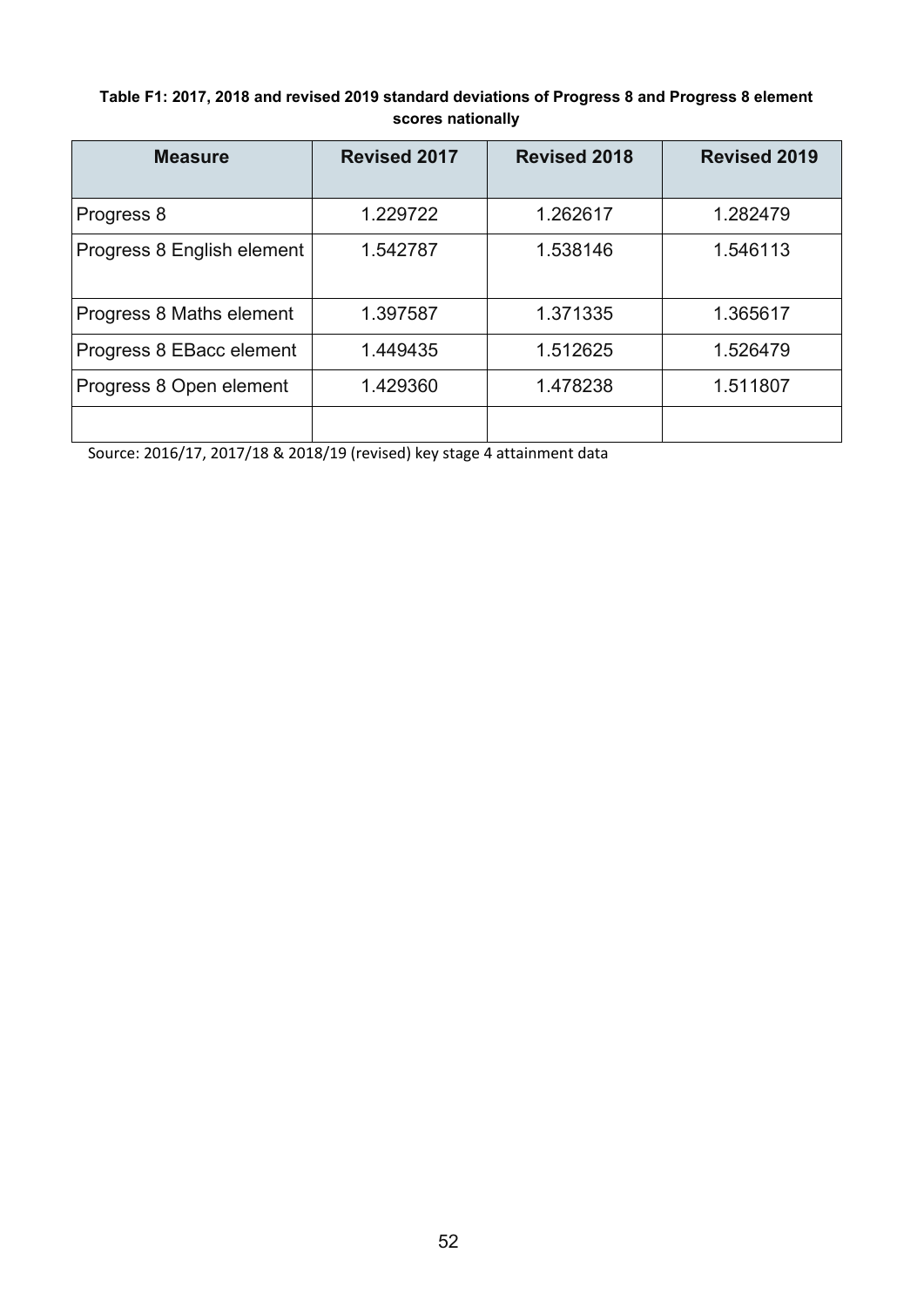**Table F1: 2017, 2018 and revised 2019 standard deviations of Progress 8 and Progress 8 element scores nationally**

| Measure | Revised 2017 | Revised 2018 | Revised 2019 |
|---|---|---|---|
| Progress 8 | 1.229722 | 1.262617 | 1.282479 |
| Progress 8 English element | 1.542787 | 1.538146 | 1.546113 |
| Progress 8 Maths element | 1.397587 | 1.371335 | 1.365617 |
| Progress 8 EBacc element | 1.449435 | 1.512625 | 1.526479 |
| Progress 8 Open element | 1.429360 | 1.478238 | 1.511807 |
| | | | |

Source: 2016/17, 2017/18 & 2018/19 (revised) key stage 4 attainment data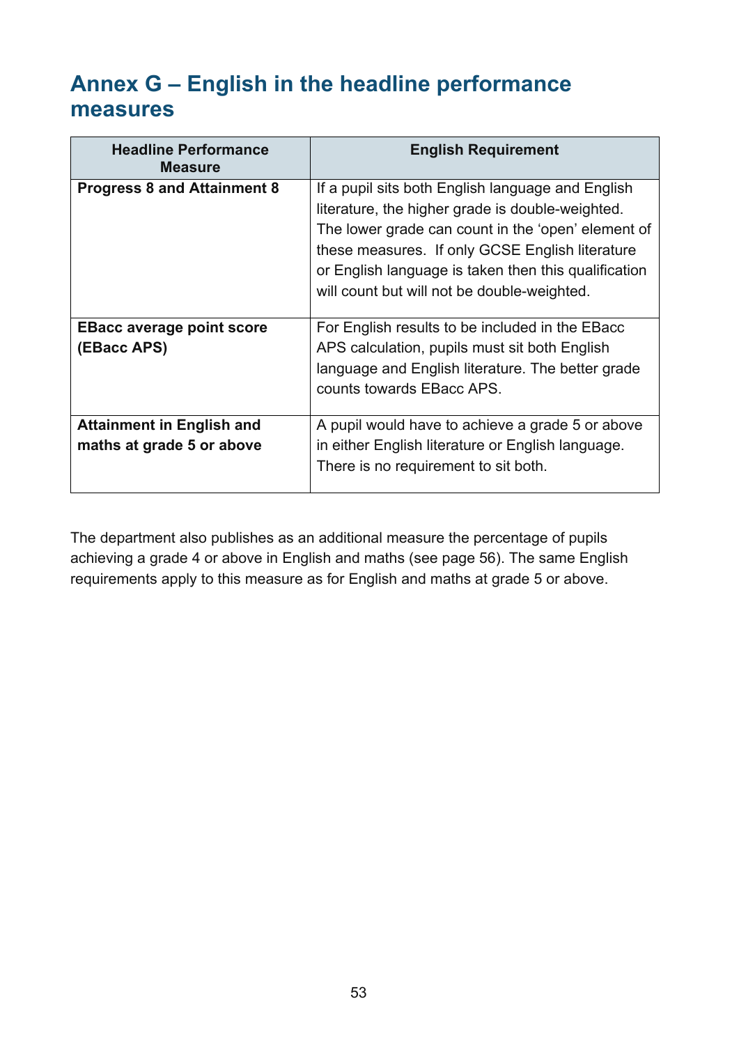## Annex G – English in the headline performance measures

| Headline Performance Measure | English Requirement |
|---|---|
| **Progress 8 and Attainment 8** | If a pupil sits both English language and English literature, the higher grade is double-weighted. The lower grade can count in the 'open' element of these measures. If only GCSE English literature or English language is taken then this qualification will count but will not be double-weighted. |
| **EBacc average point score (EBacc APS)** | For English results to be included in the EBacc APS calculation, pupils must sit both English language and English literature. The better grade counts towards EBacc APS. |
| **Attainment in English and maths at grade 5 or above** | A pupil would have to achieve a grade 5 or above in either English literature or English language. There is no requirement to sit both. |

The department also publishes as an additional measure the percentage of pupils achieving a grade 4 or above in English and maths (see page 56). The same English requirements apply to this measure as for English and maths at grade 5 or above.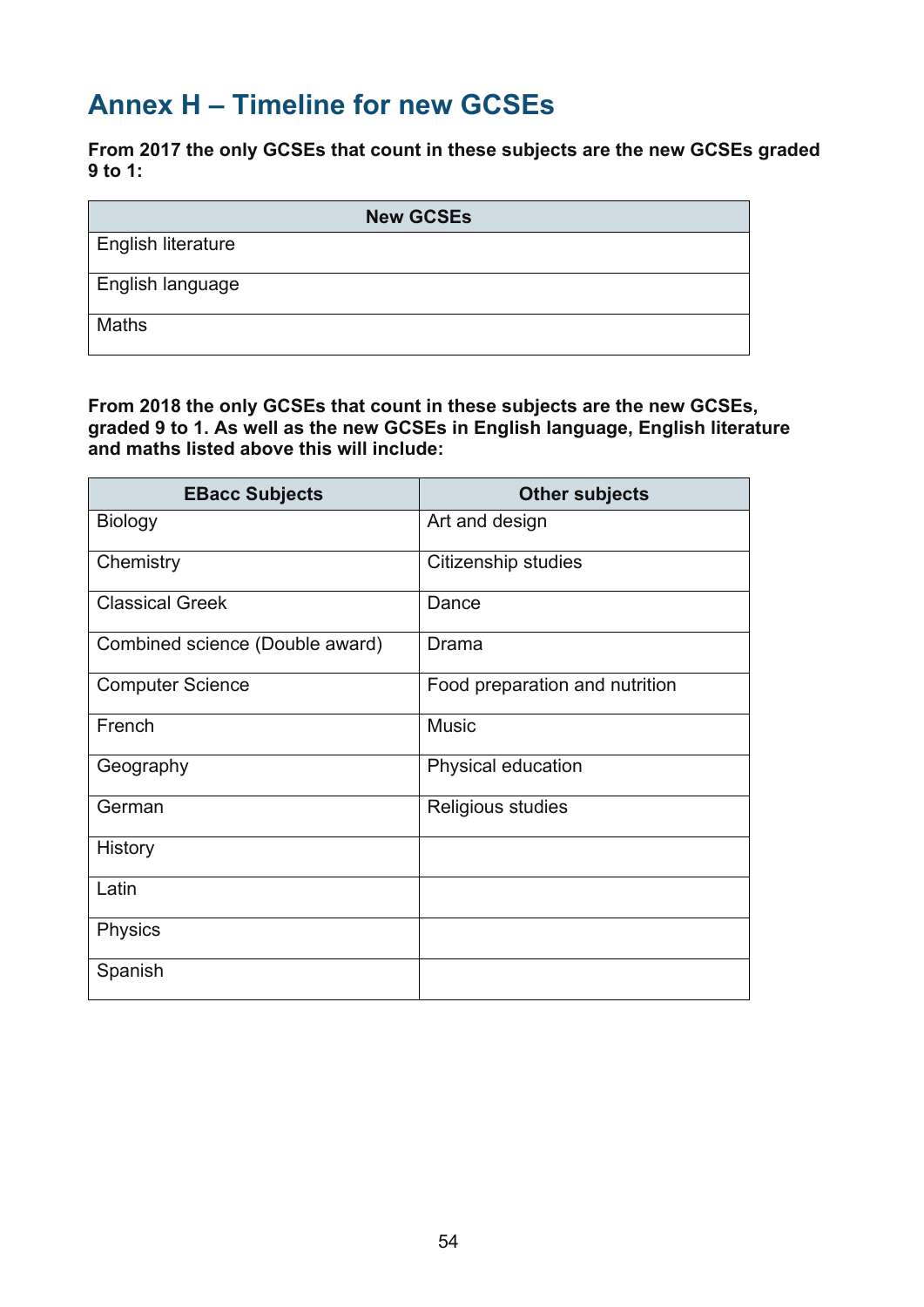# Annex H – Timeline for new GCSEs

**From 2017 the only GCSEs that count in these subjects are the new GCSEs graded 9 to 1:**

| New GCSEs |
| --- |
| English literature |
| English language |
| Maths |

**From 2018 the only GCSEs that count in these subjects are the new GCSEs, graded 9 to 1. As well as the new GCSEs in English language, English literature and maths listed above this will include:**

| EBacc Subjects | Other subjects |
| --- | --- |
| Biology | Art and design |
| Chemistry | Citizenship studies |
| Classical Greek | Dance |
| Combined science (Double award) | Drama |
| Computer Science | Food preparation and nutrition |
| French | Music |
| Geography | Physical education |
| German | Religious studies |
| History | |
| Latin | |
| Physics | |
| Spanish | |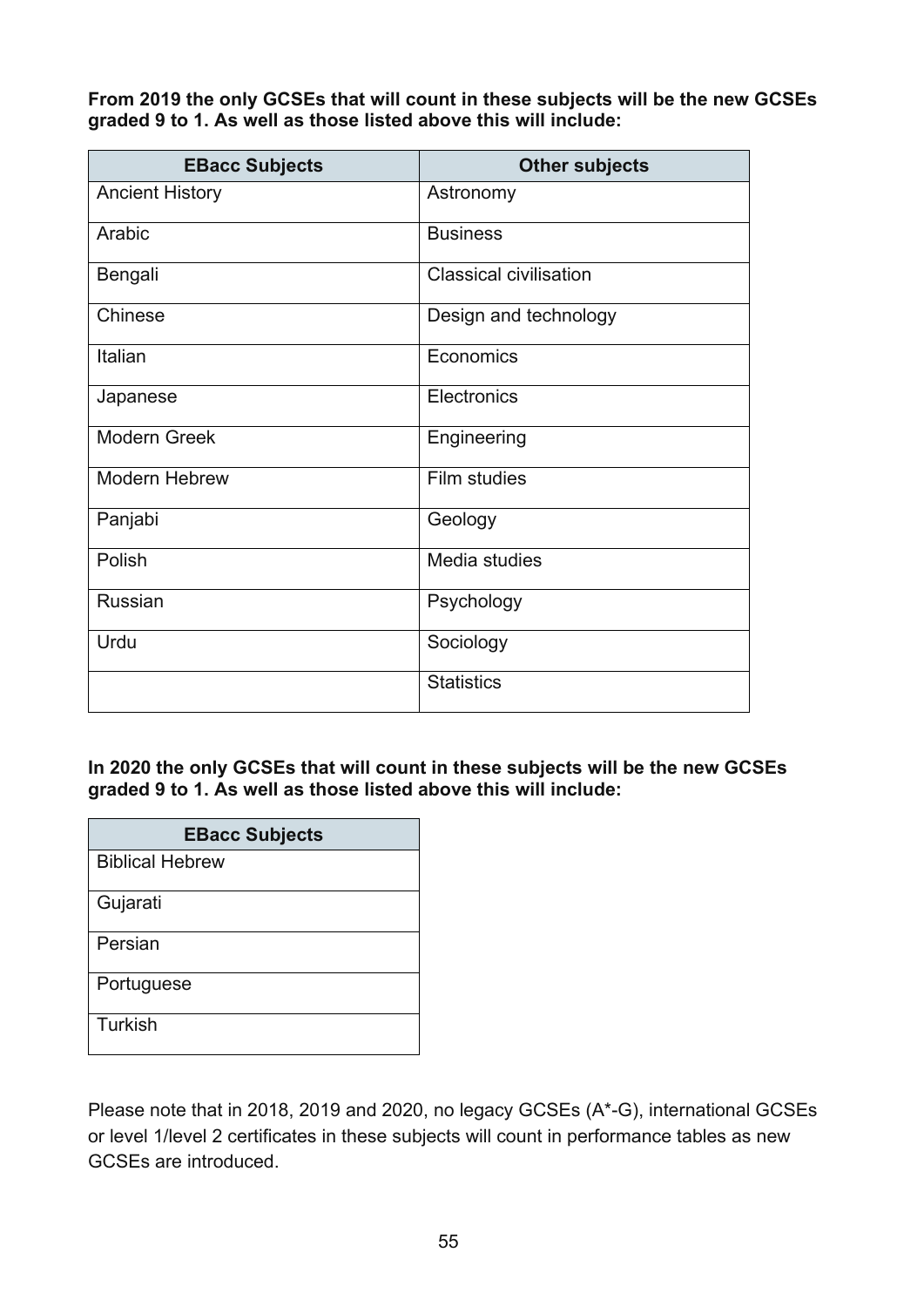**From 2019 the only GCSEs that will count in these subjects will be the new GCSEs graded 9 to 1. As well as those listed above this will include:**

| EBacc Subjects | Other subjects |
| --- | --- |
| Ancient History | Astronomy |
| Arabic | Business |
| Bengali | Classical civilisation |
| Chinese | Design and technology |
| Italian | Economics |
| Japanese | Electronics |
| Modern Greek | Engineering |
| Modern Hebrew | Film studies |
| Panjabi | Geology |
| Polish | Media studies |
| Russian | Psychology |
| Urdu | Sociology |
| | Statistics |

**In 2020 the only GCSEs that will count in these subjects will be the new GCSEs graded 9 to 1. As well as those listed above this will include:**

| EBacc Subjects |
| --- |
| Biblical Hebrew |
| Gujarati |
| Persian |
| Portuguese |
| Turkish |

Please note that in 2018, 2019 and 2020, no legacy GCSEs (A*-G), international GCSEs or level 1/level 2 certificates in these subjects will count in performance tables as new GCSEs are introduced.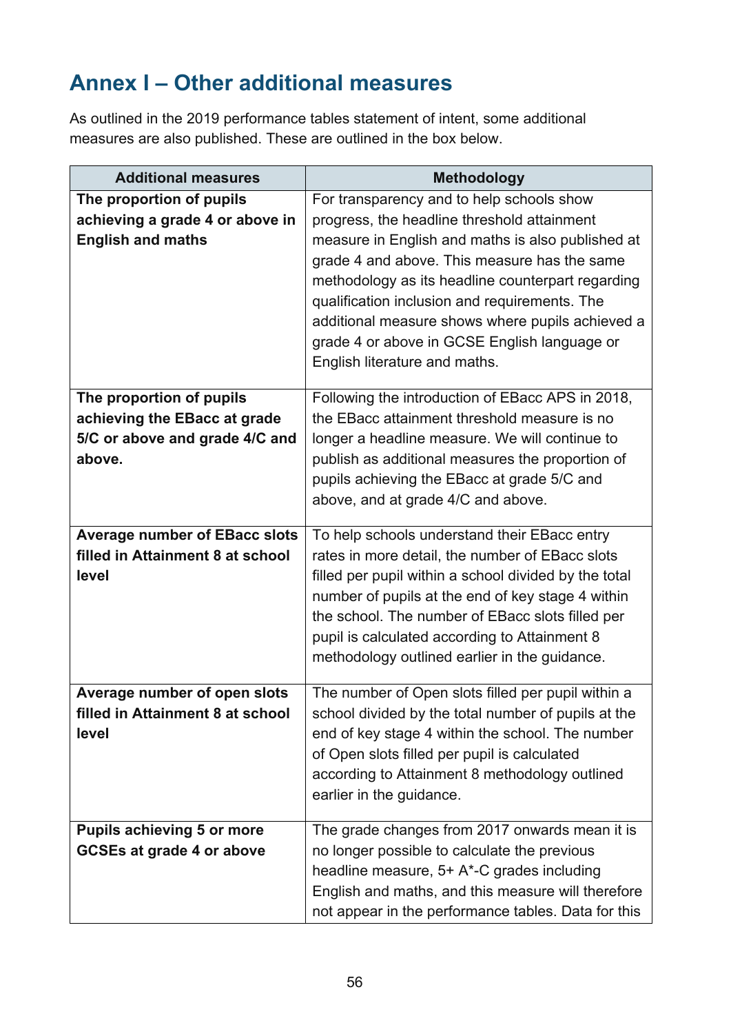## Annex I – Other additional measures

As outlined in the 2019 performance tables statement of intent, some additional measures are also published. These are outlined in the box below.

| Additional measures | Methodology |
|---|---|
| **The proportion of pupils achieving a grade 4 or above in English and maths** | For transparency and to help schools show progress, the headline threshold attainment measure in English and maths is also published at grade 4 and above. This measure has the same methodology as its headline counterpart regarding qualification inclusion and requirements. The additional measure shows where pupils achieved a grade 4 or above in GCSE English language or English literature and maths. |
| **The proportion of pupils achieving the EBacc at grade 5/C or above and grade 4/C and above.** | Following the introduction of EBacc APS in 2018, the EBacc attainment threshold measure is no longer a headline measure. We will continue to publish as additional measures the proportion of pupils achieving the EBacc at grade 5/C and above, and at grade 4/C and above. |
| **Average number of EBacc slots filled in Attainment 8 at school level** | To help schools understand their EBacc entry rates in more detail, the number of EBacc slots filled per pupil within a school divided by the total number of pupils at the end of key stage 4 within the school. The number of EBacc slots filled per pupil is calculated according to Attainment 8 methodology outlined earlier in the guidance. |
| **Average number of open slots filled in Attainment 8 at school level** | The number of Open slots filled per pupil within a school divided by the total number of pupils at the end of key stage 4 within the school. The number of Open slots filled per pupil is calculated according to Attainment 8 methodology outlined earlier in the guidance. |
| **Pupils achieving 5 or more GCSEs at grade 4 or above** | The grade changes from 2017 onwards mean it is no longer possible to calculate the previous headline measure, 5+ A*-C grades including English and maths, and this measure will therefore not appear in the performance tables. Data for this |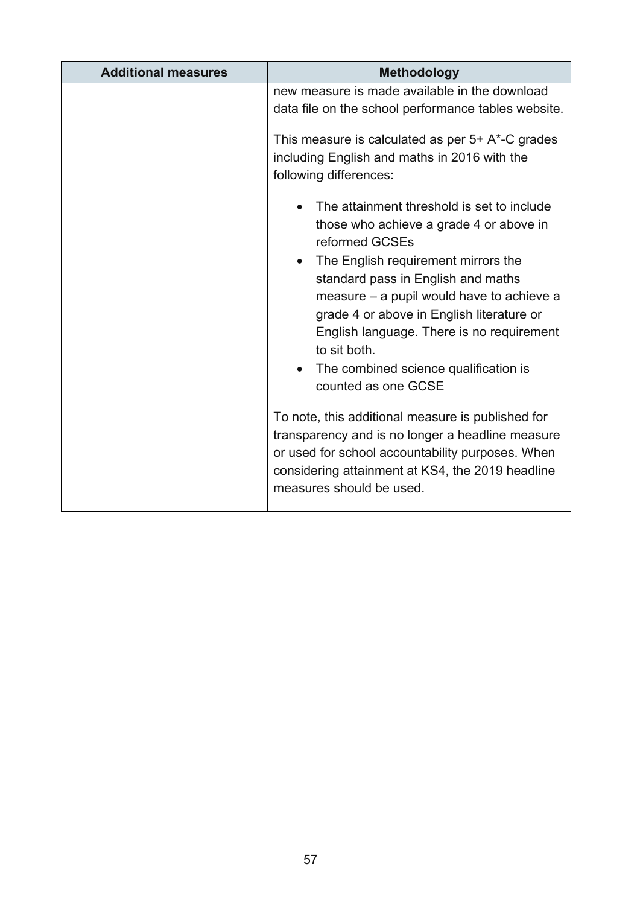| Additional measures | Methodology |
| --- | --- |
| | new measure is made available in the download data file on the school performance tables website.<br><br>This measure is calculated as per 5+ A*-C grades including English and maths in 2016 with the following differences:<br><br>• The attainment threshold is set to include those who achieve a grade 4 or above in reformed GCSEs<br>• The English requirement mirrors the standard pass in English and maths measure – a pupil would have to achieve a grade 4 or above in English literature or English language. There is no requirement to sit both.<br>• The combined science qualification is counted as one GCSE<br><br>To note, this additional measure is published for transparency and is no longer a headline measure or used for school accountability purposes. When considering attainment at KS4, the 2019 headline measures should be used. |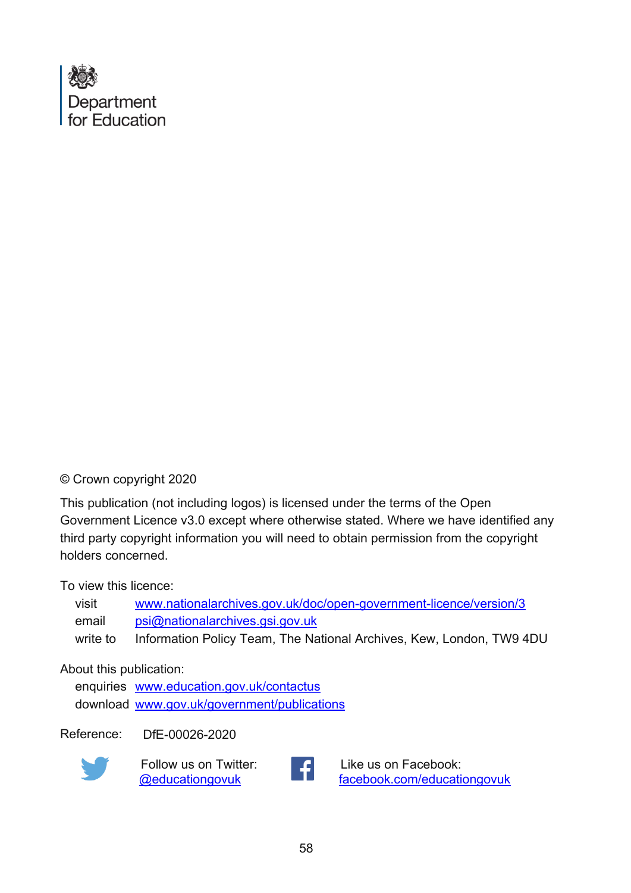Department for Education

© Crown copyright 2020

This publication (not including logos) is licensed under the terms of the Open Government Licence v3.0 except where otherwise stated. Where we have identified any third party copyright information you will need to obtain permission from the copyright holders concerned.

To view this licence:

visit www.nationalarchives.gov.uk/doc/open-government-licence/version/3
email psi@nationalarchives.gsi.gov.uk
write to Information Policy Team, The National Archives, Kew, London, TW9 4DU

About this publication:

enquiries www.education.gov.uk/contactus
download www.gov.uk/government/publications

Reference: DfE-00026-2020

Follow us on Twitter: @educationgovuk

Like us on Facebook: facebook.com/educationgovuk